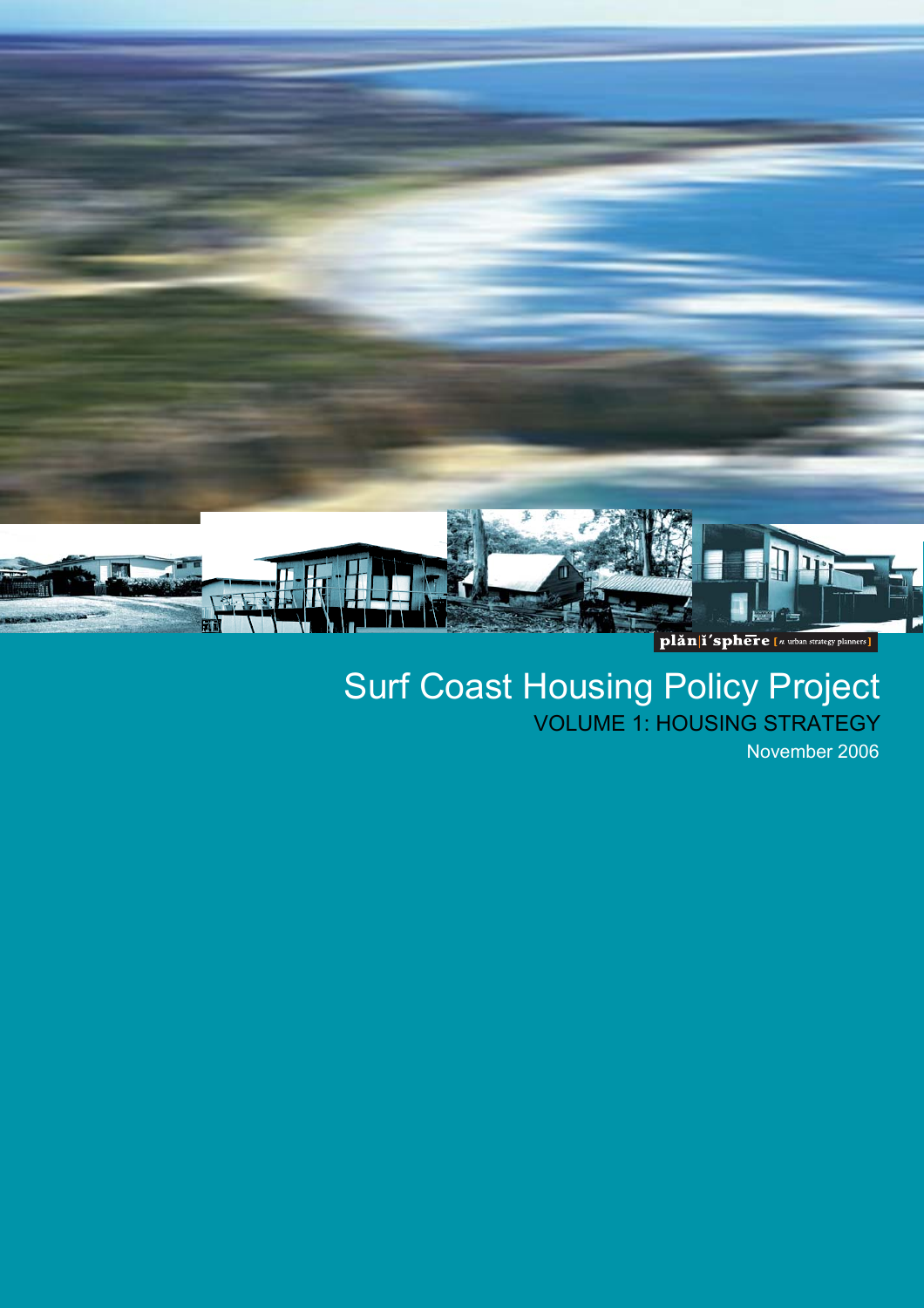plăn|i'sphēre [n. urban strategy planners]

# Surf Coast Housing Policy Project

## VOLUME 1: HOUSING STRATEGY

November 2006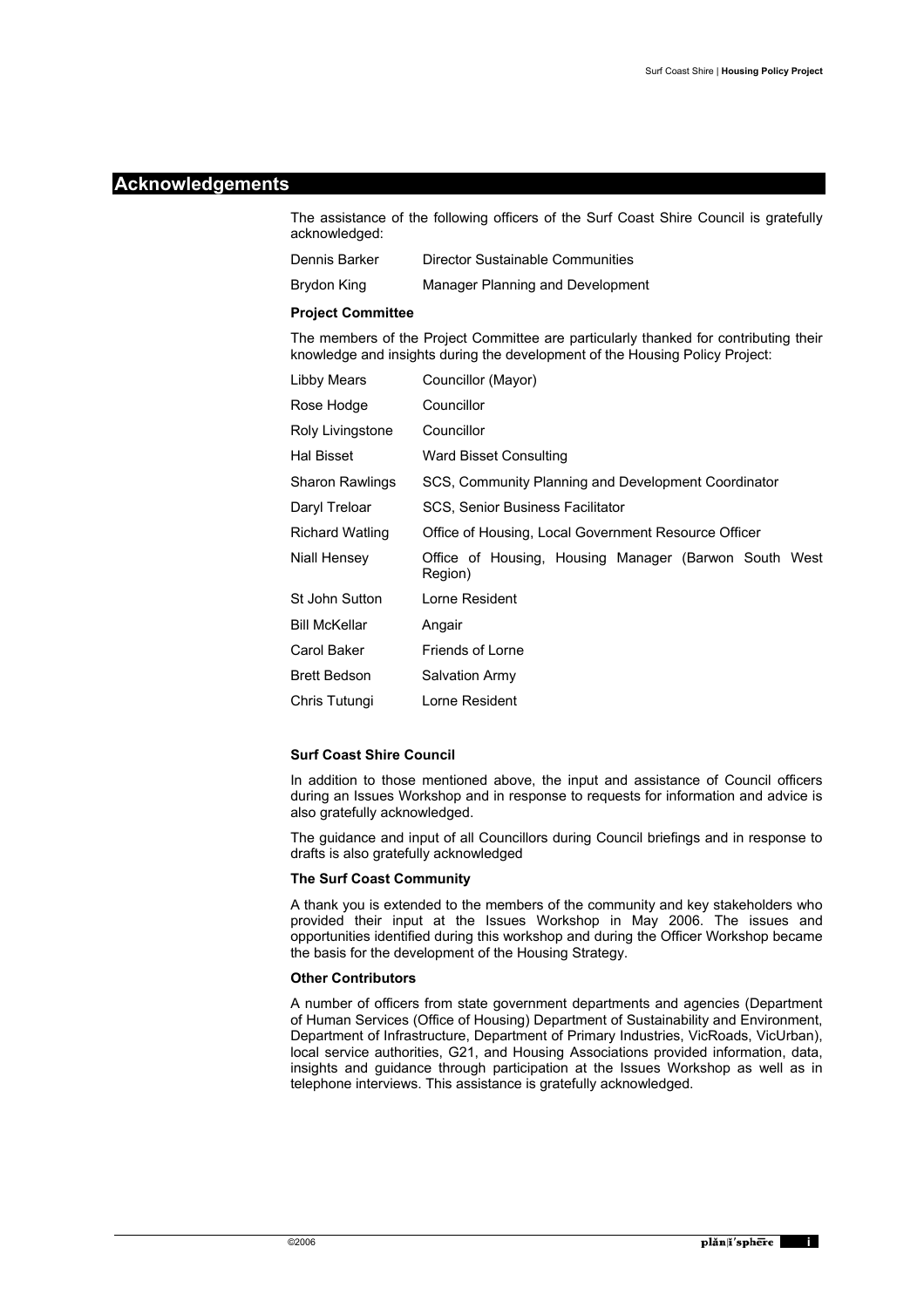# Acknowledgements

The assistance of the following officers of the Surf Coast Shire Council is gratefully acknowledged:

| | |
|---|---|
| Dennis Barker | Director Sustainable Communities |
| Brydon King | Manager Planning and Development |

**Project Committee**

The members of the Project Committee are particularly thanked for contributing their knowledge and insights during the development of the Housing Policy Project:

| | |
|---|---|
| Libby Mears | Councillor (Mayor) |
| Rose Hodge | Councillor |
| Roly Livingstone | Councillor |
| Hal Bisset | Ward Bisset Consulting |
| Sharon Rawlings | SCS, Community Planning and Development Coordinator |
| Daryl Treloar | SCS, Senior Business Facilitator |
| Richard Watling | Office of Housing, Local Government Resource Officer |
| Niall Hensey | Office of Housing, Housing Manager (Barwon South West Region) |
| St John Sutton | Lorne Resident |
| Bill McKellar | Angair |
| Carol Baker | Friends of Lorne |
| Brett Bedson | Salvation Army |
| Chris Tutungi | Lorne Resident |

**Surf Coast Shire Council**

In addition to those mentioned above, the input and assistance of Council officers during an Issues Workshop and in response to requests for information and advice is also gratefully acknowledged.

The guidance and input of all Councillors during Council briefings and in response to drafts is also gratefully acknowledged

**The Surf Coast Community**

A thank you is extended to the members of the community and key stakeholders who provided their input at the Issues Workshop in May 2006. The issues and opportunities identified during this workshop and during the Officer Workshop became the basis for the development of the Housing Strategy.

**Other Contributors**

A number of officers from state government departments and agencies (Department of Human Services (Office of Housing) Department of Sustainability and Environment, Department of Infrastructure, Department of Primary Industries, VicRoads, VicUrban), local service authorities, G21, and Housing Associations provided information, data, insights and guidance through participation at the Issues Workshop as well as in telephone interviews. This assistance is gratefully acknowledged.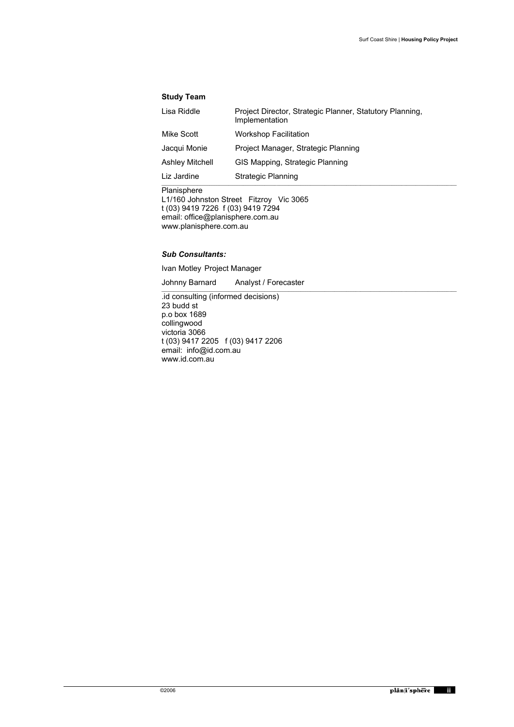**Study Team**

| | |
|---|---|
| Lisa Riddle | Project Director, Strategic Planner, Statutory Planning, Implementation |
| Mike Scott | Workshop Facilitation |
| Jacqui Monie | Project Manager, Strategic Planning |
| Ashley Mitchell | GIS Mapping, Strategic Planning |
| Liz Jardine | Strategic Planning |

Planisphere
L1/160 Johnston Street Fitzroy Vic 3065
t (03) 9419 7226 f (03) 9419 7294
email: office@planisphere.com.au
www.planisphere.com.au

***Sub Consultants:***

| | |
|---|---|
| Ivan Motley | Project Manager |
| Johnny Barnard | Analyst / Forecaster |

.id consulting (informed decisions)
23 budd st
p.o box 1689
collingwood
victoria 3066
t (03) 9417 2205 f (03) 9417 2206
email: info@id.com.au
www.id.com.au

©2006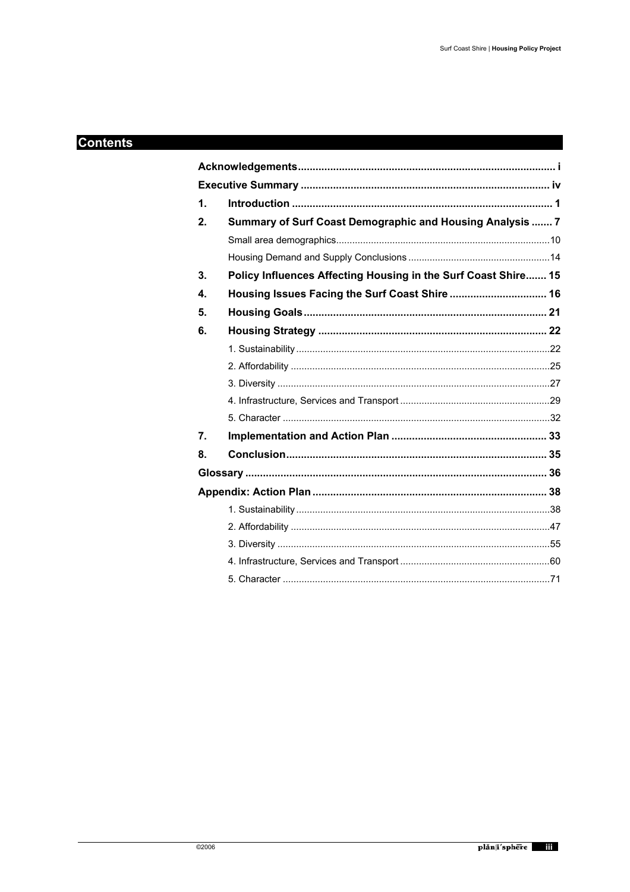# Contents

Acknowledgements ..... i

Executive Summary ..... iv

1. Introduction ..... 1
2. Summary of Surf Coast Demographic and Housing Analysis ..... 7
   - Small area demographics ..... 10
   - Housing Demand and Supply Conclusions ..... 14
3. Policy Influences Affecting Housing in the Surf Coast Shire ..... 15
4. Housing Issues Facing the Surf Coast Shire ..... 16
5. Housing Goals ..... 21
6. Housing Strategy ..... 22
   - 1. Sustainability ..... 22
   - 2. Affordability ..... 25
   - 3. Diversity ..... 27
   - 4. Infrastructure, Services and Transport ..... 29
   - 5. Character ..... 32
7. Implementation and Action Plan ..... 33
8. Conclusion ..... 35

Glossary ..... 36

Appendix: Action Plan ..... 38
   - 1. Sustainability ..... 38
   - 2. Affordability ..... 47
   - 3. Diversity ..... 55
   - 4. Infrastructure, Services and Transport ..... 60
   - 5. Character ..... 71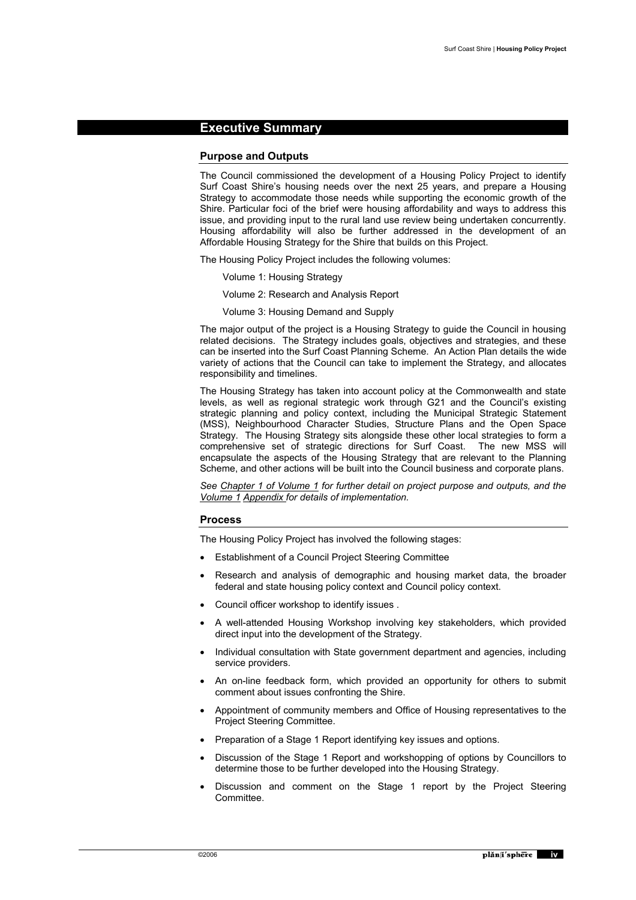## Executive Summary

### Purpose and Outputs

The Council commissioned the development of a Housing Policy Project to identify Surf Coast Shire's housing needs over the next 25 years, and prepare a Housing Strategy to accommodate those needs while supporting the economic growth of the Shire. Particular foci of the brief were housing affordability and ways to address this issue, and providing input to the rural land use review being undertaken concurrently. Housing affordability will also be further addressed in the development of an Affordable Housing Strategy for the Shire that builds on this Project.

The Housing Policy Project includes the following volumes:

Volume 1: Housing Strategy

Volume 2: Research and Analysis Report

Volume 3: Housing Demand and Supply

The major output of the project is a Housing Strategy to guide the Council in housing related decisions. The Strategy includes goals, objectives and strategies, and these can be inserted into the Surf Coast Planning Scheme. An Action Plan details the wide variety of actions that the Council can take to implement the Strategy, and allocates responsibility and timelines.

The Housing Strategy has taken into account policy at the Commonwealth and state levels, as well as regional strategic work through G21 and the Council's existing strategic planning and policy context, including the Municipal Strategic Statement (MSS), Neighbourhood Character Studies, Structure Plans and the Open Space Strategy. The Housing Strategy sits alongside these other local strategies to form a comprehensive set of strategic directions for Surf Coast. The new MSS will encapsulate the aspects of the Housing Strategy that are relevant to the Planning Scheme, and other actions will be built into the Council business and corporate plans.

*See Chapter 1 of Volume 1 for further detail on project purpose and outputs, and the Volume 1 Appendix for details of implementation.*

### Process

The Housing Policy Project has involved the following stages:

- Establishment of a Council Project Steering Committee
- Research and analysis of demographic and housing market data, the broader federal and state housing policy context and Council policy context.
- Council officer workshop to identify issues .
- A well-attended Housing Workshop involving key stakeholders, which provided direct input into the development of the Strategy.
- Individual consultation with State government department and agencies, including service providers.
- An on-line feedback form, which provided an opportunity for others to submit comment about issues confronting the Shire.
- Appointment of community members and Office of Housing representatives to the Project Steering Committee.
- Preparation of a Stage 1 Report identifying key issues and options.
- Discussion of the Stage 1 Report and workshopping of options by Councillors to determine those to be further developed into the Housing Strategy.
- Discussion and comment on the Stage 1 report by the Project Steering Committee.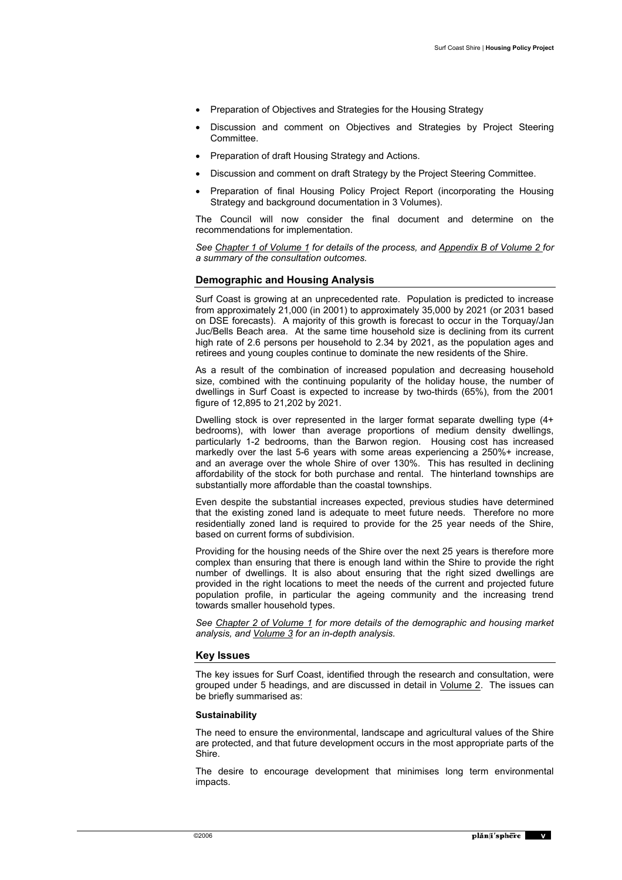- Preparation of Objectives and Strategies for the Housing Strategy
- Discussion and comment on Objectives and Strategies by Project Steering Committee.
- Preparation of draft Housing Strategy and Actions.
- Discussion and comment on draft Strategy by the Project Steering Committee.
- Preparation of final Housing Policy Project Report (incorporating the Housing Strategy and background documentation in 3 Volumes).

The Council will now consider the final document and determine on the recommendations for implementation.

*See Chapter 1 of Volume 1 for details of the process, and Appendix B of Volume 2 for a summary of the consultation outcomes.*

## Demographic and Housing Analysis

Surf Coast is growing at an unprecedented rate. Population is predicted to increase from approximately 21,000 (in 2001) to approximately 35,000 by 2021 (or 2031 based on DSE forecasts). A majority of this growth is forecast to occur in the Torquay/Jan Juc/Bells Beach area. At the same time household size is declining from its current high rate of 2.6 persons per household to 2.34 by 2021, as the population ages and retirees and young couples continue to dominate the new residents of the Shire.

As a result of the combination of increased population and decreasing household size, combined with the continuing popularity of the holiday house, the number of dwellings in Surf Coast is expected to increase by two-thirds (65%), from the 2001 figure of 12,895 to 21,202 by 2021.

Dwelling stock is over represented in the larger format separate dwelling type (4+ bedrooms), with lower than average proportions of medium density dwellings, particularly 1-2 bedrooms, than the Barwon region. Housing cost has increased markedly over the last 5-6 years with some areas experiencing a 250%+ increase, and an average over the whole Shire of over 130%. This has resulted in declining affordability of the stock for both purchase and rental. The hinterland townships are substantially more affordable than the coastal townships.

Even despite the substantial increases expected, previous studies have determined that the existing zoned land is adequate to meet future needs. Therefore no more residentially zoned land is required to provide for the 25 year needs of the Shire, based on current forms of subdivision.

Providing for the housing needs of the Shire over the next 25 years is therefore more complex than ensuring that there is enough land within the Shire to provide the right number of dwellings. It is also about ensuring that the right sized dwellings are provided in the right locations to meet the needs of the current and projected future population profile, in particular the ageing community and the increasing trend towards smaller household types.

*See Chapter 2 of Volume 1 for more details of the demographic and housing market analysis, and Volume 3 for an in-depth analysis.*

## Key Issues

The key issues for Surf Coast, identified through the research and consultation, were grouped under 5 headings, and are discussed in detail in Volume 2. The issues can be briefly summarised as:

**Sustainability**

The need to ensure the environmental, landscape and agricultural values of the Shire are protected, and that future development occurs in the most appropriate parts of the Shire.

The desire to encourage development that minimises long term environmental impacts.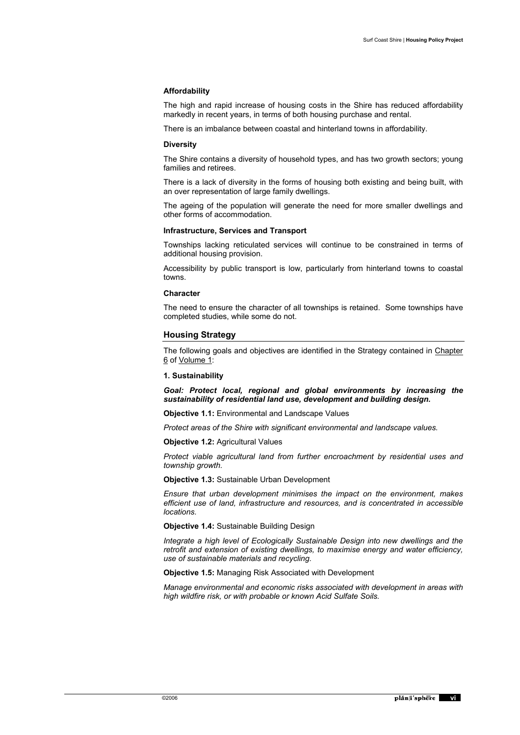**Affordability**

The high and rapid increase of housing costs in the Shire has reduced affordability markedly in recent years, in terms of both housing purchase and rental.

There is an imbalance between coastal and hinterland towns in affordability.

**Diversity**

The Shire contains a diversity of household types, and has two growth sectors; young families and retirees.

There is a lack of diversity in the forms of housing both existing and being built, with an over representation of large family dwellings.

The ageing of the population will generate the need for more smaller dwellings and other forms of accommodation.

**Infrastructure, Services and Transport**

Townships lacking reticulated services will continue to be constrained in terms of additional housing provision.

Accessibility by public transport is low, particularly from hinterland towns to coastal towns.

**Character**

The need to ensure the character of all townships is retained. Some townships have completed studies, while some do not.

## Housing Strategy

The following goals and objectives are identified in the Strategy contained in Chapter 6 of Volume 1:

**1. Sustainability**

***Goal: Protect local, regional and global environments by increasing the sustainability of residential land use, development and building design.***

**Objective 1.1:** Environmental and Landscape Values

*Protect areas of the Shire with significant environmental and landscape values.*

**Objective 1.2:** Agricultural Values

*Protect viable agricultural land from further encroachment by residential uses and township growth.*

**Objective 1.3:** Sustainable Urban Development

*Ensure that urban development minimises the impact on the environment, makes efficient use of land, infrastructure and resources, and is concentrated in accessible locations.*

**Objective 1.4:** Sustainable Building Design

*Integrate a high level of Ecologically Sustainable Design into new dwellings and the retrofit and extension of existing dwellings, to maximise energy and water efficiency, use of sustainable materials and recycling.*

**Objective 1.5:** Managing Risk Associated with Development

*Manage environmental and economic risks associated with development in areas with high wildfire risk, or with probable or known Acid Sulfate Soils.*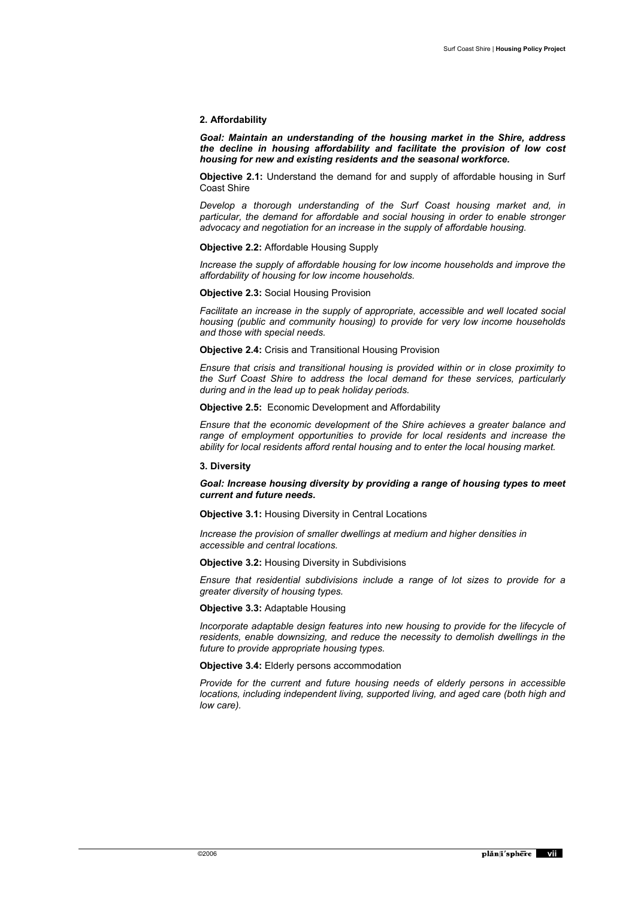**2. Affordability**

***Goal: Maintain an understanding of the housing market in the Shire, address the decline in housing affordability and facilitate the provision of low cost housing for new and existing residents and the seasonal workforce.***

**Objective 2.1:** Understand the demand for and supply of affordable housing in Surf Coast Shire

*Develop a thorough understanding of the Surf Coast housing market and, in particular, the demand for affordable and social housing in order to enable stronger advocacy and negotiation for an increase in the supply of affordable housing.*

**Objective 2.2:** Affordable Housing Supply

*Increase the supply of affordable housing for low income households and improve the affordability of housing for low income households.*

**Objective 2.3:** Social Housing Provision

*Facilitate an increase in the supply of appropriate, accessible and well located social housing (public and community housing) to provide for very low income households and those with special needs.*

**Objective 2.4:** Crisis and Transitional Housing Provision

*Ensure that crisis and transitional housing is provided within or in close proximity to the Surf Coast Shire to address the local demand for these services, particularly during and in the lead up to peak holiday periods.*

**Objective 2.5:** Economic Development and Affordability

*Ensure that the economic development of the Shire achieves a greater balance and range of employment opportunities to provide for local residents and increase the ability for local residents afford rental housing and to enter the local housing market.*

**3. Diversity**

***Goal: Increase housing diversity by providing a range of housing types to meet current and future needs.***

**Objective 3.1:** Housing Diversity in Central Locations

*Increase the provision of smaller dwellings at medium and higher densities in accessible and central locations.*

**Objective 3.2:** Housing Diversity in Subdivisions

*Ensure that residential subdivisions include a range of lot sizes to provide for a greater diversity of housing types.*

**Objective 3.3:** Adaptable Housing

*Incorporate adaptable design features into new housing to provide for the lifecycle of residents, enable downsizing, and reduce the necessity to demolish dwellings in the future to provide appropriate housing types.*

**Objective 3.4:** Elderly persons accommodation

*Provide for the current and future housing needs of elderly persons in accessible locations, including independent living, supported living, and aged care (both high and low care).*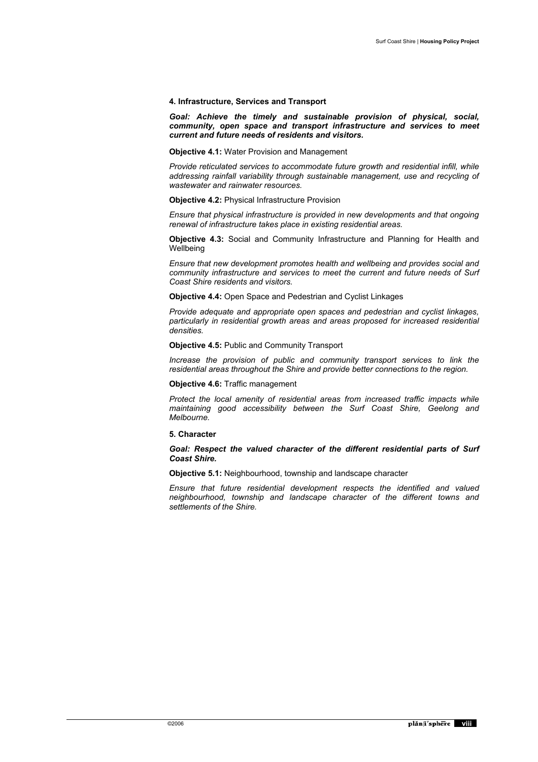**4. Infrastructure, Services and Transport**

***Goal: Achieve the timely and sustainable provision of physical, social, community, open space and transport infrastructure and services to meet current and future needs of residents and visitors.***

**Objective 4.1:** Water Provision and Management

*Provide reticulated services to accommodate future growth and residential infill, while addressing rainfall variability through sustainable management, use and recycling of wastewater and rainwater resources.*

**Objective 4.2:** Physical Infrastructure Provision

*Ensure that physical infrastructure is provided in new developments and that ongoing renewal of infrastructure takes place in existing residential areas.*

**Objective 4.3:** Social and Community Infrastructure and Planning for Health and Wellbeing

*Ensure that new development promotes health and wellbeing and provides social and community infrastructure and services to meet the current and future needs of Surf Coast Shire residents and visitors.*

**Objective 4.4:** Open Space and Pedestrian and Cyclist Linkages

*Provide adequate and appropriate open spaces and pedestrian and cyclist linkages, particularly in residential growth areas and areas proposed for increased residential densities.*

**Objective 4.5:** Public and Community Transport

*Increase the provision of public and community transport services to link the residential areas throughout the Shire and provide better connections to the region.*

**Objective 4.6:** Traffic management

*Protect the local amenity of residential areas from increased traffic impacts while maintaining good accessibility between the Surf Coast Shire, Geelong and Melbourne.*

**5. Character**

***Goal: Respect the valued character of the different residential parts of Surf Coast Shire.***

**Objective 5.1:** Neighbourhood, township and landscape character

*Ensure that future residential development respects the identified and valued neighbourhood, township and landscape character of the different towns and settlements of the Shire.*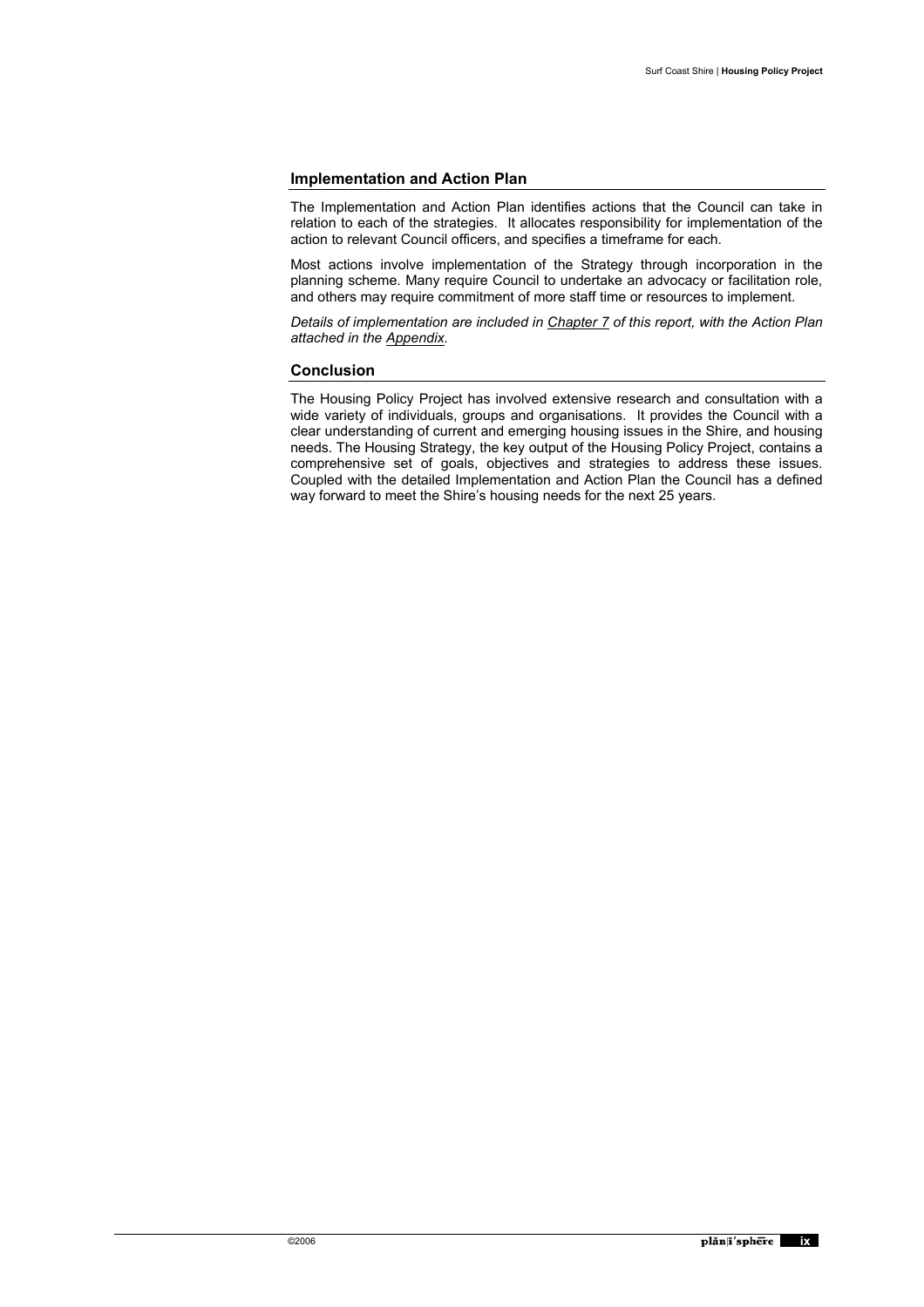## Implementation and Action Plan

The Implementation and Action Plan identifies actions that the Council can take in relation to each of the strategies. It allocates responsibility for implementation of the action to relevant Council officers, and specifies a timeframe for each.

Most actions involve implementation of the Strategy through incorporation in the planning scheme. Many require Council to undertake an advocacy or facilitation role, and others may require commitment of more staff time or resources to implement.

*Details of implementation are included in Chapter 7 of this report, with the Action Plan attached in the Appendix.*

## Conclusion

The Housing Policy Project has involved extensive research and consultation with a wide variety of individuals, groups and organisations. It provides the Council with a clear understanding of current and emerging housing issues in the Shire, and housing needs. The Housing Strategy, the key output of the Housing Policy Project, contains a comprehensive set of goals, objectives and strategies to address these issues. Coupled with the detailed Implementation and Action Plan the Council has a defined way forward to meet the Shire's housing needs for the next 25 years.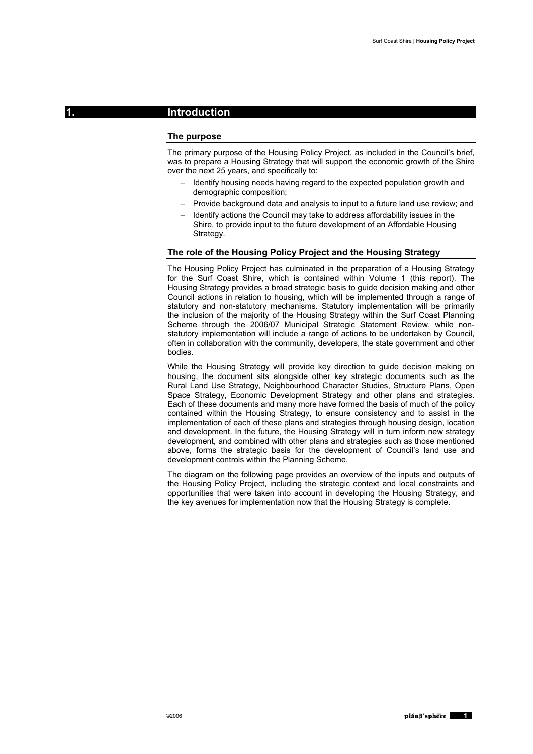# 1. Introduction

## The purpose

The primary purpose of the Housing Policy Project, as included in the Council's brief, was to prepare a Housing Strategy that will support the economic growth of the Shire over the next 25 years, and specifically to:

- Identify housing needs having regard to the expected population growth and demographic composition;
- Provide background data and analysis to input to a future land use review; and
- Identify actions the Council may take to address affordability issues in the Shire, to provide input to the future development of an Affordable Housing Strategy.

## The role of the Housing Policy Project and the Housing Strategy

The Housing Policy Project has culminated in the preparation of a Housing Strategy for the Surf Coast Shire, which is contained within Volume 1 (this report). The Housing Strategy provides a broad strategic basis to guide decision making and other Council actions in relation to housing, which will be implemented through a range of statutory and non-statutory mechanisms. Statutory implementation will be primarily the inclusion of the majority of the Housing Strategy within the Surf Coast Planning Scheme through the 2006/07 Municipal Strategic Statement Review, while non-statutory implementation will include a range of actions to be undertaken by Council, often in collaboration with the community, developers, the state government and other bodies.

While the Housing Strategy will provide key direction to guide decision making on housing, the document sits alongside other key strategic documents such as the Rural Land Use Strategy, Neighbourhood Character Studies, Structure Plans, Open Space Strategy, Economic Development Strategy and other plans and strategies. Each of these documents and many more have formed the basis of much of the policy contained within the Housing Strategy, to ensure consistency and to assist in the implementation of each of these plans and strategies through housing design, location and development. In the future, the Housing Strategy will in turn inform new strategy development, and combined with other plans and strategies such as those mentioned above, forms the strategic basis for the development of Council's land use and development controls within the Planning Scheme.

The diagram on the following page provides an overview of the inputs and outputs of the Housing Policy Project, including the strategic context and local constraints and opportunities that were taken into account in developing the Housing Strategy, and the key avenues for implementation now that the Housing Strategy is complete.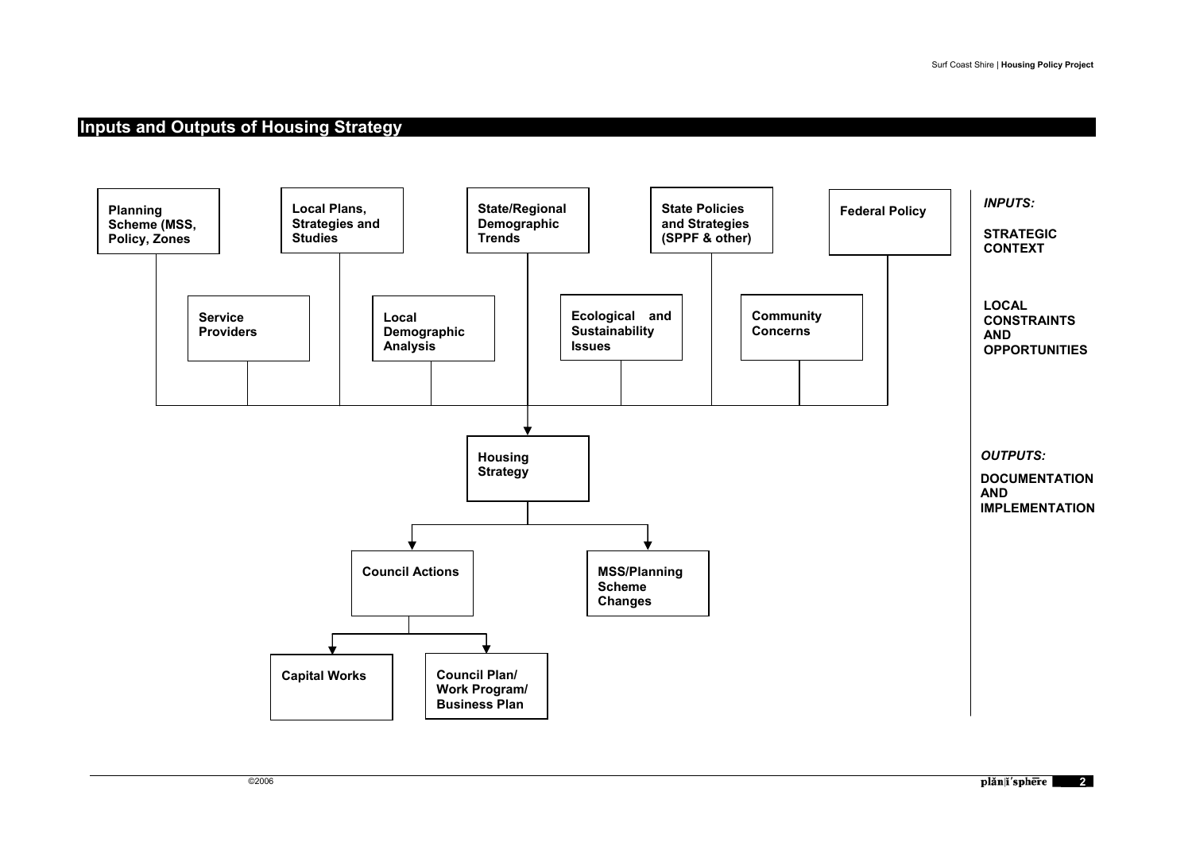## Inputs and Outputs of Housing Strategy

Planning Scheme (MSS, Policy, Zones

Local Plans, Strategies and Studies

State/Regional Demographic Trends

State Policies and Strategies (SPPF & other)

Federal Policy

Service Providers

Local Demographic Analysis

Ecological and Sustainability Issues

Community Concerns

Housing Strategy

Council Actions

MSS/Planning Scheme Changes

Capital Works

Council Plan/ Work Program/ Business Plan

*INPUTS:*

STRATEGIC CONTEXT

LOCAL CONSTRAINTS AND OPPORTUNITIES

*OUTPUTS:*

DOCUMENTATION AND IMPLEMENTATION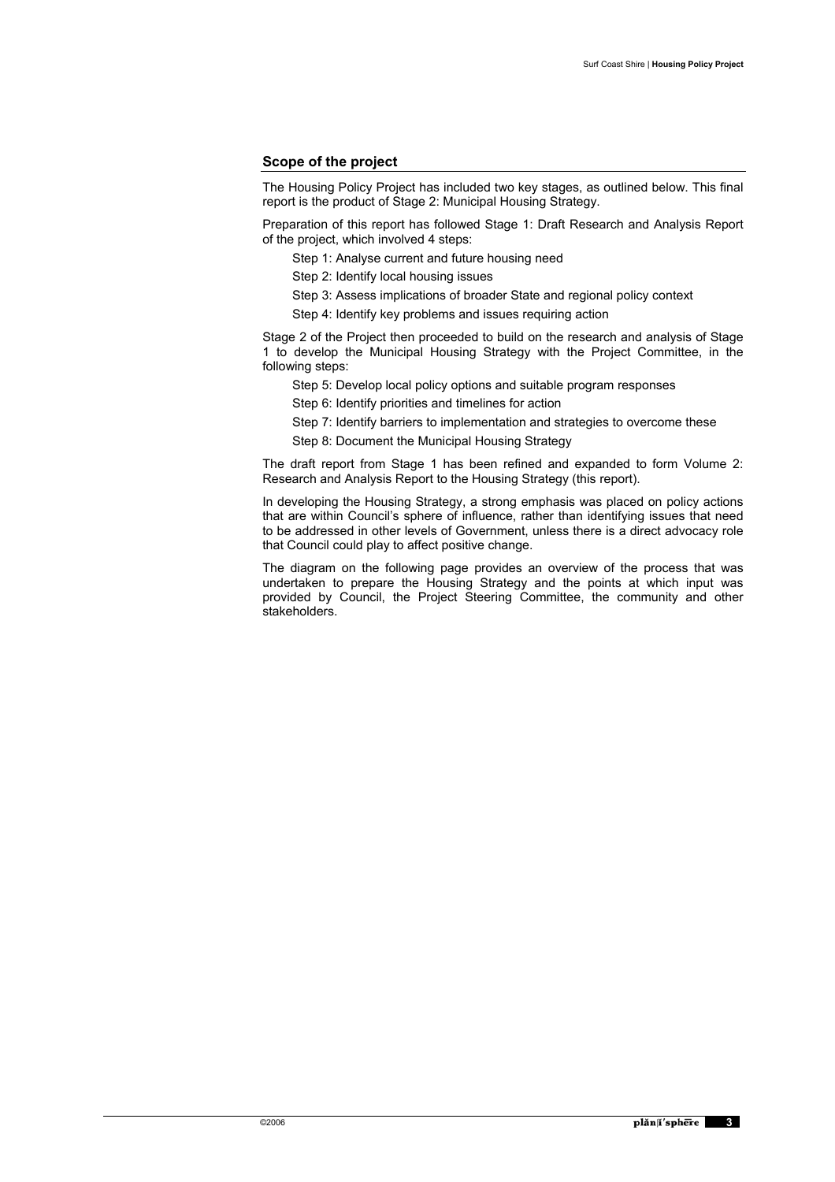## Scope of the project

The Housing Policy Project has included two key stages, as outlined below. This final report is the product of Stage 2: Municipal Housing Strategy.

Preparation of this report has followed Stage 1: Draft Research and Analysis Report of the project, which involved 4 steps:

Step 1: Analyse current and future housing need

Step 2: Identify local housing issues

Step 3: Assess implications of broader State and regional policy context

Step 4: Identify key problems and issues requiring action

Stage 2 of the Project then proceeded to build on the research and analysis of Stage 1 to develop the Municipal Housing Strategy with the Project Committee, in the following steps:

Step 5: Develop local policy options and suitable program responses

Step 6: Identify priorities and timelines for action

Step 7: Identify barriers to implementation and strategies to overcome these

Step 8: Document the Municipal Housing Strategy

The draft report from Stage 1 has been refined and expanded to form Volume 2: Research and Analysis Report to the Housing Strategy (this report).

In developing the Housing Strategy, a strong emphasis was placed on policy actions that are within Council's sphere of influence, rather than identifying issues that need to be addressed in other levels of Government, unless there is a direct advocacy role that Council could play to affect positive change.

The diagram on the following page provides an overview of the process that was undertaken to prepare the Housing Strategy and the points at which input was provided by Council, the Project Steering Committee, the community and other stakeholders.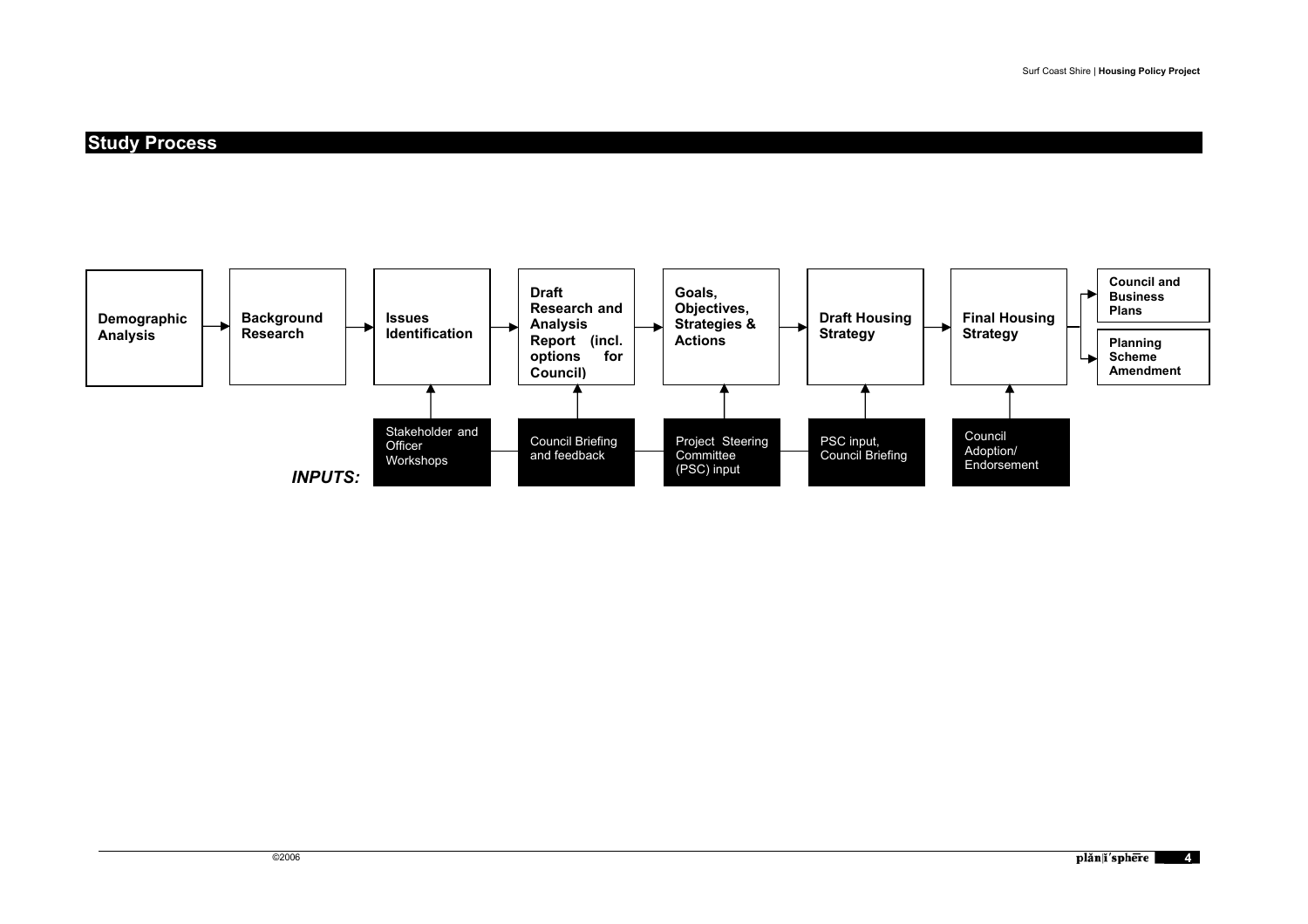## Study Process

Demographic Analysis

Background Research

Issues Identification

Draft Research and Analysis Report (incl. options for Council)

Goals, Objectives, Strategies & Actions

Draft Housing Strategy

Final Housing Strategy

Council and Business Plans

Planning Scheme Amendment

*INPUTS:*

Stakeholder and Officer Workshops

Council Briefing and feedback

Project Steering Committee (PSC) input

PSC input, Council Briefing

Council Adoption/ Endorsement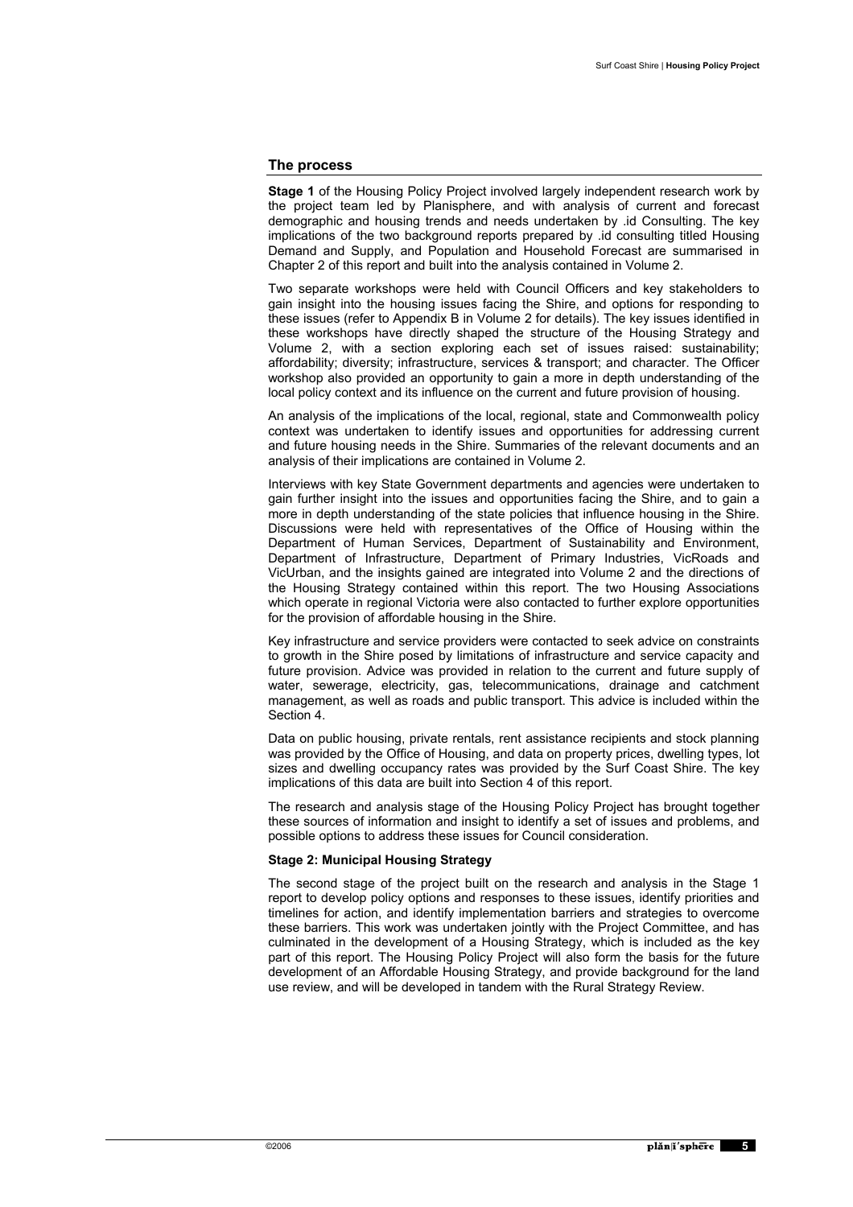## The process

**Stage 1** of the Housing Policy Project involved largely independent research work by the project team led by Planisphere, and with analysis of current and forecast demographic and housing trends and needs undertaken by .id Consulting. The key implications of the two background reports prepared by .id consulting titled Housing Demand and Supply, and Population and Household Forecast are summarised in Chapter 2 of this report and built into the analysis contained in Volume 2.

Two separate workshops were held with Council Officers and key stakeholders to gain insight into the housing issues facing the Shire, and options for responding to these issues (refer to Appendix B in Volume 2 for details). The key issues identified in these workshops have directly shaped the structure of the Housing Strategy and Volume 2, with a section exploring each set of issues raised: sustainability; affordability; diversity; infrastructure, services & transport; and character. The Officer workshop also provided an opportunity to gain a more in depth understanding of the local policy context and its influence on the current and future provision of housing.

An analysis of the implications of the local, regional, state and Commonwealth policy context was undertaken to identify issues and opportunities for addressing current and future housing needs in the Shire. Summaries of the relevant documents and an analysis of their implications are contained in Volume 2.

Interviews with key State Government departments and agencies were undertaken to gain further insight into the issues and opportunities facing the Shire, and to gain a more in depth understanding of the state policies that influence housing in the Shire. Discussions were held with representatives of the Office of Housing within the Department of Human Services, Department of Sustainability and Environment, Department of Infrastructure, Department of Primary Industries, VicRoads and VicUrban, and the insights gained are integrated into Volume 2 and the directions of the Housing Strategy contained within this report. The two Housing Associations which operate in regional Victoria were also contacted to further explore opportunities for the provision of affordable housing in the Shire.

Key infrastructure and service providers were contacted to seek advice on constraints to growth in the Shire posed by limitations of infrastructure and service capacity and future provision. Advice was provided in relation to the current and future supply of water, sewerage, electricity, gas, telecommunications, drainage and catchment management, as well as roads and public transport. This advice is included within the Section 4.

Data on public housing, private rentals, rent assistance recipients and stock planning was provided by the Office of Housing, and data on property prices, dwelling types, lot sizes and dwelling occupancy rates was provided by the Surf Coast Shire. The key implications of this data are built into Section 4 of this report.

The research and analysis stage of the Housing Policy Project has brought together these sources of information and insight to identify a set of issues and problems, and possible options to address these issues for Council consideration.

**Stage 2: Municipal Housing Strategy**

The second stage of the project built on the research and analysis in the Stage 1 report to develop policy options and responses to these issues, identify priorities and timelines for action, and identify implementation barriers and strategies to overcome these barriers. This work was undertaken jointly with the Project Committee, and has culminated in the development of a Housing Strategy, which is included as the key part of this report. The Housing Policy Project will also form the basis for the future development of an Affordable Housing Strategy, and provide background for the land use review, and will be developed in tandem with the Rural Strategy Review.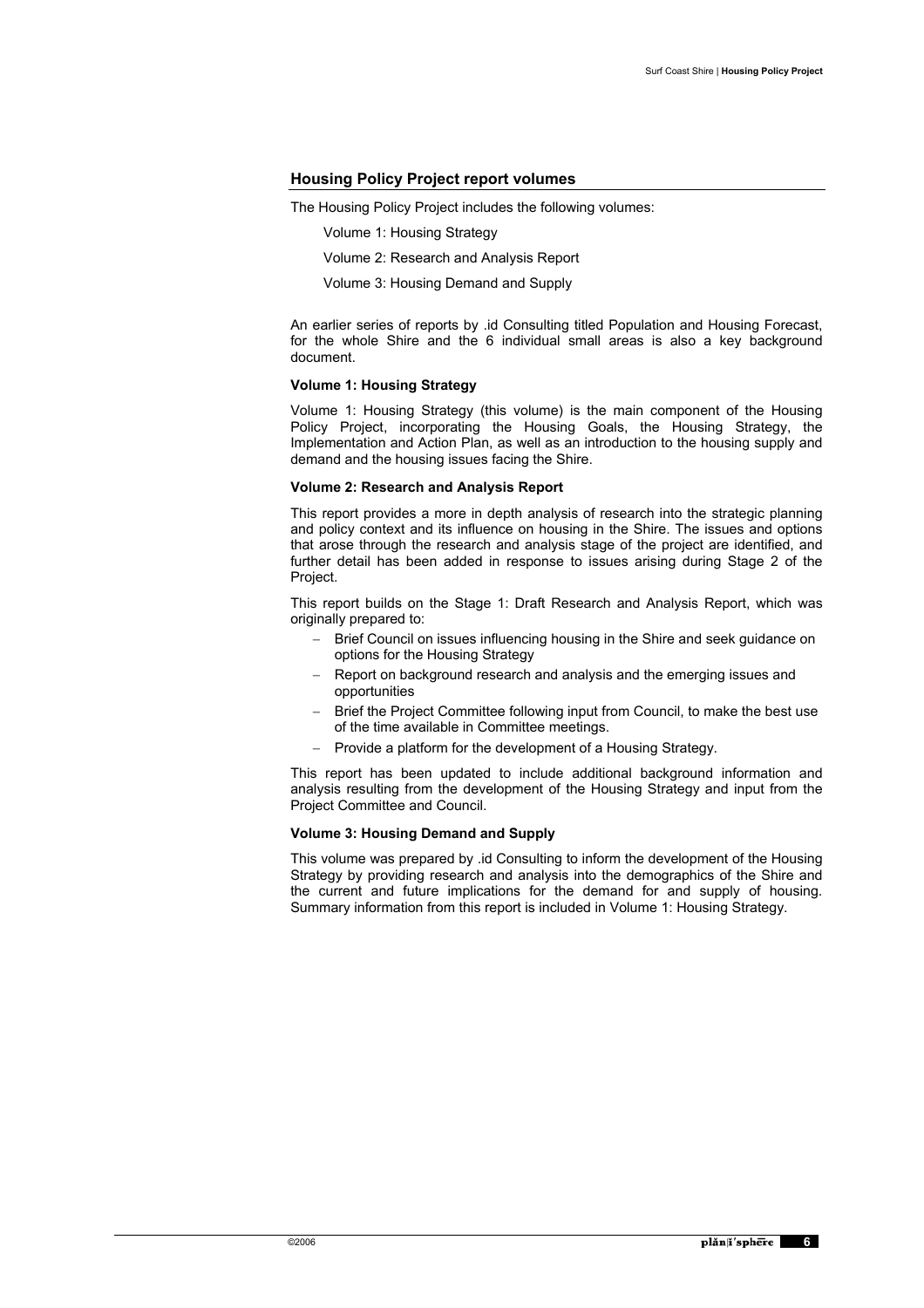## Housing Policy Project report volumes

The Housing Policy Project includes the following volumes:

Volume 1: Housing Strategy

Volume 2: Research and Analysis Report

Volume 3: Housing Demand and Supply

An earlier series of reports by .id Consulting titled Population and Housing Forecast, for the whole Shire and the 6 individual small areas is also a key background document.

**Volume 1: Housing Strategy**

Volume 1: Housing Strategy (this volume) is the main component of the Housing Policy Project, incorporating the Housing Goals, the Housing Strategy, the Implementation and Action Plan, as well as an introduction to the housing supply and demand and the housing issues facing the Shire.

**Volume 2: Research and Analysis Report**

This report provides a more in depth analysis of research into the strategic planning and policy context and its influence on housing in the Shire. The issues and options that arose through the research and analysis stage of the project are identified, and further detail has been added in response to issues arising during Stage 2 of the Project.

This report builds on the Stage 1: Draft Research and Analysis Report, which was originally prepared to:

- Brief Council on issues influencing housing in the Shire and seek guidance on options for the Housing Strategy
- Report on background research and analysis and the emerging issues and opportunities
- Brief the Project Committee following input from Council, to make the best use of the time available in Committee meetings.
- Provide a platform for the development of a Housing Strategy.

This report has been updated to include additional background information and analysis resulting from the development of the Housing Strategy and input from the Project Committee and Council.

**Volume 3: Housing Demand and Supply**

This volume was prepared by .id Consulting to inform the development of the Housing Strategy by providing research and analysis into the demographics of the Shire and the current and future implications for the demand for and supply of housing. Summary information from this report is included in Volume 1: Housing Strategy.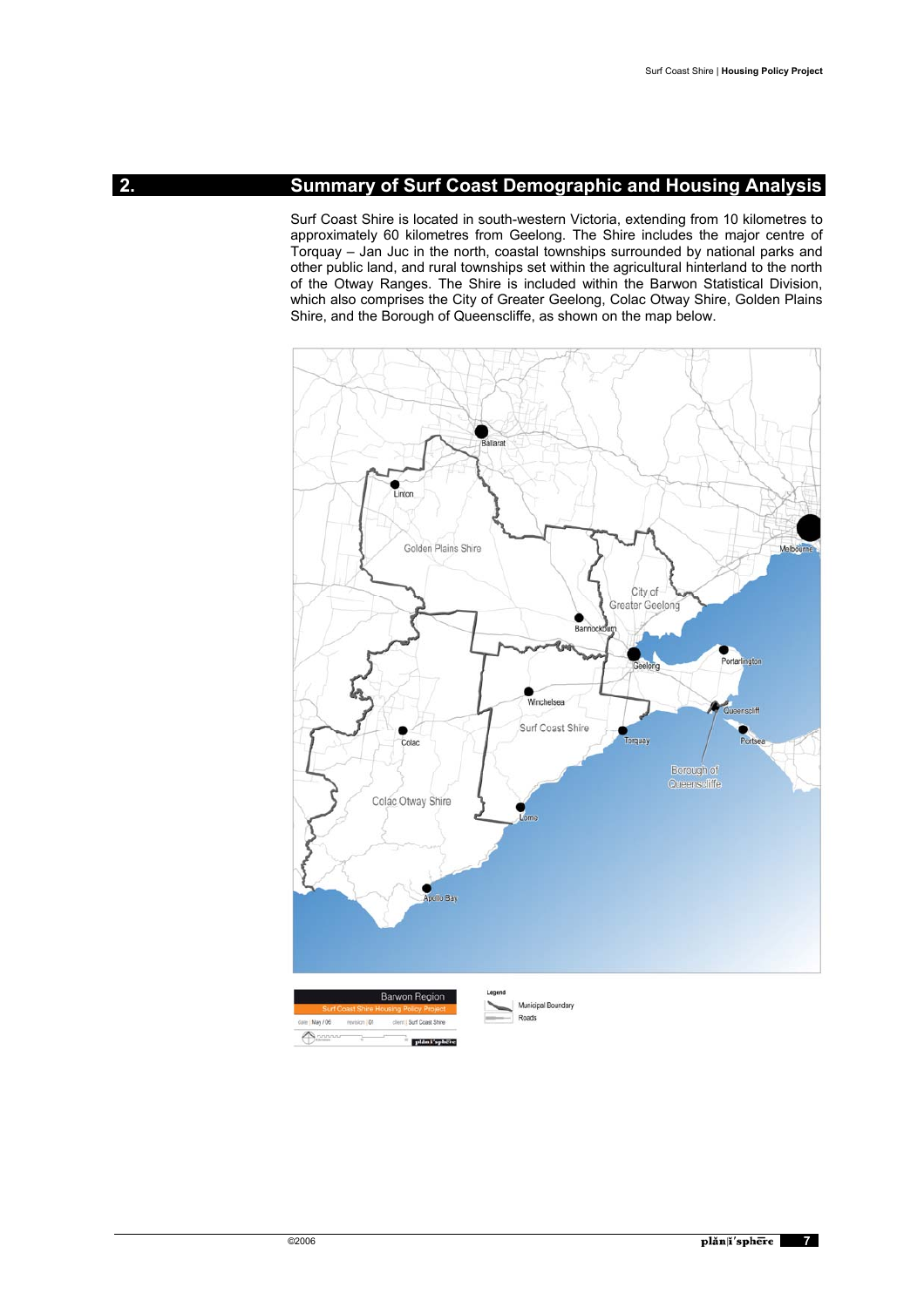# 2. Summary of Surf Coast Demographic and Housing Analysis

Surf Coast Shire is located in south-western Victoria, extending from 10 kilometres to approximately 60 kilometres from Geelong. The Shire includes the major centre of Torquay – Jan Juc in the north, coastal townships surrounded by national parks and other public land, and rural townships set within the agricultural hinterland to the north of the Otway Ranges. The Shire is included within the Barwon Statistical Division, which also comprises the City of Greater Geelong, Colac Otway Shire, Golden Plains Shire, and the Borough of Queenscliffe, as shown on the map below.

Ballarat
Linton
Golden Plains Shire
Melbourne
City of Greater Geelong
Bannockburn
Geelong
Portarlington
Winchelsea
Queenscliff
Surf Coast Shire
Torquay
Portsea
Colac
Borough of Queenscliffe
Colac Otway Shire
Lorne
Apollo Bay

Barwon Region
Surf Coast Shire Housing Policy Project
date : May / 06 revision : 01 client : Surf Coast Shire

Legend
Municipal Boundary
Roads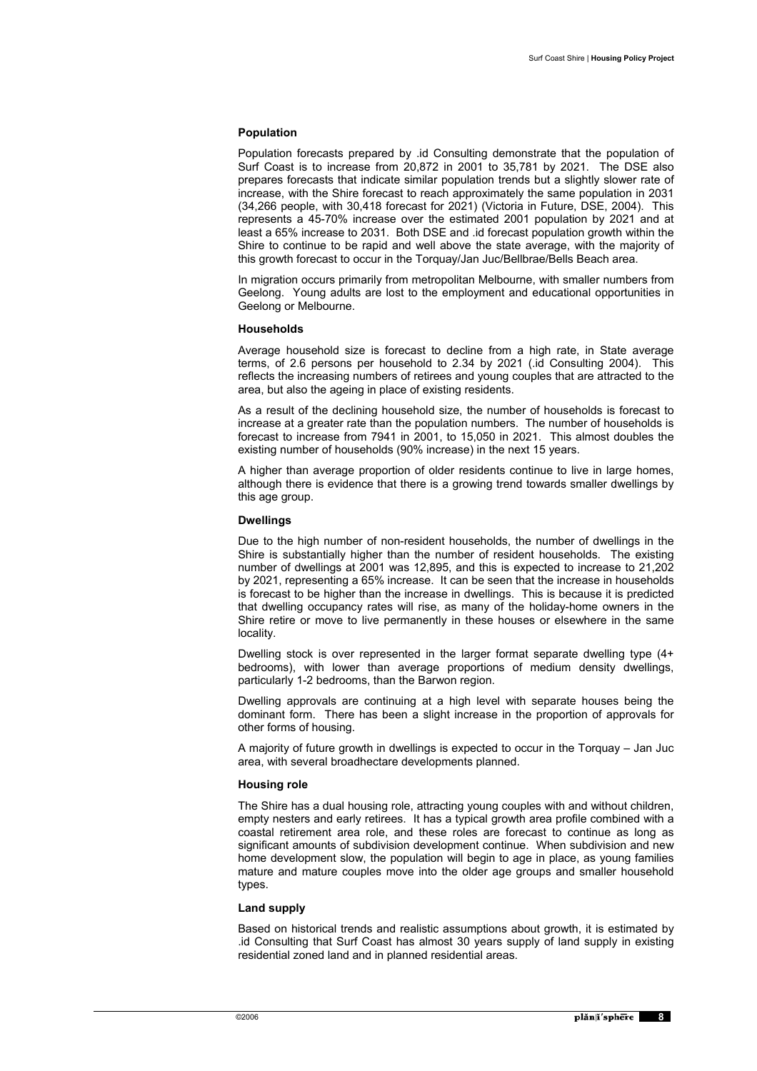**Population**

Population forecasts prepared by .id Consulting demonstrate that the population of Surf Coast is to increase from 20,872 in 2001 to 35,781 by 2021. The DSE also prepares forecasts that indicate similar population trends but a slightly slower rate of increase, with the Shire forecast to reach approximately the same population in 2031 (34,266 people, with 30,418 forecast for 2021) (Victoria in Future, DSE, 2004). This represents a 45-70% increase over the estimated 2001 population by 2021 and at least a 65% increase to 2031. Both DSE and .id forecast population growth within the Shire to continue to be rapid and well above the state average, with the majority of this growth forecast to occur in the Torquay/Jan Juc/Bellbrae/Bells Beach area.

In migration occurs primarily from metropolitan Melbourne, with smaller numbers from Geelong. Young adults are lost to the employment and educational opportunities in Geelong or Melbourne.

**Households**

Average household size is forecast to decline from a high rate, in State average terms, of 2.6 persons per household to 2.34 by 2021 (.id Consulting 2004). This reflects the increasing numbers of retirees and young couples that are attracted to the area, but also the ageing in place of existing residents.

As a result of the declining household size, the number of households is forecast to increase at a greater rate than the population numbers. The number of households is forecast to increase from 7941 in 2001, to 15,050 in 2021. This almost doubles the existing number of households (90% increase) in the next 15 years.

A higher than average proportion of older residents continue to live in large homes, although there is evidence that there is a growing trend towards smaller dwellings by this age group.

**Dwellings**

Due to the high number of non-resident households, the number of dwellings in the Shire is substantially higher than the number of resident households. The existing number of dwellings at 2001 was 12,895, and this is expected to increase to 21,202 by 2021, representing a 65% increase. It can be seen that the increase in households is forecast to be higher than the increase in dwellings. This is because it is predicted that dwelling occupancy rates will rise, as many of the holiday-home owners in the Shire retire or move to live permanently in these houses or elsewhere in the same locality.

Dwelling stock is over represented in the larger format separate dwelling type (4+ bedrooms), with lower than average proportions of medium density dwellings, particularly 1-2 bedrooms, than the Barwon region.

Dwelling approvals are continuing at a high level with separate houses being the dominant form. There has been a slight increase in the proportion of approvals for other forms of housing.

A majority of future growth in dwellings is expected to occur in the Torquay – Jan Juc area, with several broadhectare developments planned.

**Housing role**

The Shire has a dual housing role, attracting young couples with and without children, empty nesters and early retirees. It has a typical growth area profile combined with a coastal retirement area role, and these roles are forecast to continue as long as significant amounts of subdivision development continue. When subdivision and new home development slow, the population will begin to age in place, as young families mature and mature couples move into the older age groups and smaller household types.

**Land supply**

Based on historical trends and realistic assumptions about growth, it is estimated by .id Consulting that Surf Coast has almost 30 years supply of land supply in existing residential zoned land and in planned residential areas.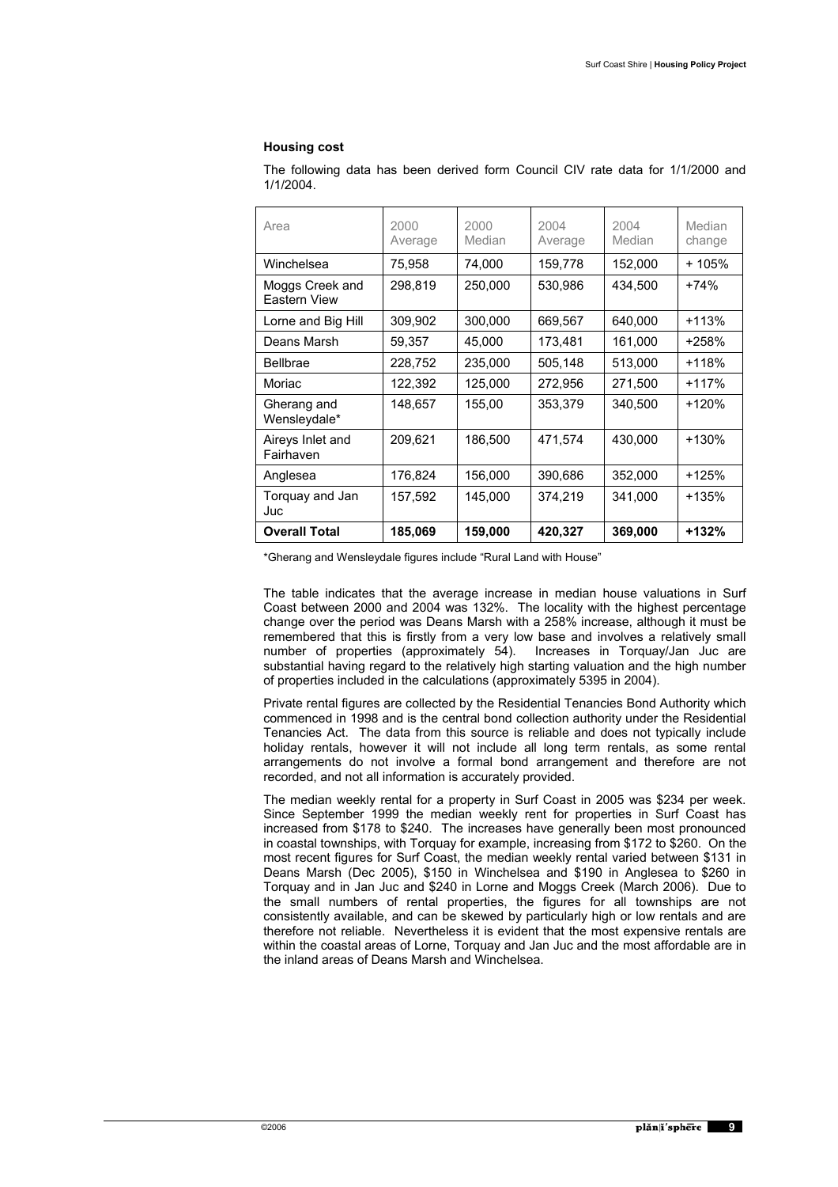**Housing cost**

The following data has been derived form Council CIV rate data for 1/1/2000 and 1/1/2004.

| Area | 2000 Average | 2000 Median | 2004 Average | 2004 Median | Median change |
|---|---|---|---|---|---|
| Winchelsea | 75,958 | 74,000 | 159,778 | 152,000 | + 105% |
| Moggs Creek and Eastern View | 298,819 | 250,000 | 530,986 | 434,500 | +74% |
| Lorne and Big Hill | 309,902 | 300,000 | 669,567 | 640,000 | +113% |
| Deans Marsh | 59,357 | 45,000 | 173,481 | 161,000 | +258% |
| Bellbrae | 228,752 | 235,000 | 505,148 | 513,000 | +118% |
| Moriac | 122,392 | 125,000 | 272,956 | 271,500 | +117% |
| Gherang and Wensleydale* | 148,657 | 155,00 | 353,379 | 340,500 | +120% |
| Aireys Inlet and Fairhaven | 209,621 | 186,500 | 471,574 | 430,000 | +130% |
| Anglesea | 176,824 | 156,000 | 390,686 | 352,000 | +125% |
| Torquay and Jan Juc | 157,592 | 145,000 | 374,219 | 341,000 | +135% |
| **Overall Total** | **185,069** | **159,000** | **420,327** | **369,000** | **+132%** |

*Gherang and Wensleydale figures include "Rural Land with House"

The table indicates that the average increase in median house valuations in Surf Coast between 2000 and 2004 was 132%. The locality with the highest percentage change over the period was Deans Marsh with a 258% increase, although it must be remembered that this is firstly from a very low base and involves a relatively small number of properties (approximately 54). Increases in Torquay/Jan Juc are substantial having regard to the relatively high starting valuation and the high number of properties included in the calculations (approximately 5395 in 2004).

Private rental figures are collected by the Residential Tenancies Bond Authority which commenced in 1998 and is the central bond collection authority under the Residential Tenancies Act. The data from this source is reliable and does not typically include holiday rentals, however it will not include all long term rentals, as some rental arrangements do not involve a formal bond arrangement and therefore are not recorded, and not all information is accurately provided.

The median weekly rental for a property in Surf Coast in 2005 was $234 per week. Since September 1999 the median weekly rent for properties in Surf Coast has increased from $178 to $240. The increases have generally been most pronounced in coastal townships, with Torquay for example, increasing from $172 to $260. On the most recent figures for Surf Coast, the median weekly rental varied between $131 in Deans Marsh (Dec 2005), $150 in Winchelsea and $190 in Anglesea to $260 in Torquay and in Jan Juc and $240 in Lorne and Moggs Creek (March 2006). Due to the small numbers of rental properties, the figures for all townships are not consistently available, and can be skewed by particularly high or low rentals and are therefore not reliable. Nevertheless it is evident that the most expensive rentals are within the coastal areas of Lorne, Torquay and Jan Juc and the most affordable are in the inland areas of Deans Marsh and Winchelsea.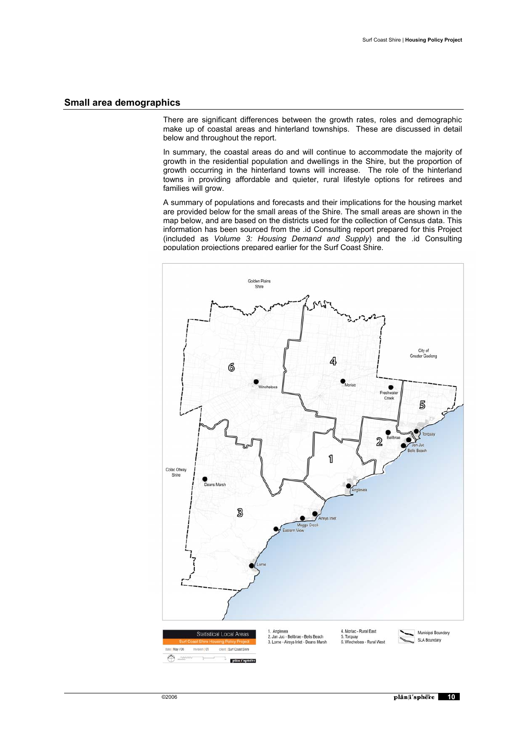## Small area demographics

There are significant differences between the growth rates, roles and demographic make up of coastal areas and hinterland townships. These are discussed in detail below and throughout the report.

In summary, the coastal areas do and will continue to accommodate the majority of growth in the residential population and dwellings in the Shire, but the proportion of growth occurring in the hinterland towns will increase. The role of the hinterland towns in providing affordable and quieter, rural lifestyle options for retirees and families will grow.

A summary of populations and forecasts and their implications for the housing market are provided below for the small areas of the Shire. The small areas are shown in the map below, and are based on the districts used for the collection of Census data. This information has been sourced from the .id Consulting report prepared for this Project (included as *Volume 3: Housing Demand and Supply*) and the .id Consulting population projections prepared earlier for the Surf Coast Shire.

Golden Plains Shire

City of Greater Geelong

Colac Otway Shire

6 Winchelsea

4 Moriac

Freshwater Creek

5 Torquay

2 Bellbrae

Jan Juc

Bells Beach

1 Anglesea

Deans Marsh

3 Aireys Inlet

Moggs Creek

Eastern View

Lorne

Statistical Local Areas

Surf Coast Shire Housing Policy Project

date : May / 06 revision : 01 client : Surf Coast Shire

plan|i'sphere

1. Anglesea
2. Jan Juc - Bellbrae - Bells Beach
3. Lorne - Aireys Inlet - Deans Marsh
4. Moriac - Rural East
5. Torquay
6. Winchelsea - Rural West

Municipal Boundary

SLA Boundary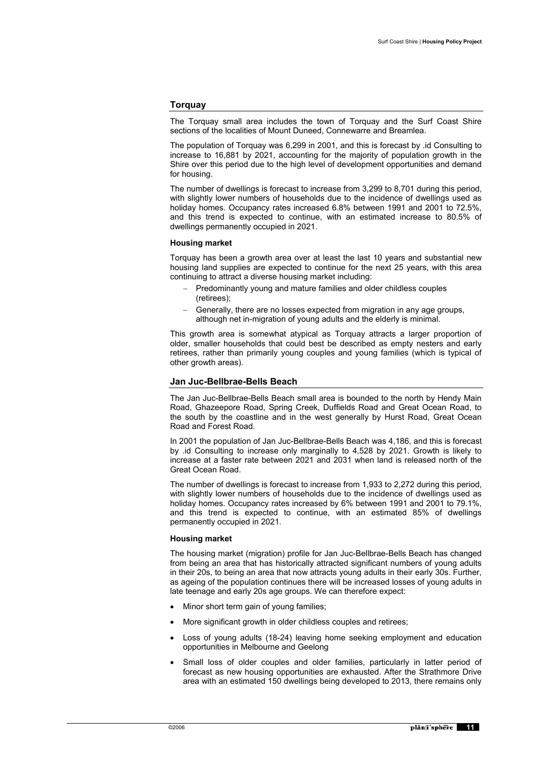## Torquay

The Torquay small area includes the town of Torquay and the Surf Coast Shire sections of the localities of Mount Duneed, Connewarre and Breamlea.

The population of Torquay was 6,299 in 2001, and this is forecast by .id Consulting to increase to 16,881 by 2021, accounting for the majority of population growth in the Shire over this period due to the high level of development opportunities and demand for housing.

The number of dwellings is forecast to increase from 3,299 to 8,701 during this period, with slightly lower numbers of households due to the incidence of dwellings used as holiday homes. Occupancy rates increased 6.8% between 1991 and 2001 to 72.5%, and this trend is expected to continue, with an estimated increase to 80.5% of dwellings permanently occupied in 2021.

### Housing market

Torquay has been a growth area over at least the last 10 years and substantial new housing land supplies are expected to continue for the next 25 years, with this area continuing to attract a diverse housing market including:

- Predominantly young and mature families and older childless couples (retirees);
- Generally, there are no losses expected from migration in any age groups, although net in-migration of young adults and the elderly is minimal.

This growth area is somewhat atypical as Torquay attracts a larger proportion of older, smaller households that could best be described as empty nesters and early retirees, rather than primarily young couples and young families (which is typical of other growth areas).

## Jan Juc-Bellbrae-Bells Beach

The Jan Juc-Bellbrae-Bells Beach small area is bounded to the north by Hendy Main Road, Ghazeepore Road, Spring Creek, Duffields Road and Great Ocean Road, to the south by the coastline and in the west generally by Hurst Road, Great Ocean Road and Forest Road.

In 2001 the population of Jan Juc-Bellbrae-Bells Beach was 4,186, and this is forecast by .id Consulting to increase only marginally to 4,528 by 2021. Growth is likely to increase at a faster rate between 2021 and 2031 when land is released north of the Great Ocean Road.

The number of dwellings is forecast to increase from 1,933 to 2,272 during this period, with slightly lower numbers of households due to the incidence of dwellings used as holiday homes. Occupancy rates increased by 6% between 1991 and 2001 to 79.1%, and this trend is expected to continue, with an estimated 85% of dwellings permanently occupied in 2021.

### Housing market

The housing market (migration) profile for Jan Juc-Bellbrae-Bells Beach has changed from being an area that has historically attracted significant numbers of young adults in their 20s, to being an area that now attracts young adults in their early 30s. Further, as ageing of the population continues there will be increased losses of young adults in late teenage and early 20s age groups. We can therefore expect:

- Minor short term gain of young families;
- More significant growth in older childless couples and retirees;
- Loss of young adults (18-24) leaving home seeking employment and education opportunities in Melbourne and Geelong
- Small loss of older couples and older families, particularly in latter period of forecast as new housing opportunities are exhausted. After the Strathmore Drive area with an estimated 150 dwellings being developed to 2013, there remains only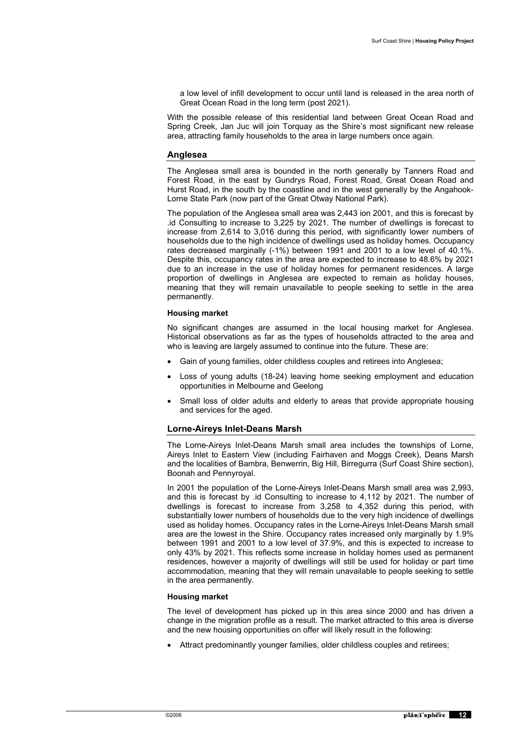a low level of infill development to occur until land is released in the area north of Great Ocean Road in the long term (post 2021).

With the possible release of this residential land between Great Ocean Road and Spring Creek, Jan Juc will join Torquay as the Shire's most significant new release area, attracting family households to the area in large numbers once again.

## Anglesea

The Anglesea small area is bounded in the north generally by Tanners Road and Forest Road, in the east by Gundrys Road, Forest Road, Great Ocean Road and Hurst Road, in the south by the coastline and in the west generally by the Angahook-Lorne State Park (now part of the Great Otway National Park).

The population of the Anglesea small area was 2,443 ion 2001, and this is forecast by .id Consulting to increase to 3,225 by 2021. The number of dwellings is forecast to increase from 2,614 to 3,016 during this period, with significantly lower numbers of households due to the high incidence of dwellings used as holiday homes. Occupancy rates decreased marginally (-1%) between 1991 and 2001 to a low level of 40.1%. Despite this, occupancy rates in the area are expected to increase to 48.6% by 2021 due to an increase in the use of holiday homes for permanent residences. A large proportion of dwellings in Anglesea are expected to remain as holiday houses, meaning that they will remain unavailable to people seeking to settle in the area permanently.

#### Housing market

No significant changes are assumed in the local housing market for Anglesea. Historical observations as far as the types of households attracted to the area and who is leaving are largely assumed to continue into the future. These are:

- Gain of young families, older childless couples and retirees into Anglesea;
- Loss of young adults (18-24) leaving home seeking employment and education opportunities in Melbourne and Geelong
- Small loss of older adults and elderly to areas that provide appropriate housing and services for the aged.

## Lorne-Aireys Inlet-Deans Marsh

The Lorne-Aireys Inlet-Deans Marsh small area includes the townships of Lorne, Aireys Inlet to Eastern View (including Fairhaven and Moggs Creek), Deans Marsh and the localities of Bambra, Benwerrin, Big Hill, Birregurra (Surf Coast Shire section), Boonah and Pennyroyal.

In 2001 the population of the Lorne-Aireys Inlet-Deans Marsh small area was 2,993, and this is forecast by .id Consulting to increase to 4,112 by 2021. The number of dwellings is forecast to increase from 3,258 to 4,352 during this period, with substantially lower numbers of households due to the very high incidence of dwellings used as holiday homes. Occupancy rates in the Lorne-Aireys Inlet-Deans Marsh small area are the lowest in the Shire. Occupancy rates increased only marginally by 1.9% between 1991 and 2001 to a low level of 37.9%, and this is expected to increase to only 43% by 2021. This reflects some increase in holiday homes used as permanent residences, however a majority of dwellings will still be used for holiday or part time accommodation, meaning that they will remain unavailable to people seeking to settle in the area permanently.

#### Housing market

The level of development has picked up in this area since 2000 and has driven a change in the migration profile as a result. The market attracted to this area is diverse and the new housing opportunities on offer will likely result in the following:

- Attract predominantly younger families, older childless couples and retirees;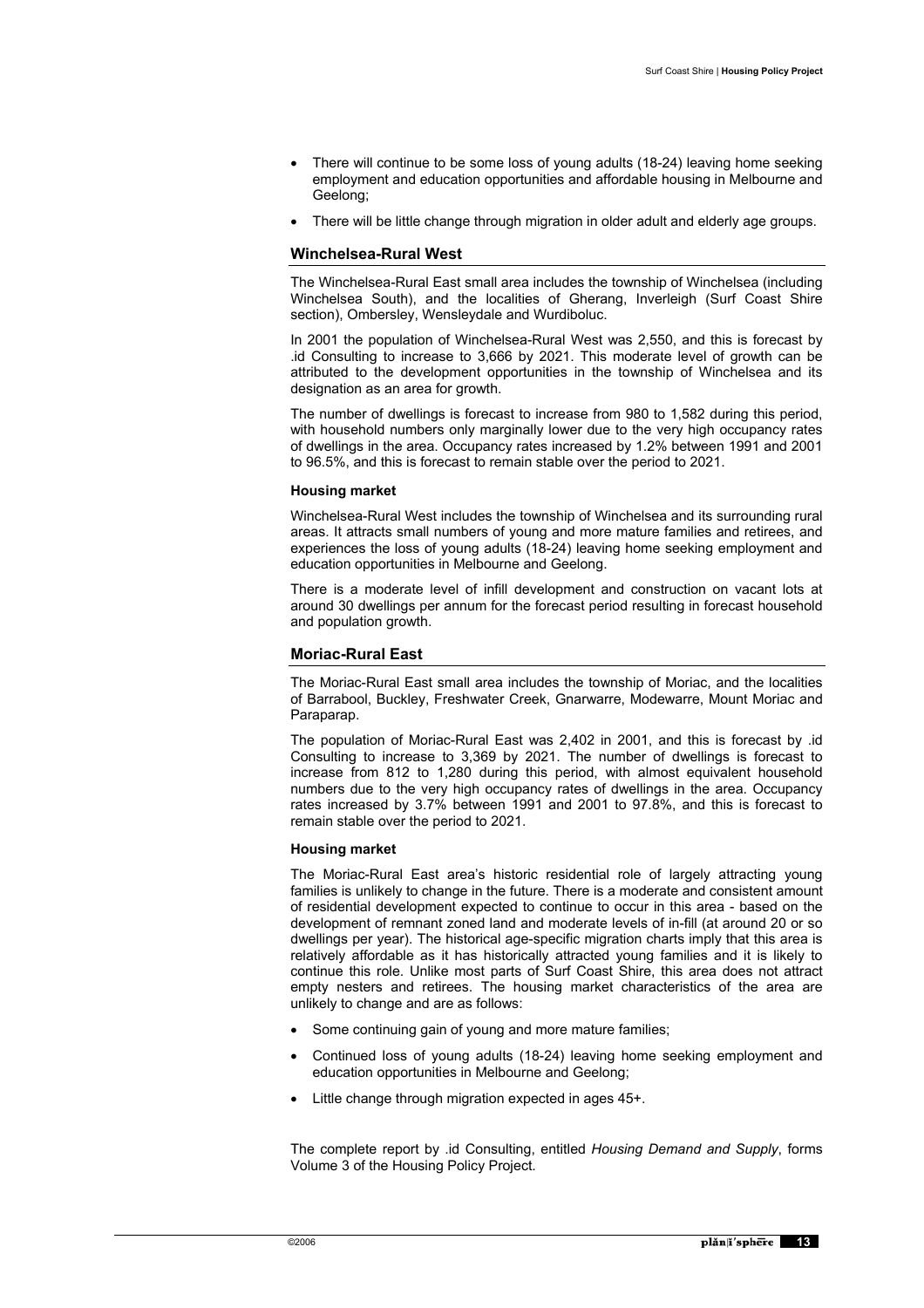- There will continue to be some loss of young adults (18-24) leaving home seeking employment and education opportunities and affordable housing in Melbourne and Geelong;
- There will be little change through migration in older adult and elderly age groups.

## Winchelsea-Rural West

The Winchelsea-Rural East small area includes the township of Winchelsea (including Winchelsea South), and the localities of Gherang, Inverleigh (Surf Coast Shire section), Ombersley, Wensleydale and Wurdiboluc.

In 2001 the population of Winchelsea-Rural West was 2,550, and this is forecast by .id Consulting to increase to 3,666 by 2021. This moderate level of growth can be attributed to the development opportunities in the township of Winchelsea and its designation as an area for growth.

The number of dwellings is forecast to increase from 980 to 1,582 during this period, with household numbers only marginally lower due to the very high occupancy rates of dwellings in the area. Occupancy rates increased by 1.2% between 1991 and 2001 to 96.5%, and this is forecast to remain stable over the period to 2021.

**Housing market**

Winchelsea-Rural West includes the township of Winchelsea and its surrounding rural areas. It attracts small numbers of young and more mature families and retirees, and experiences the loss of young adults (18-24) leaving home seeking employment and education opportunities in Melbourne and Geelong.

There is a moderate level of infill development and construction on vacant lots at around 30 dwellings per annum for the forecast period resulting in forecast household and population growth.

## Moriac-Rural East

The Moriac-Rural East small area includes the township of Moriac, and the localities of Barrabool, Buckley, Freshwater Creek, Gnarwarre, Modewarre, Mount Moriac and Paraparap.

The population of Moriac-Rural East was 2,402 in 2001, and this is forecast by .id Consulting to increase to 3,369 by 2021. The number of dwellings is forecast to increase from 812 to 1,280 during this period, with almost equivalent household numbers due to the very high occupancy rates of dwellings in the area. Occupancy rates increased by 3.7% between 1991 and 2001 to 97.8%, and this is forecast to remain stable over the period to 2021.

**Housing market**

The Moriac-Rural East area's historic residential role of largely attracting young families is unlikely to change in the future. There is a moderate and consistent amount of residential development expected to continue to occur in this area - based on the development of remnant zoned land and moderate levels of in-fill (at around 20 or so dwellings per year). The historical age-specific migration charts imply that this area is relatively affordable as it has historically attracted young families and it is likely to continue this role. Unlike most parts of Surf Coast Shire, this area does not attract empty nesters and retirees. The housing market characteristics of the area are unlikely to change and are as follows:

- Some continuing gain of young and more mature families;
- Continued loss of young adults (18-24) leaving home seeking employment and education opportunities in Melbourne and Geelong;
- Little change through migration expected in ages 45+.

The complete report by .id Consulting, entitled *Housing Demand and Supply*, forms Volume 3 of the Housing Policy Project.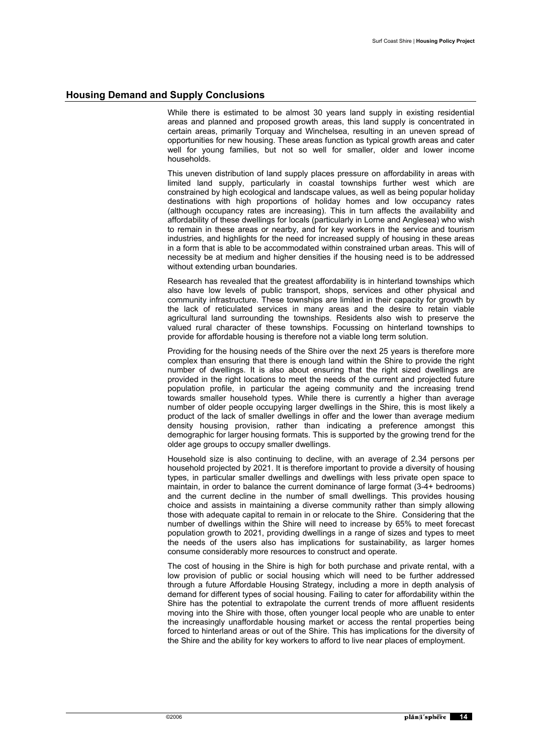## Housing Demand and Supply Conclusions

While there is estimated to be almost 30 years land supply in existing residential areas and planned and proposed growth areas, this land supply is concentrated in certain areas, primarily Torquay and Winchelsea, resulting in an uneven spread of opportunities for new housing. These areas function as typical growth areas and cater well for young families, but not so well for smaller, older and lower income households.

This uneven distribution of land supply places pressure on affordability in areas with limited land supply, particularly in coastal townships further west which are constrained by high ecological and landscape values, as well as being popular holiday destinations with high proportions of holiday homes and low occupancy rates (although occupancy rates are increasing). This in turn affects the availability and affordability of these dwellings for locals (particularly in Lorne and Anglesea) who wish to remain in these areas or nearby, and for key workers in the service and tourism industries, and highlights for the need for increased supply of housing in these areas in a form that is able to be accommodated within constrained urban areas. This will of necessity be at medium and higher densities if the housing need is to be addressed without extending urban boundaries.

Research has revealed that the greatest affordability is in hinterland townships which also have low levels of public transport, shops, services and other physical and community infrastructure. These townships are limited in their capacity for growth by the lack of reticulated services in many areas and the desire to retain viable agricultural land surrounding the townships. Residents also wish to preserve the valued rural character of these townships. Focussing on hinterland townships to provide for affordable housing is therefore not a viable long term solution.

Providing for the housing needs of the Shire over the next 25 years is therefore more complex than ensuring that there is enough land within the Shire to provide the right number of dwellings. It is also about ensuring that the right sized dwellings are provided in the right locations to meet the needs of the current and projected future population profile, in particular the ageing community and the increasing trend towards smaller household types. While there is currently a higher than average number of older people occupying larger dwellings in the Shire, this is most likely a product of the lack of smaller dwellings in offer and the lower than average medium density housing provision, rather than indicating a preference amongst this demographic for larger housing formats. This is supported by the growing trend for the older age groups to occupy smaller dwellings.

Household size is also continuing to decline, with an average of 2.34 persons per household projected by 2021. It is therefore important to provide a diversity of housing types, in particular smaller dwellings and dwellings with less private open space to maintain, in order to balance the current dominance of large format (3-4+ bedrooms) and the current decline in the number of small dwellings. This provides housing choice and assists in maintaining a diverse community rather than simply allowing those with adequate capital to remain in or relocate to the Shire. Considering that the number of dwellings within the Shire will need to increase by 65% to meet forecast population growth to 2021, providing dwellings in a range of sizes and types to meet the needs of the users also has implications for sustainability, as larger homes consume considerably more resources to construct and operate.

The cost of housing in the Shire is high for both purchase and private rental, with a low provision of public or social housing which will need to be further addressed through a future Affordable Housing Strategy, including a more in depth analysis of demand for different types of social housing. Failing to cater for affordability within the Shire has the potential to extrapolate the current trends of more affluent residents moving into the Shire with those, often younger local people who are unable to enter the increasingly unaffordable housing market or access the rental properties being forced to hinterland areas or out of the Shire. This has implications for the diversity of the Shire and the ability for key workers to afford to live near places of employment.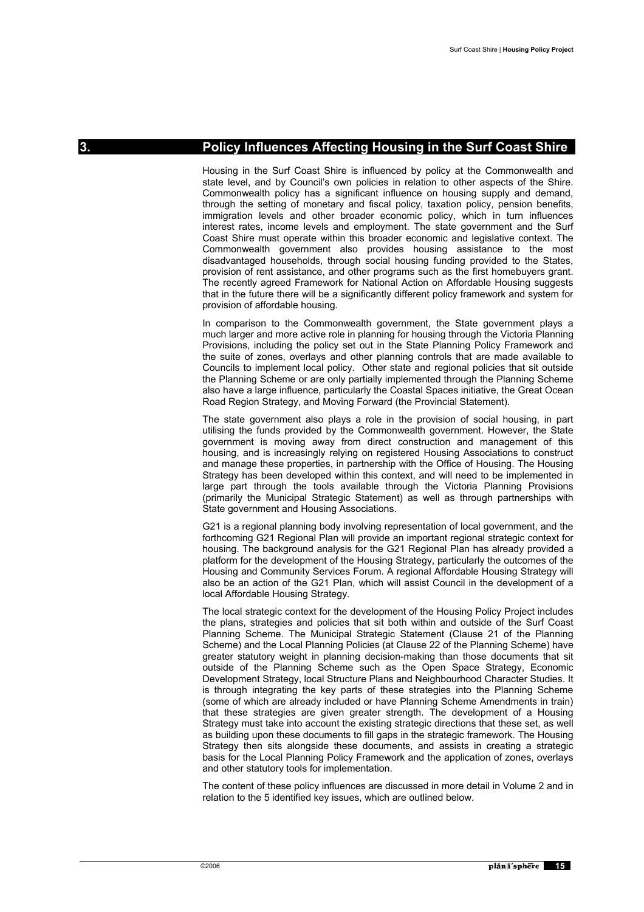# 3. Policy Influences Affecting Housing in the Surf Coast Shire

Housing in the Surf Coast Shire is influenced by policy at the Commonwealth and state level, and by Council's own policies in relation to other aspects of the Shire. Commonwealth policy has a significant influence on housing supply and demand, through the setting of monetary and fiscal policy, taxation policy, pension benefits, immigration levels and other broader economic policy, which in turn influences interest rates, income levels and employment. The state government and the Surf Coast Shire must operate within this broader economic and legislative context. The Commonwealth government also provides housing assistance to the most disadvantaged households, through social housing funding provided to the States, provision of rent assistance, and other programs such as the first homebuyers grant. The recently agreed Framework for National Action on Affordable Housing suggests that in the future there will be a significantly different policy framework and system for provision of affordable housing.

In comparison to the Commonwealth government, the State government plays a much larger and more active role in planning for housing through the Victoria Planning Provisions, including the policy set out in the State Planning Policy Framework and the suite of zones, overlays and other planning controls that are made available to Councils to implement local policy. Other state and regional policies that sit outside the Planning Scheme or are only partially implemented through the Planning Scheme also have a large influence, particularly the Coastal Spaces initiative, the Great Ocean Road Region Strategy, and Moving Forward (the Provincial Statement).

The state government also plays a role in the provision of social housing, in part utilising the funds provided by the Commonwealth government. However, the State government is moving away from direct construction and management of this housing, and is increasingly relying on registered Housing Associations to construct and manage these properties, in partnership with the Office of Housing. The Housing Strategy has been developed within this context, and will need to be implemented in large part through the tools available through the Victoria Planning Provisions (primarily the Municipal Strategic Statement) as well as through partnerships with State government and Housing Associations.

G21 is a regional planning body involving representation of local government, and the forthcoming G21 Regional Plan will provide an important regional strategic context for housing. The background analysis for the G21 Regional Plan has already provided a platform for the development of the Housing Strategy, particularly the outcomes of the Housing and Community Services Forum. A regional Affordable Housing Strategy will also be an action of the G21 Plan, which will assist Council in the development of a local Affordable Housing Strategy.

The local strategic context for the development of the Housing Policy Project includes the plans, strategies and policies that sit both within and outside of the Surf Coast Planning Scheme. The Municipal Strategic Statement (Clause 21 of the Planning Scheme) and the Local Planning Policies (at Clause 22 of the Planning Scheme) have greater statutory weight in planning decision-making than those documents that sit outside of the Planning Scheme such as the Open Space Strategy, Economic Development Strategy, local Structure Plans and Neighbourhood Character Studies. It is through integrating the key parts of these strategies into the Planning Scheme (some of which are already included or have Planning Scheme Amendments in train) that these strategies are given greater strength. The development of a Housing Strategy must take into account the existing strategic directions that these set, as well as building upon these documents to fill gaps in the strategic framework. The Housing Strategy then sits alongside these documents, and assists in creating a strategic basis for the Local Planning Policy Framework and the application of zones, overlays and other statutory tools for implementation.

The content of these policy influences are discussed in more detail in Volume 2 and in relation to the 5 identified key issues, which are outlined below.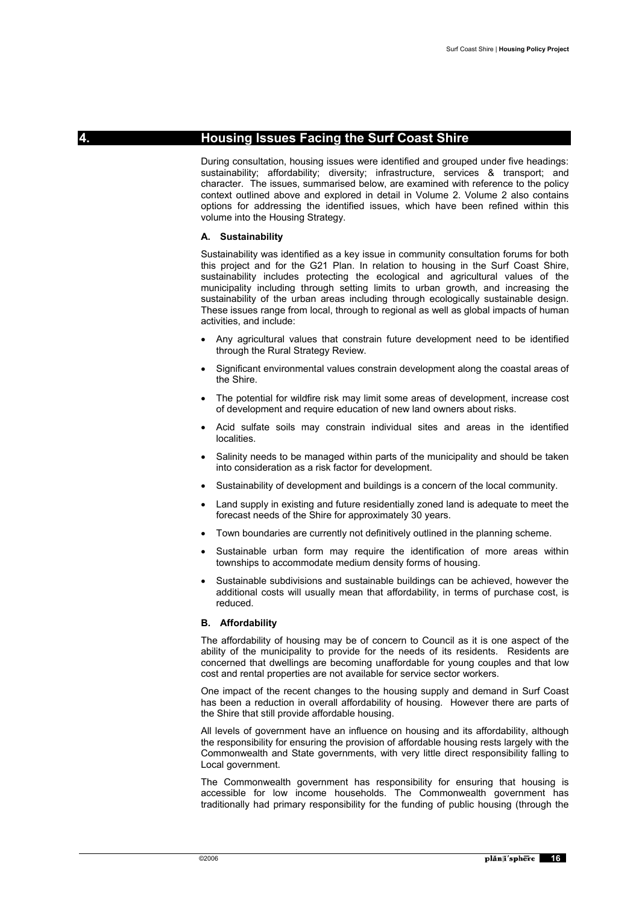# 4. Housing Issues Facing the Surf Coast Shire

During consultation, housing issues were identified and grouped under five headings: sustainability; affordability; diversity; infrastructure, services & transport; and character. The issues, summarised below, are examined with reference to the policy context outlined above and explored in detail in Volume 2. Volume 2 also contains options for addressing the identified issues, which have been refined within this volume into the Housing Strategy.

### A. Sustainability

Sustainability was identified as a key issue in community consultation forums for both this project and for the G21 Plan. In relation to housing in the Surf Coast Shire, sustainability includes protecting the ecological and agricultural values of the municipality including through setting limits to urban growth, and increasing the sustainability of the urban areas including through ecologically sustainable design. These issues range from local, through to regional as well as global impacts of human activities, and include:

- Any agricultural values that constrain future development need to be identified through the Rural Strategy Review.
- Significant environmental values constrain development along the coastal areas of the Shire.
- The potential for wildfire risk may limit some areas of development, increase cost of development and require education of new land owners about risks.
- Acid sulfate soils may constrain individual sites and areas in the identified localities.
- Salinity needs to be managed within parts of the municipality and should be taken into consideration as a risk factor for development.
- Sustainability of development and buildings is a concern of the local community.
- Land supply in existing and future residentially zoned land is adequate to meet the forecast needs of the Shire for approximately 30 years.
- Town boundaries are currently not definitively outlined in the planning scheme.
- Sustainable urban form may require the identification of more areas within townships to accommodate medium density forms of housing.
- Sustainable subdivisions and sustainable buildings can be achieved, however the additional costs will usually mean that affordability, in terms of purchase cost, is reduced.

### B. Affordability

The affordability of housing may be of concern to Council as it is one aspect of the ability of the municipality to provide for the needs of its residents. Residents are concerned that dwellings are becoming unaffordable for young couples and that low cost and rental properties are not available for service sector workers.

One impact of the recent changes to the housing supply and demand in Surf Coast has been a reduction in overall affordability of housing. However there are parts of the Shire that still provide affordable housing.

All levels of government have an influence on housing and its affordability, although the responsibility for ensuring the provision of affordable housing rests largely with the Commonwealth and State governments, with very little direct responsibility falling to Local government.

The Commonwealth government has responsibility for ensuring that housing is accessible for low income households. The Commonwealth government has traditionally had primary responsibility for the funding of public housing (through the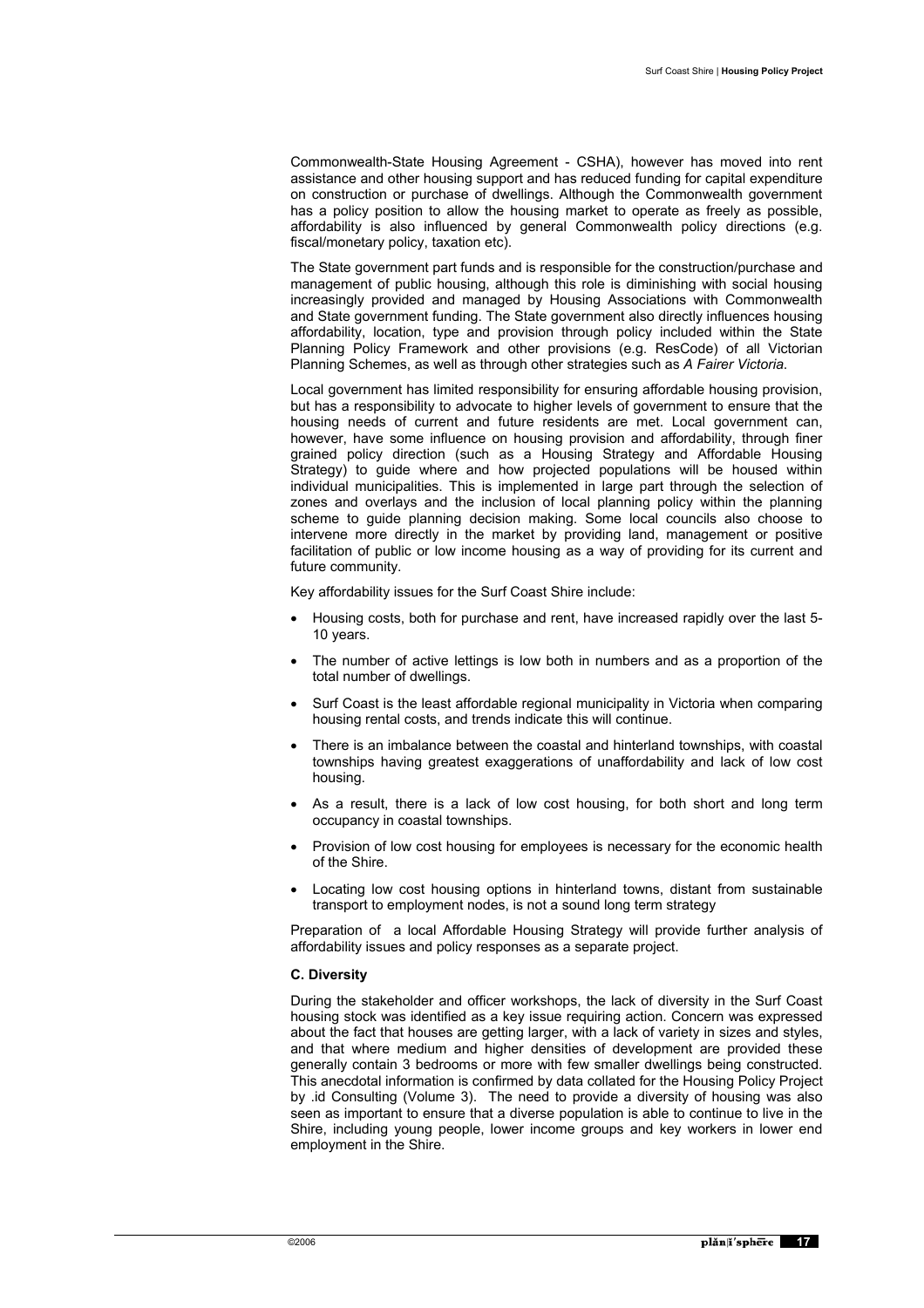Commonwealth-State Housing Agreement - CSHA), however has moved into rent assistance and other housing support and has reduced funding for capital expenditure on construction or purchase of dwellings. Although the Commonwealth government has a policy position to allow the housing market to operate as freely as possible, affordability is also influenced by general Commonwealth policy directions (e.g. fiscal/monetary policy, taxation etc).

The State government part funds and is responsible for the construction/purchase and management of public housing, although this role is diminishing with social housing increasingly provided and managed by Housing Associations with Commonwealth and State government funding. The State government also directly influences housing affordability, location, type and provision through policy included within the State Planning Policy Framework and other provisions (e.g. ResCode) of all Victorian Planning Schemes, as well as through other strategies such as *A Fairer Victoria*.

Local government has limited responsibility for ensuring affordable housing provision, but has a responsibility to advocate to higher levels of government to ensure that the housing needs of current and future residents are met. Local government can, however, have some influence on housing provision and affordability, through finer grained policy direction (such as a Housing Strategy and Affordable Housing Strategy) to guide where and how projected populations will be housed within individual municipalities. This is implemented in large part through the selection of zones and overlays and the inclusion of local planning policy within the planning scheme to guide planning decision making. Some local councils also choose to intervene more directly in the market by providing land, management or positive facilitation of public or low income housing as a way of providing for its current and future community.

Key affordability issues for the Surf Coast Shire include:

- Housing costs, both for purchase and rent, have increased rapidly over the last 5-10 years.
- The number of active lettings is low both in numbers and as a proportion of the total number of dwellings.
- Surf Coast is the least affordable regional municipality in Victoria when comparing housing rental costs, and trends indicate this will continue.
- There is an imbalance between the coastal and hinterland townships, with coastal townships having greatest exaggerations of unaffordability and lack of low cost housing.
- As a result, there is a lack of low cost housing, for both short and long term occupancy in coastal townships.
- Provision of low cost housing for employees is necessary for the economic health of the Shire.
- Locating low cost housing options in hinterland towns, distant from sustainable transport to employment nodes, is not a sound long term strategy

Preparation of a local Affordable Housing Strategy will provide further analysis of affordability issues and policy responses as a separate project.

**C. Diversity**

During the stakeholder and officer workshops, the lack of diversity in the Surf Coast housing stock was identified as a key issue requiring action. Concern was expressed about the fact that houses are getting larger, with a lack of variety in sizes and styles, and that where medium and higher densities of development are provided these generally contain 3 bedrooms or more with few smaller dwellings being constructed. This anecdotal information is confirmed by data collated for the Housing Policy Project by .id Consulting (Volume 3). The need to provide a diversity of housing was also seen as important to ensure that a diverse population is able to continue to live in the Shire, including young people, lower income groups and key workers in lower end employment in the Shire.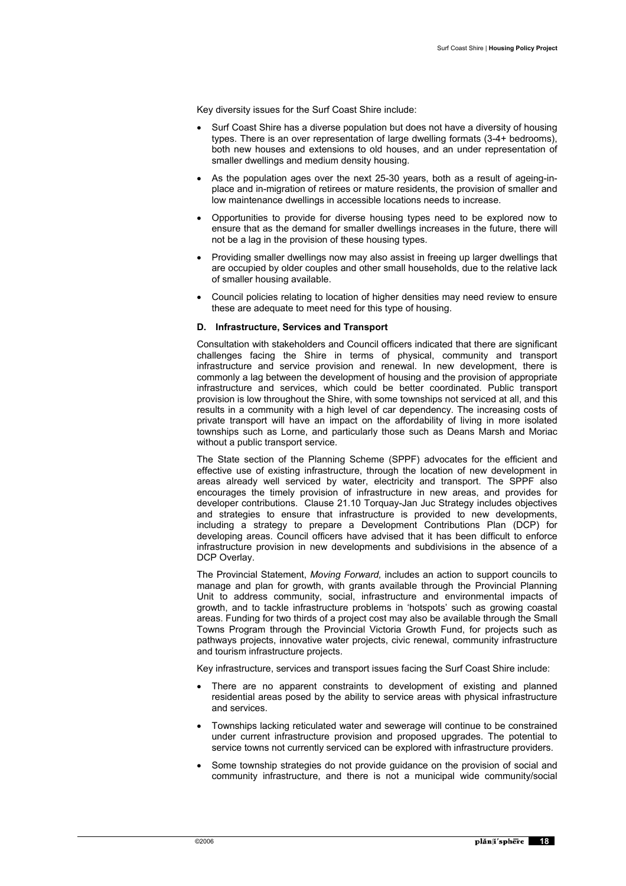Key diversity issues for the Surf Coast Shire include:

- Surf Coast Shire has a diverse population but does not have a diversity of housing types. There is an over representation of large dwelling formats (3-4+ bedrooms), both new houses and extensions to old houses, and an under representation of smaller dwellings and medium density housing.
- As the population ages over the next 25-30 years, both as a result of ageing-in-place and in-migration of retirees or mature residents, the provision of smaller and low maintenance dwellings in accessible locations needs to increase.
- Opportunities to provide for diverse housing types need to be explored now to ensure that as the demand for smaller dwellings increases in the future, there will not be a lag in the provision of these housing types.
- Providing smaller dwellings now may also assist in freeing up larger dwellings that are occupied by older couples and other small households, due to the relative lack of smaller housing available.
- Council policies relating to location of higher densities may need review to ensure these are adequate to meet need for this type of housing.

#### D. Infrastructure, Services and Transport

Consultation with stakeholders and Council officers indicated that there are significant challenges facing the Shire in terms of physical, community and transport infrastructure and service provision and renewal. In new development, there is commonly a lag between the development of housing and the provision of appropriate infrastructure and services, which could be better coordinated. Public transport provision is low throughout the Shire, with some townships not serviced at all, and this results in a community with a high level of car dependency. The increasing costs of private transport will have an impact on the affordability of living in more isolated townships such as Lorne, and particularly those such as Deans Marsh and Moriac without a public transport service.

The State section of the Planning Scheme (SPPF) advocates for the efficient and effective use of existing infrastructure, through the location of new development in areas already well serviced by water, electricity and transport. The SPPF also encourages the timely provision of infrastructure in new areas, and provides for developer contributions. Clause 21.10 Torquay-Jan Juc Strategy includes objectives and strategies to ensure that infrastructure is provided to new developments, including a strategy to prepare a Development Contributions Plan (DCP) for developing areas. Council officers have advised that it has been difficult to enforce infrastructure provision in new developments and subdivisions in the absence of a DCP Overlay.

The Provincial Statement, *Moving Forward,* includes an action to support councils to manage and plan for growth, with grants available through the Provincial Planning Unit to address community, social, infrastructure and environmental impacts of growth, and to tackle infrastructure problems in 'hotspots' such as growing coastal areas. Funding for two thirds of a project cost may also be available through the Small Towns Program through the Provincial Victoria Growth Fund, for projects such as pathways projects, innovative water projects, civic renewal, community infrastructure and tourism infrastructure projects.

Key infrastructure, services and transport issues facing the Surf Coast Shire include:

- There are no apparent constraints to development of existing and planned residential areas posed by the ability to service areas with physical infrastructure and services.
- Townships lacking reticulated water and sewerage will continue to be constrained under current infrastructure provision and proposed upgrades. The potential to service towns not currently serviced can be explored with infrastructure providers.
- Some township strategies do not provide guidance on the provision of social and community infrastructure, and there is not a municipal wide community/social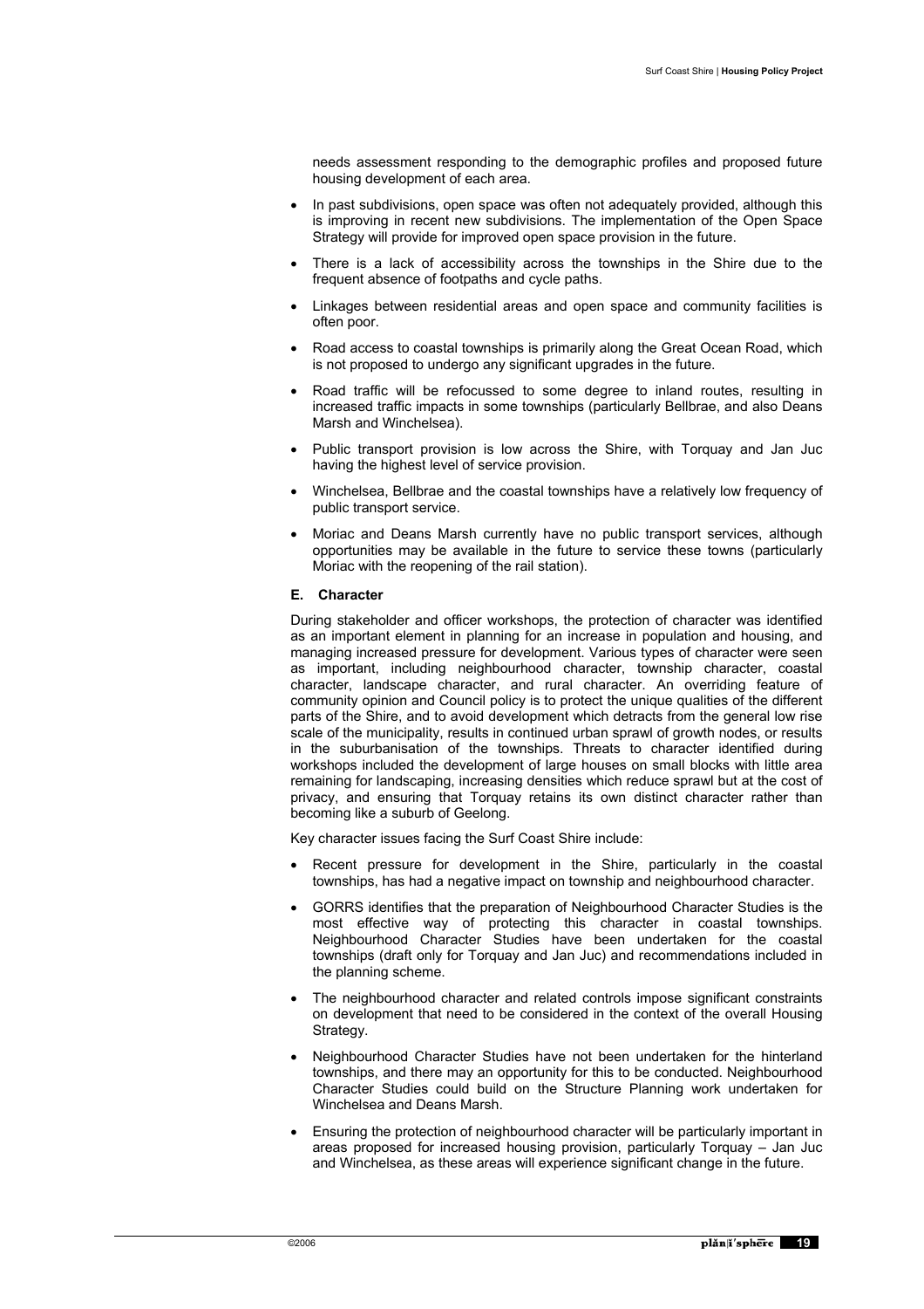needs assessment responding to the demographic profiles and proposed future housing development of each area.

- In past subdivisions, open space was often not adequately provided, although this is improving in recent new subdivisions. The implementation of the Open Space Strategy will provide for improved open space provision in the future.
- There is a lack of accessibility across the townships in the Shire due to the frequent absence of footpaths and cycle paths.
- Linkages between residential areas and open space and community facilities is often poor.
- Road access to coastal townships is primarily along the Great Ocean Road, which is not proposed to undergo any significant upgrades in the future.
- Road traffic will be refocussed to some degree to inland routes, resulting in increased traffic impacts in some townships (particularly Bellbrae, and also Deans Marsh and Winchelsea).
- Public transport provision is low across the Shire, with Torquay and Jan Juc having the highest level of service provision.
- Winchelsea, Bellbrae and the coastal townships have a relatively low frequency of public transport service.
- Moriac and Deans Marsh currently have no public transport services, although opportunities may be available in the future to service these towns (particularly Moriac with the reopening of the rail station).

#### E. Character

During stakeholder and officer workshops, the protection of character was identified as an important element in planning for an increase in population and housing, and managing increased pressure for development. Various types of character were seen as important, including neighbourhood character, township character, coastal character, landscape character, and rural character. An overriding feature of community opinion and Council policy is to protect the unique qualities of the different parts of the Shire, and to avoid development which detracts from the general low rise scale of the municipality, results in continued urban sprawl of growth nodes, or results in the suburbanisation of the townships. Threats to character identified during workshops included the development of large houses on small blocks with little area remaining for landscaping, increasing densities which reduce sprawl but at the cost of privacy, and ensuring that Torquay retains its own distinct character rather than becoming like a suburb of Geelong.

Key character issues facing the Surf Coast Shire include:

- Recent pressure for development in the Shire, particularly in the coastal townships, has had a negative impact on township and neighbourhood character.
- GORRS identifies that the preparation of Neighbourhood Character Studies is the most effective way of protecting this character in coastal townships. Neighbourhood Character Studies have been undertaken for the coastal townships (draft only for Torquay and Jan Juc) and recommendations included in the planning scheme.
- The neighbourhood character and related controls impose significant constraints on development that need to be considered in the context of the overall Housing Strategy.
- Neighbourhood Character Studies have not been undertaken for the hinterland townships, and there may an opportunity for this to be conducted. Neighbourhood Character Studies could build on the Structure Planning work undertaken for Winchelsea and Deans Marsh.
- Ensuring the protection of neighbourhood character will be particularly important in areas proposed for increased housing provision, particularly Torquay – Jan Juc and Winchelsea, as these areas will experience significant change in the future.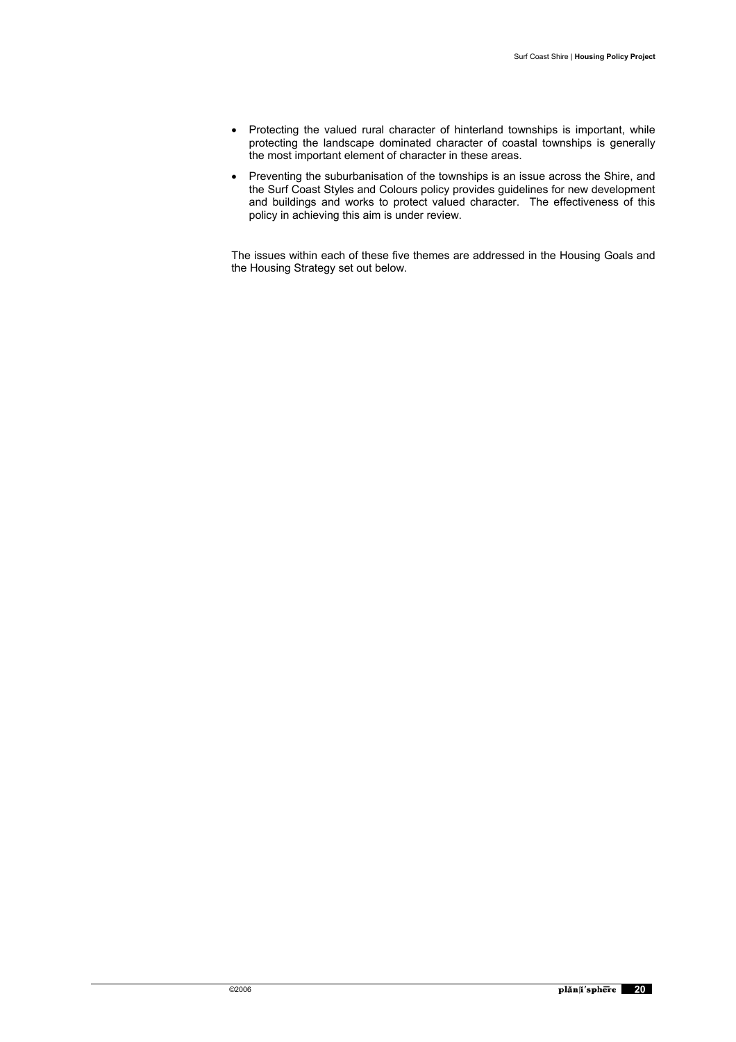- Protecting the valued rural character of hinterland townships is important, while protecting the landscape dominated character of coastal townships is generally the most important element of character in these areas.
- Preventing the suburbanisation of the townships is an issue across the Shire, and the Surf Coast Styles and Colours policy provides guidelines for new development and buildings and works to protect valued character. The effectiveness of this policy in achieving this aim is under review.

The issues within each of these five themes are addressed in the Housing Goals and the Housing Strategy set out below.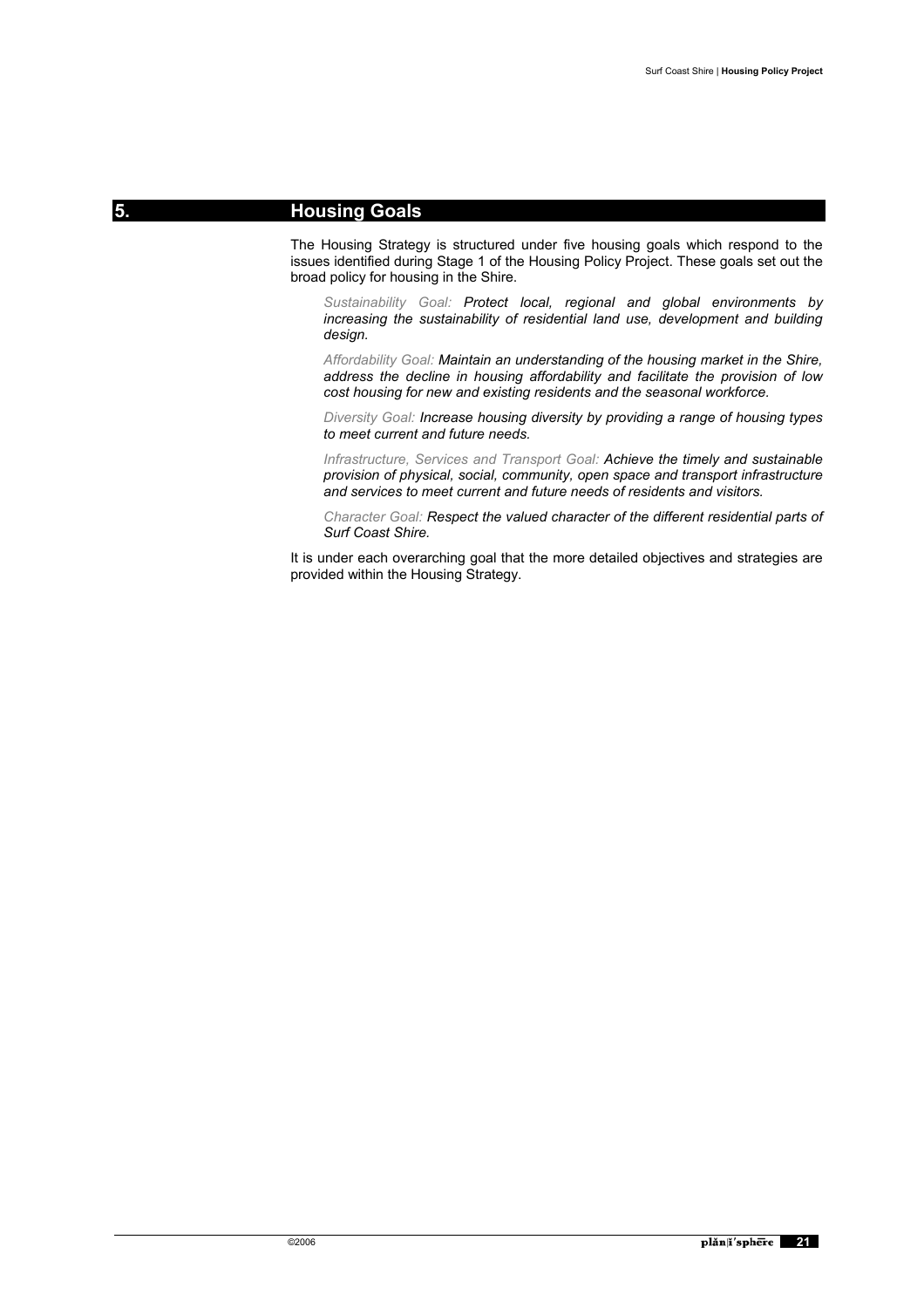# 5. Housing Goals

The Housing Strategy is structured under five housing goals which respond to the issues identified during Stage 1 of the Housing Policy Project. These goals set out the broad policy for housing in the Shire.

> *Sustainability Goal:* ***Protect local, regional and global environments by increasing the sustainability of residential land use, development and building design.***
>
> *Affordability Goal:* ***Maintain an understanding of the housing market in the Shire, address the decline in housing affordability and facilitate the provision of low cost housing for new and existing residents and the seasonal workforce.***
>
> *Diversity Goal:* ***Increase housing diversity by providing a range of housing types to meet current and future needs.***
>
> *Infrastructure, Services and Transport Goal:* ***Achieve the timely and sustainable provision of physical, social, community, open space and transport infrastructure and services to meet current and future needs of residents and visitors.***
>
> *Character Goal:* ***Respect the valued character of the different residential parts of Surf Coast Shire.***

It is under each overarching goal that the more detailed objectives and strategies are provided within the Housing Strategy.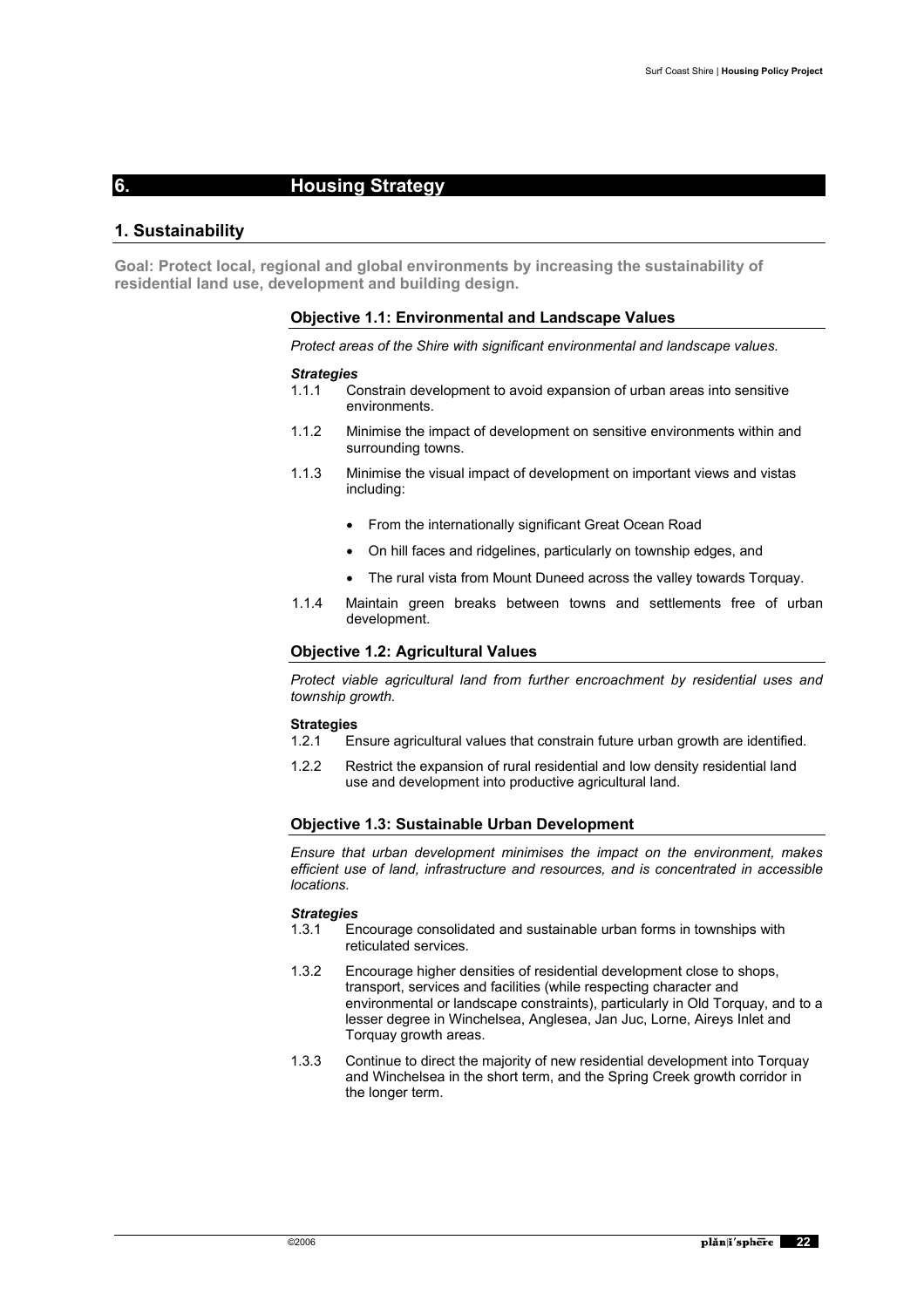# 6. Housing Strategy

## 1. Sustainability

**Goal: Protect local, regional and global environments by increasing the sustainability of residential land use, development and building design.**

### Objective 1.1: Environmental and Landscape Values

*Protect areas of the Shire with significant environmental and landscape values.*

***Strategies***

1.1.1 Constrain development to avoid expansion of urban areas into sensitive environments.

1.1.2 Minimise the impact of development on sensitive environments within and surrounding towns.

1.1.3 Minimise the visual impact of development on important views and vistas including:

- From the internationally significant Great Ocean Road
- On hill faces and ridgelines, particularly on township edges, and
- The rural vista from Mount Duneed across the valley towards Torquay.

1.1.4 Maintain green breaks between towns and settlements free of urban development.

### Objective 1.2: Agricultural Values

*Protect viable agricultural land from further encroachment by residential uses and township growth.*

**Strategies**

1.2.1 Ensure agricultural values that constrain future urban growth are identified.

1.2.2 Restrict the expansion of rural residential and low density residential land use and development into productive agricultural land.

### Objective 1.3: Sustainable Urban Development

*Ensure that urban development minimises the impact on the environment, makes efficient use of land, infrastructure and resources, and is concentrated in accessible locations.*

***Strategies***

1.3.1 Encourage consolidated and sustainable urban forms in townships with reticulated services.

1.3.2 Encourage higher densities of residential development close to shops, transport, services and facilities (while respecting character and environmental or landscape constraints), particularly in Old Torquay, and to a lesser degree in Winchelsea, Anglesea, Jan Juc, Lorne, Aireys Inlet and Torquay growth areas.

1.3.3 Continue to direct the majority of new residential development into Torquay and Winchelsea in the short term, and the Spring Creek growth corridor in the longer term.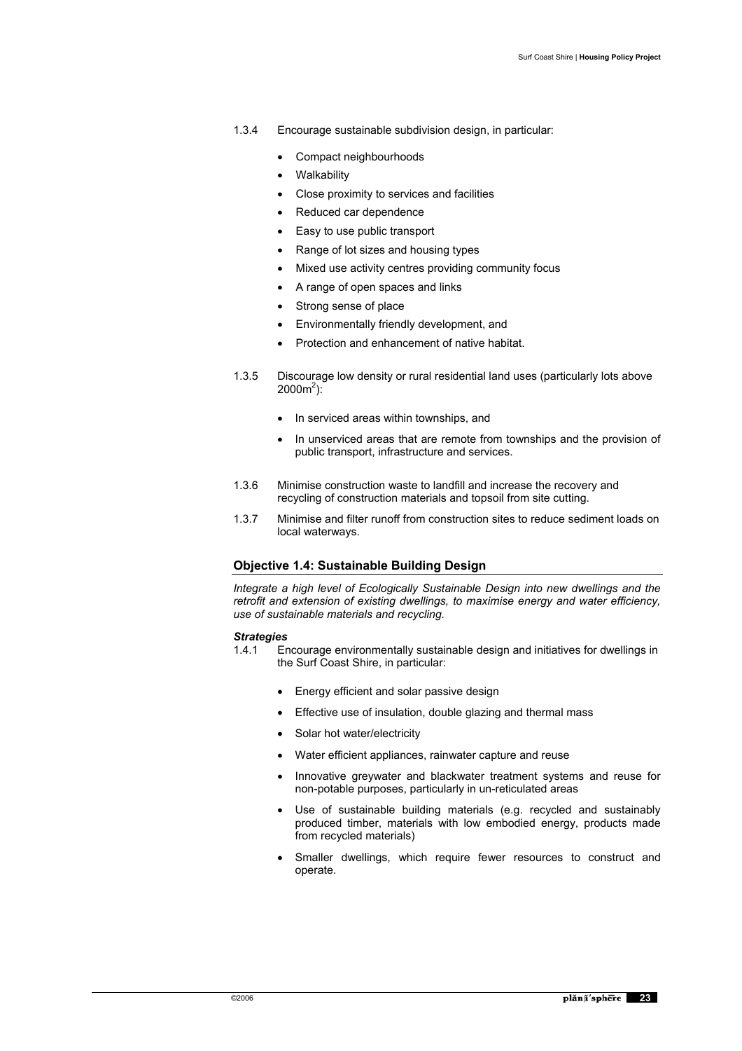1.3.4 Encourage sustainable subdivision design, in particular:

- Compact neighbourhoods
- Walkability
- Close proximity to services and facilities
- Reduced car dependence
- Easy to use public transport
- Range of lot sizes and housing types
- Mixed use activity centres providing community focus
- A range of open spaces and links
- Strong sense of place
- Environmentally friendly development, and
- Protection and enhancement of native habitat.

1.3.5 Discourage low density or rural residential land uses (particularly lots above $2000m^2$):

- In serviced areas within townships, and
- In unserviced areas that are remote from townships and the provision of public transport, infrastructure and services.

1.3.6 Minimise construction waste to landfill and increase the recovery and recycling of construction materials and topsoil from site cutting.

1.3.7 Minimise and filter runoff from construction sites to reduce sediment loads on local waterways.

### Objective 1.4: Sustainable Building Design

*Integrate a high level of Ecologically Sustainable Design into new dwellings and the retrofit and extension of existing dwellings, to maximise energy and water efficiency, use of sustainable materials and recycling.*

***Strategies***

1.4.1 Encourage environmentally sustainable design and initiatives for dwellings in the Surf Coast Shire, in particular:

- Energy efficient and solar passive design
- Effective use of insulation, double glazing and thermal mass
- Solar hot water/electricity
- Water efficient appliances, rainwater capture and reuse
- Innovative greywater and blackwater treatment systems and reuse for non-potable purposes, particularly in un-reticulated areas
- Use of sustainable building materials (e.g. recycled and sustainably produced timber, materials with low embodied energy, products made from recycled materials)
- Smaller dwellings, which require fewer resources to construct and operate.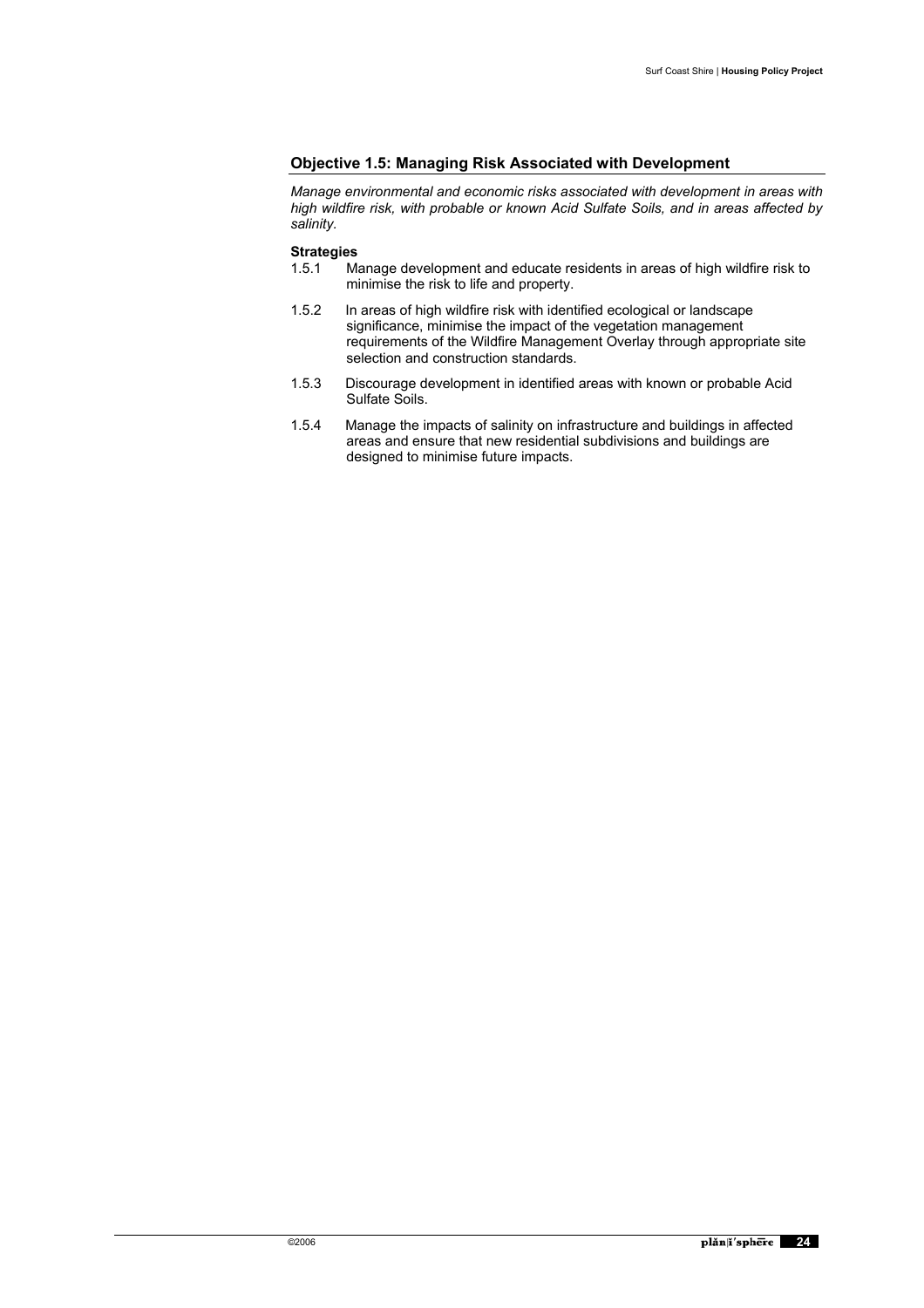### Objective 1.5: Managing Risk Associated with Development

*Manage environmental and economic risks associated with development in areas with high wildfire risk, with probable or known Acid Sulfate Soils, and in areas affected by salinity.*

**Strategies**

1.5.1 Manage development and educate residents in areas of high wildfire risk to minimise the risk to life and property.

1.5.2 In areas of high wildfire risk with identified ecological or landscape significance, minimise the impact of the vegetation management requirements of the Wildfire Management Overlay through appropriate site selection and construction standards.

1.5.3 Discourage development in identified areas with known or probable Acid Sulfate Soils.

1.5.4 Manage the impacts of salinity on infrastructure and buildings in affected areas and ensure that new residential subdivisions and buildings are designed to minimise future impacts.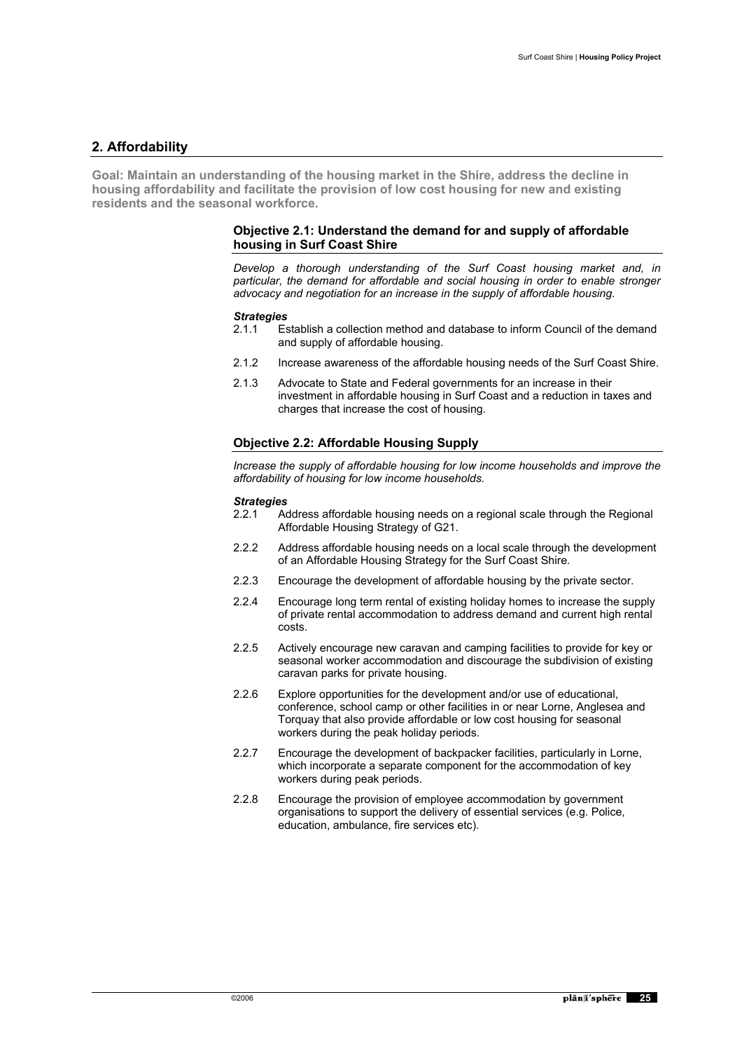## 2. Affordability

**Goal: Maintain an understanding of the housing market in the Shire, address the decline in housing affordability and facilitate the provision of low cost housing for new and existing residents and the seasonal workforce.**

### Objective 2.1: Understand the demand for and supply of affordable housing in Surf Coast Shire

*Develop a thorough understanding of the Surf Coast housing market and, in particular, the demand for affordable and social housing in order to enable stronger advocacy and negotiation for an increase in the supply of affordable housing.*

***Strategies***

2.1.1 Establish a collection method and database to inform Council of the demand and supply of affordable housing.

2.1.2 Increase awareness of the affordable housing needs of the Surf Coast Shire.

2.1.3 Advocate to State and Federal governments for an increase in their investment in affordable housing in Surf Coast and a reduction in taxes and charges that increase the cost of housing.

### Objective 2.2: Affordable Housing Supply

*Increase the supply of affordable housing for low income households and improve the affordability of housing for low income households.*

***Strategies***

2.2.1 Address affordable housing needs on a regional scale through the Regional Affordable Housing Strategy of G21.

2.2.2 Address affordable housing needs on a local scale through the development of an Affordable Housing Strategy for the Surf Coast Shire.

2.2.3 Encourage the development of affordable housing by the private sector.

2.2.4 Encourage long term rental of existing holiday homes to increase the supply of private rental accommodation to address demand and current high rental costs.

2.2.5 Actively encourage new caravan and camping facilities to provide for key or seasonal worker accommodation and discourage the subdivision of existing caravan parks for private housing.

2.2.6 Explore opportunities for the development and/or use of educational, conference, school camp or other facilities in or near Lorne, Anglesea and Torquay that also provide affordable or low cost housing for seasonal workers during the peak holiday periods.

2.2.7 Encourage the development of backpacker facilities, particularly in Lorne, which incorporate a separate component for the accommodation of key workers during peak periods.

2.2.8 Encourage the provision of employee accommodation by government organisations to support the delivery of essential services (e.g. Police, education, ambulance, fire services etc).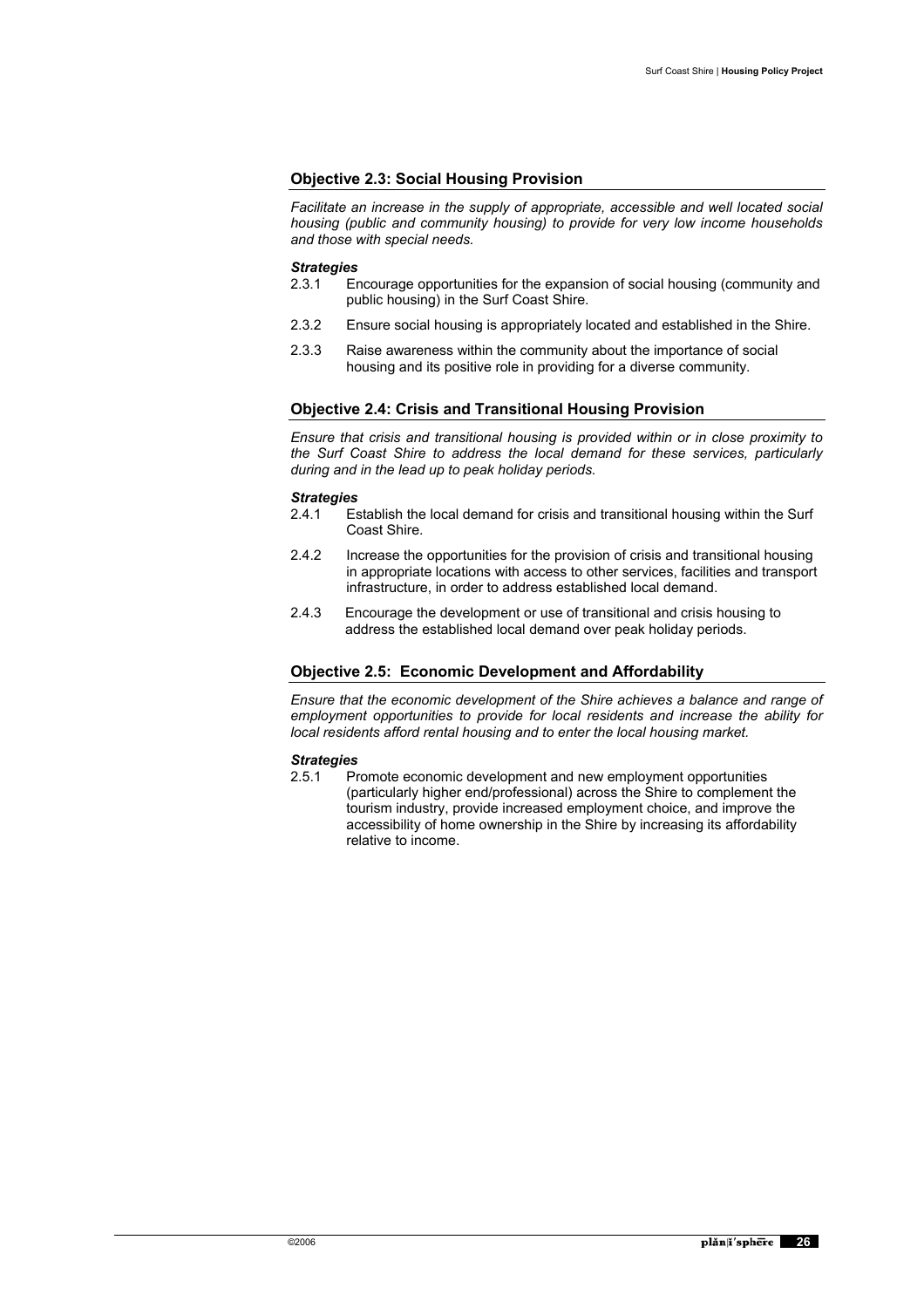### Objective 2.3: Social Housing Provision

*Facilitate an increase in the supply of appropriate, accessible and well located social housing (public and community housing) to provide for very low income households and those with special needs.*

***Strategies***

2.3.1 Encourage opportunities for the expansion of social housing (community and public housing) in the Surf Coast Shire.

2.3.2 Ensure social housing is appropriately located and established in the Shire.

2.3.3 Raise awareness within the community about the importance of social housing and its positive role in providing for a diverse community.

### Objective 2.4: Crisis and Transitional Housing Provision

*Ensure that crisis and transitional housing is provided within or in close proximity to the Surf Coast Shire to address the local demand for these services, particularly during and in the lead up to peak holiday periods.*

***Strategies***

2.4.1 Establish the local demand for crisis and transitional housing within the Surf Coast Shire.

2.4.2 Increase the opportunities for the provision of crisis and transitional housing in appropriate locations with access to other services, facilities and transport infrastructure, in order to address established local demand.

2.4.3 Encourage the development or use of transitional and crisis housing to address the established local demand over peak holiday periods.

### Objective 2.5: Economic Development and Affordability

*Ensure that the economic development of the Shire achieves a balance and range of employment opportunities to provide for local residents and increase the ability for local residents afford rental housing and to enter the local housing market.*

***Strategies***

2.5.1 Promote economic development and new employment opportunities (particularly higher end/professional) across the Shire to complement the tourism industry, provide increased employment choice, and improve the accessibility of home ownership in the Shire by increasing its affordability relative to income.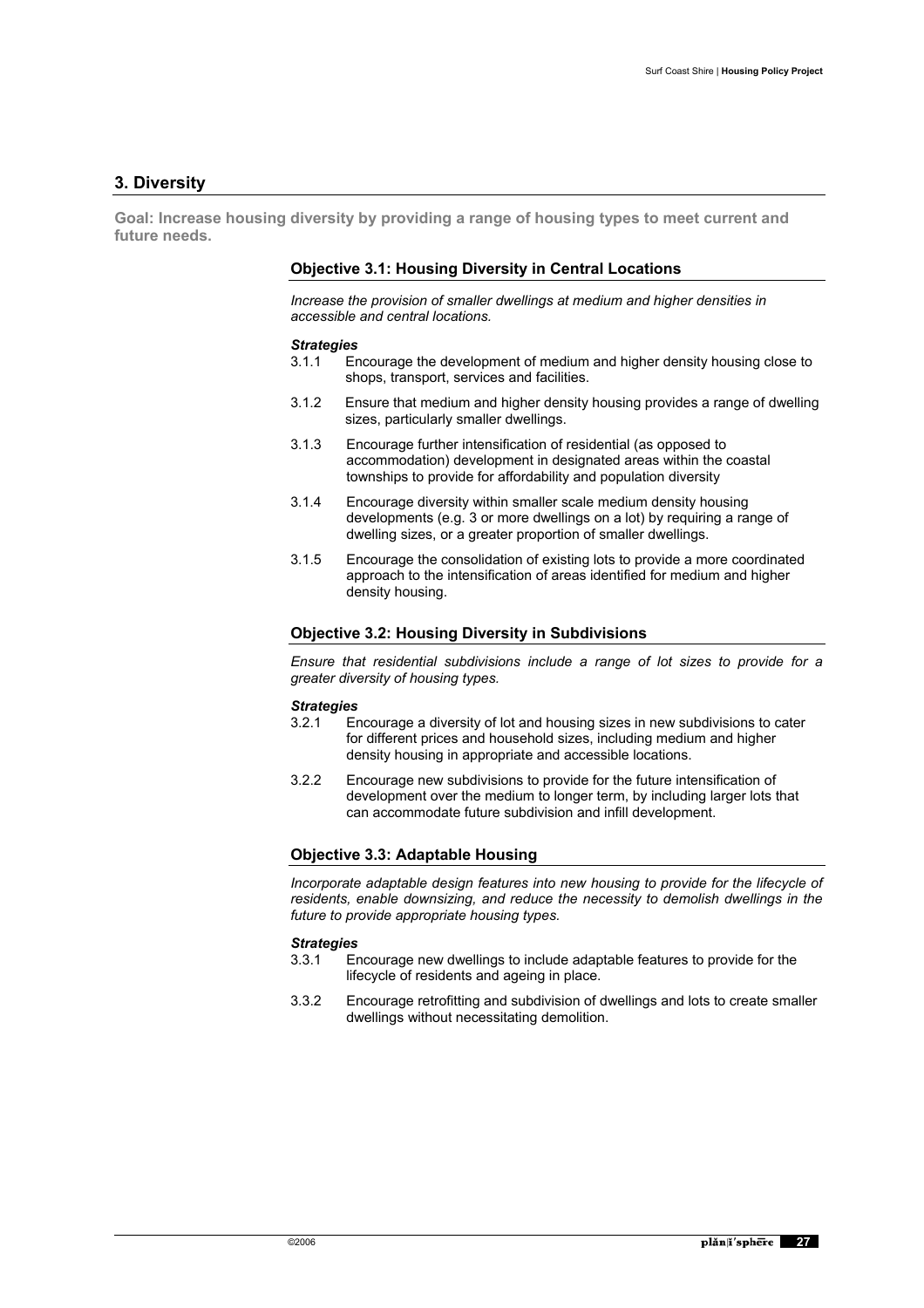## 3. Diversity

**Goal: Increase housing diversity by providing a range of housing types to meet current and future needs.**

### Objective 3.1: Housing Diversity in Central Locations

*Increase the provision of smaller dwellings at medium and higher densities in accessible and central locations.*

***Strategies***

3.1.1 Encourage the development of medium and higher density housing close to shops, transport, services and facilities.

3.1.2 Ensure that medium and higher density housing provides a range of dwelling sizes, particularly smaller dwellings.

3.1.3 Encourage further intensification of residential (as opposed to accommodation) development in designated areas within the coastal townships to provide for affordability and population diversity

3.1.4 Encourage diversity within smaller scale medium density housing developments (e.g. 3 or more dwellings on a lot) by requiring a range of dwelling sizes, or a greater proportion of smaller dwellings.

3.1.5 Encourage the consolidation of existing lots to provide a more coordinated approach to the intensification of areas identified for medium and higher density housing.

### Objective 3.2: Housing Diversity in Subdivisions

*Ensure that residential subdivisions include a range of lot sizes to provide for a greater diversity of housing types.*

***Strategies***

3.2.1 Encourage a diversity of lot and housing sizes in new subdivisions to cater for different prices and household sizes, including medium and higher density housing in appropriate and accessible locations.

3.2.2 Encourage new subdivisions to provide for the future intensification of development over the medium to longer term, by including larger lots that can accommodate future subdivision and infill development.

### Objective 3.3: Adaptable Housing

*Incorporate adaptable design features into new housing to provide for the lifecycle of residents, enable downsizing, and reduce the necessity to demolish dwellings in the future to provide appropriate housing types.*

***Strategies***

3.3.1 Encourage new dwellings to include adaptable features to provide for the lifecycle of residents and ageing in place.

3.3.2 Encourage retrofitting and subdivision of dwellings and lots to create smaller dwellings without necessitating demolition.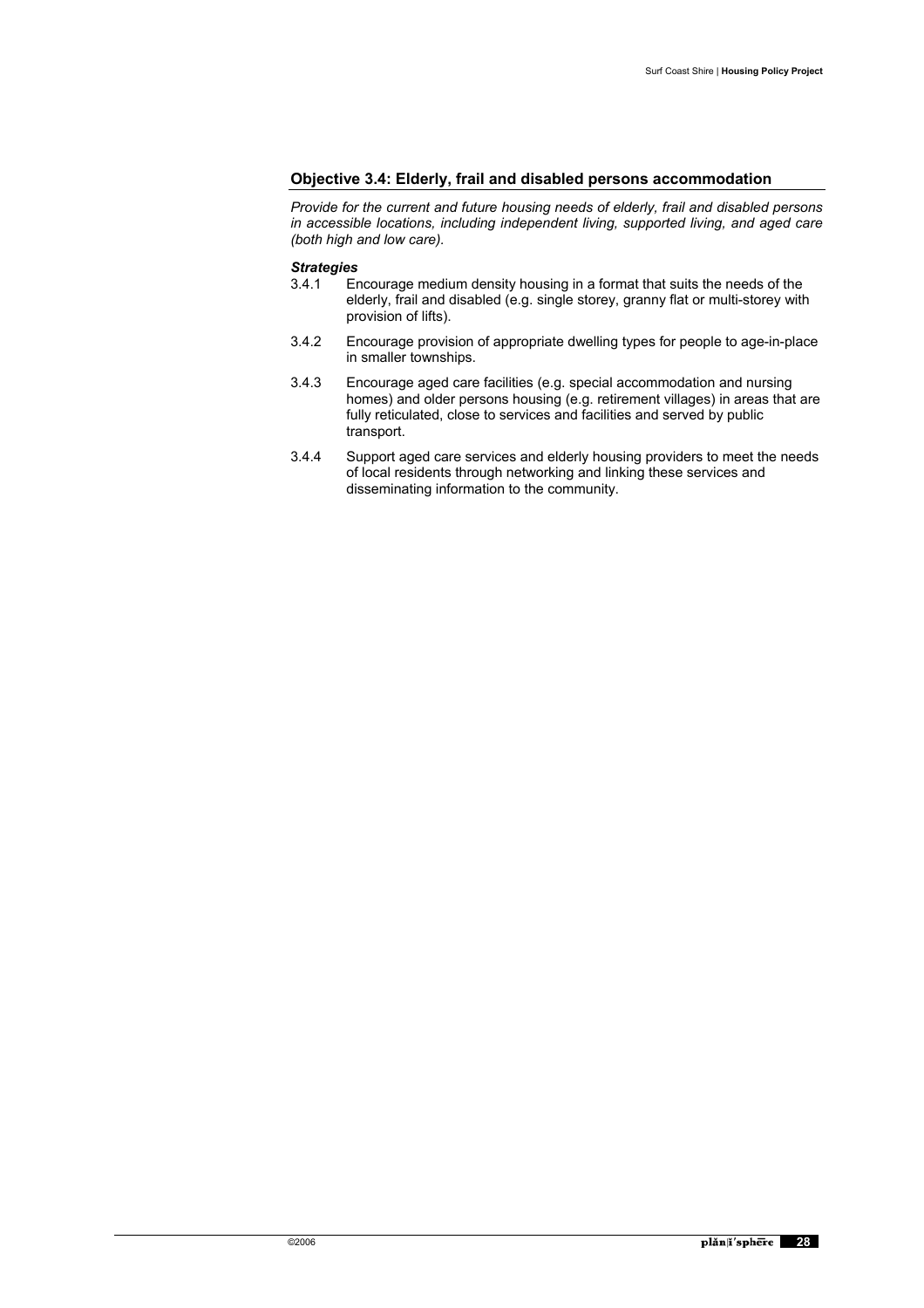### Objective 3.4: Elderly, frail and disabled persons accommodation

*Provide for the current and future housing needs of elderly, frail and disabled persons in accessible locations, including independent living, supported living, and aged care (both high and low care).*

***Strategies***

3.4.1 Encourage medium density housing in a format that suits the needs of the elderly, frail and disabled (e.g. single storey, granny flat or multi-storey with provision of lifts).

3.4.2 Encourage provision of appropriate dwelling types for people to age-in-place in smaller townships.

3.4.3 Encourage aged care facilities (e.g. special accommodation and nursing homes) and older persons housing (e.g. retirement villages) in areas that are fully reticulated, close to services and facilities and served by public transport.

3.4.4 Support aged care services and elderly housing providers to meet the needs of local residents through networking and linking these services and disseminating information to the community.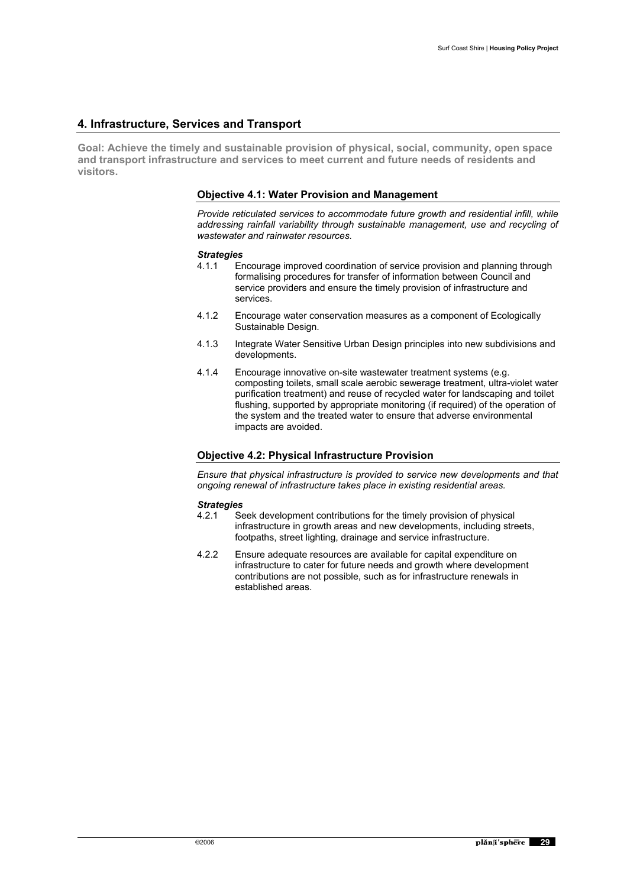## 4. Infrastructure, Services and Transport

**Goal: Achieve the timely and sustainable provision of physical, social, community, open space and transport infrastructure and services to meet current and future needs of residents and visitors.**

### Objective 4.1: Water Provision and Management

*Provide reticulated services to accommodate future growth and residential infill, while addressing rainfall variability through sustainable management, use and recycling of wastewater and rainwater resources.*

***Strategies***

4.1.1 Encourage improved coordination of service provision and planning through formalising procedures for transfer of information between Council and service providers and ensure the timely provision of infrastructure and services.

4.1.2 Encourage water conservation measures as a component of Ecologically Sustainable Design.

4.1.3 Integrate Water Sensitive Urban Design principles into new subdivisions and developments.

4.1.4 Encourage innovative on-site wastewater treatment systems (e.g. composting toilets, small scale aerobic sewerage treatment, ultra-violet water purification treatment) and reuse of recycled water for landscaping and toilet flushing, supported by appropriate monitoring (if required) of the operation of the system and the treated water to ensure that adverse environmental impacts are avoided.

### Objective 4.2: Physical Infrastructure Provision

*Ensure that physical infrastructure is provided to service new developments and that ongoing renewal of infrastructure takes place in existing residential areas.*

***Strategies***

4.2.1 Seek development contributions for the timely provision of physical infrastructure in growth areas and new developments, including streets, footpaths, street lighting, drainage and service infrastructure.

4.2.2 Ensure adequate resources are available for capital expenditure on infrastructure to cater for future needs and growth where development contributions are not possible, such as for infrastructure renewals in established areas.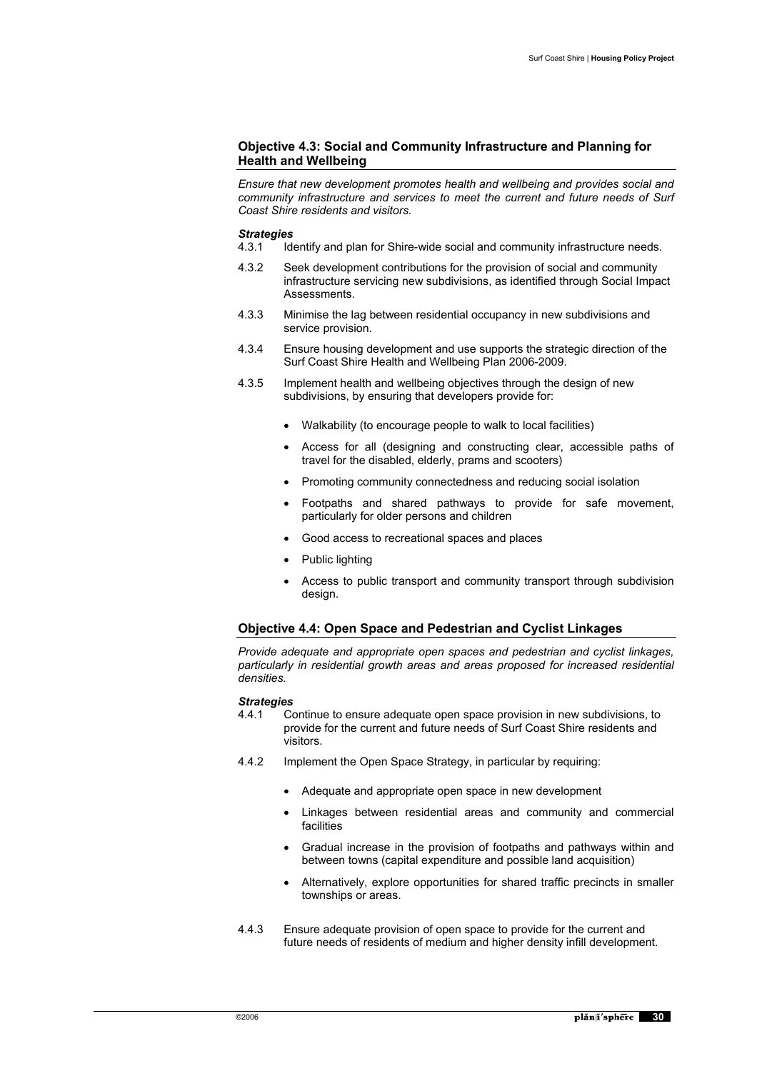### Objective 4.3: Social and Community Infrastructure and Planning for Health and Wellbeing

*Ensure that new development promotes health and wellbeing and provides social and community infrastructure and services to meet the current and future needs of Surf Coast Shire residents and visitors.*

***Strategies***

4.3.1 Identify and plan for Shire-wide social and community infrastructure needs.

4.3.2 Seek development contributions for the provision of social and community infrastructure servicing new subdivisions, as identified through Social Impact Assessments.

4.3.3 Minimise the lag between residential occupancy in new subdivisions and service provision.

4.3.4 Ensure housing development and use supports the strategic direction of the Surf Coast Shire Health and Wellbeing Plan 2006-2009.

4.3.5 Implement health and wellbeing objectives through the design of new subdivisions, by ensuring that developers provide for:

- Walkability (to encourage people to walk to local facilities)
- Access for all (designing and constructing clear, accessible paths of travel for the disabled, elderly, prams and scooters)
- Promoting community connectedness and reducing social isolation
- Footpaths and shared pathways to provide for safe movement, particularly for older persons and children
- Good access to recreational spaces and places
- Public lighting
- Access to public transport and community transport through subdivision design.

### Objective 4.4: Open Space and Pedestrian and Cyclist Linkages

*Provide adequate and appropriate open spaces and pedestrian and cyclist linkages, particularly in residential growth areas and areas proposed for increased residential densities.*

***Strategies***

4.4.1 Continue to ensure adequate open space provision in new subdivisions, to provide for the current and future needs of Surf Coast Shire residents and visitors.

4.4.2 Implement the Open Space Strategy, in particular by requiring:

- Adequate and appropriate open space in new development
- Linkages between residential areas and community and commercial facilities
- Gradual increase in the provision of footpaths and pathways within and between towns (capital expenditure and possible land acquisition)
- Alternatively, explore opportunities for shared traffic precincts in smaller townships or areas.

4.4.3 Ensure adequate provision of open space to provide for the current and future needs of residents of medium and higher density infill development.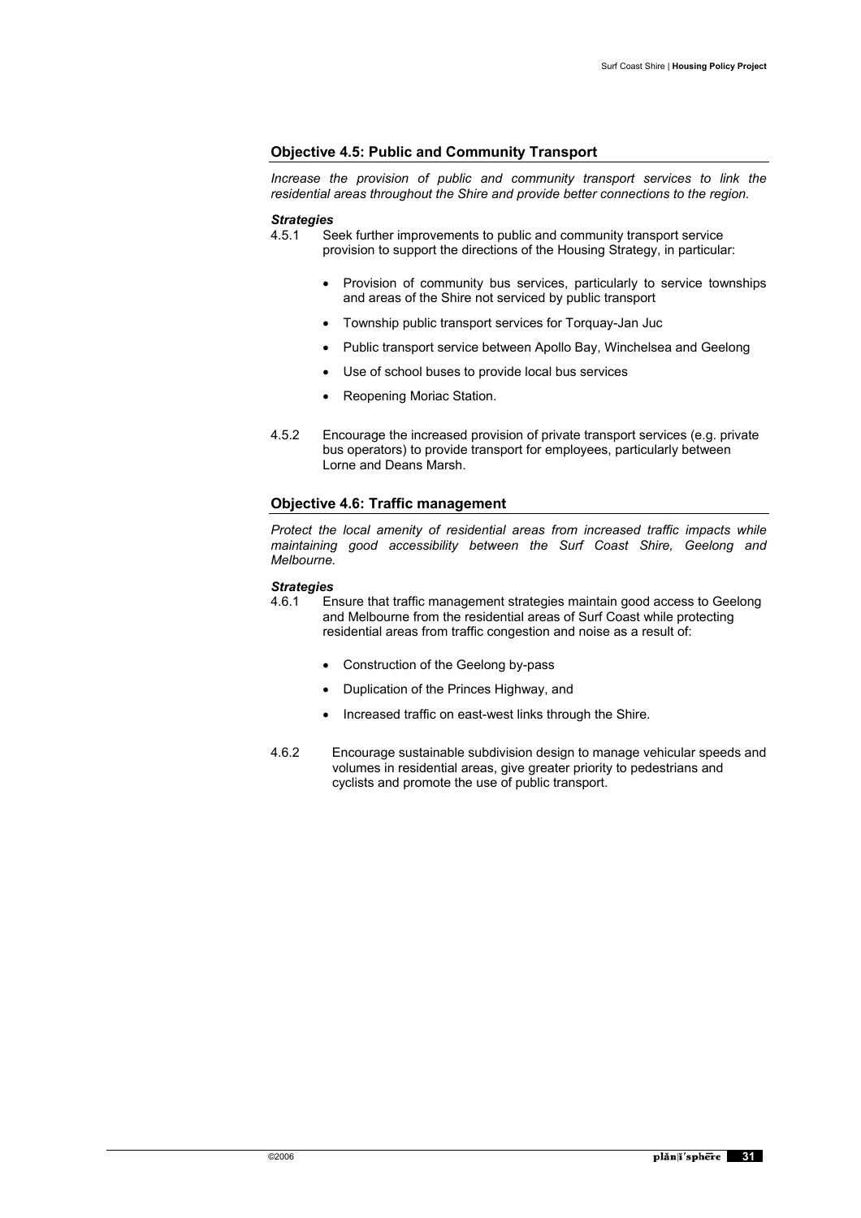### Objective 4.5: Public and Community Transport

*Increase the provision of public and community transport services to link the residential areas throughout the Shire and provide better connections to the region.*

***Strategies***

4.5.1 Seek further improvements to public and community transport service provision to support the directions of the Housing Strategy, in particular:

- Provision of community bus services, particularly to service townships and areas of the Shire not serviced by public transport
- Township public transport services for Torquay-Jan Juc
- Public transport service between Apollo Bay, Winchelsea and Geelong
- Use of school buses to provide local bus services
- Reopening Moriac Station.

4.5.2 Encourage the increased provision of private transport services (e.g. private bus operators) to provide transport for employees, particularly between Lorne and Deans Marsh.

### Objective 4.6: Traffic management

*Protect the local amenity of residential areas from increased traffic impacts while maintaining good accessibility between the Surf Coast Shire, Geelong and Melbourne.*

***Strategies***

4.6.1 Ensure that traffic management strategies maintain good access to Geelong and Melbourne from the residential areas of Surf Coast while protecting residential areas from traffic congestion and noise as a result of:

- Construction of the Geelong by-pass
- Duplication of the Princes Highway, and
- Increased traffic on east-west links through the Shire.

4.6.2 Encourage sustainable subdivision design to manage vehicular speeds and volumes in residential areas, give greater priority to pedestrians and cyclists and promote the use of public transport.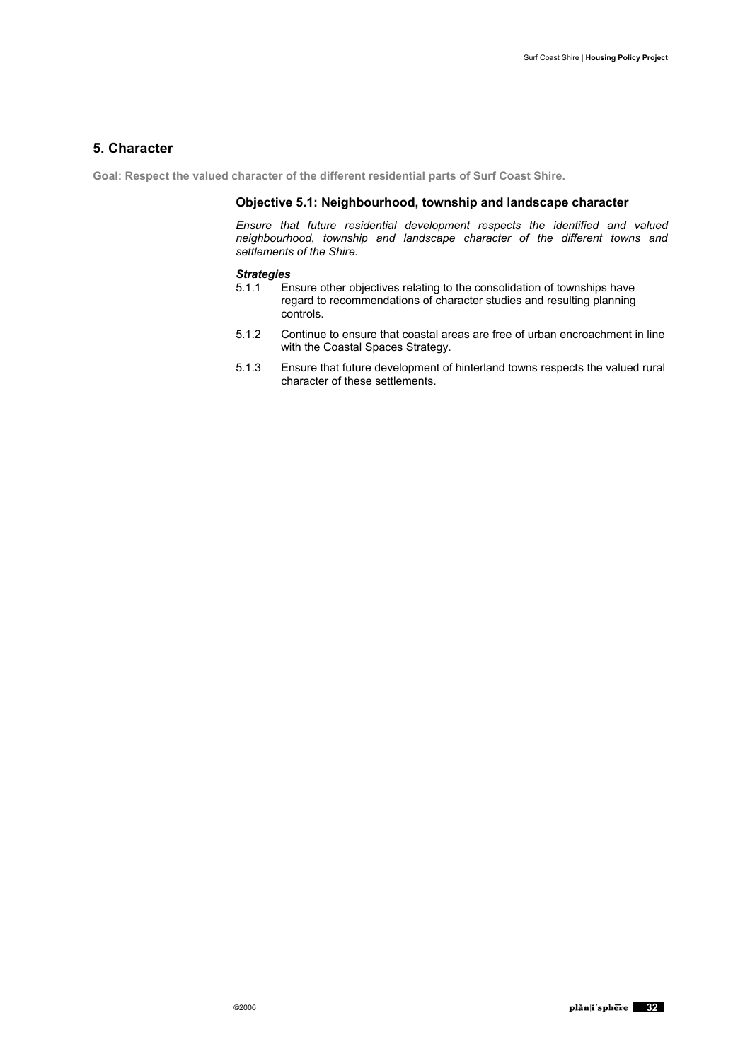## 5. Character

**Goal: Respect the valued character of the different residential parts of Surf Coast Shire.**

### Objective 5.1: Neighbourhood, township and landscape character

*Ensure that future residential development respects the identified and valued neighbourhood, township and landscape character of the different towns and settlements of the Shire.*

***Strategies***

5.1.1 Ensure other objectives relating to the consolidation of townships have regard to recommendations of character studies and resulting planning controls.

5.1.2 Continue to ensure that coastal areas are free of urban encroachment in line with the Coastal Spaces Strategy.

5.1.3 Ensure that future development of hinterland towns respects the valued rural character of these settlements.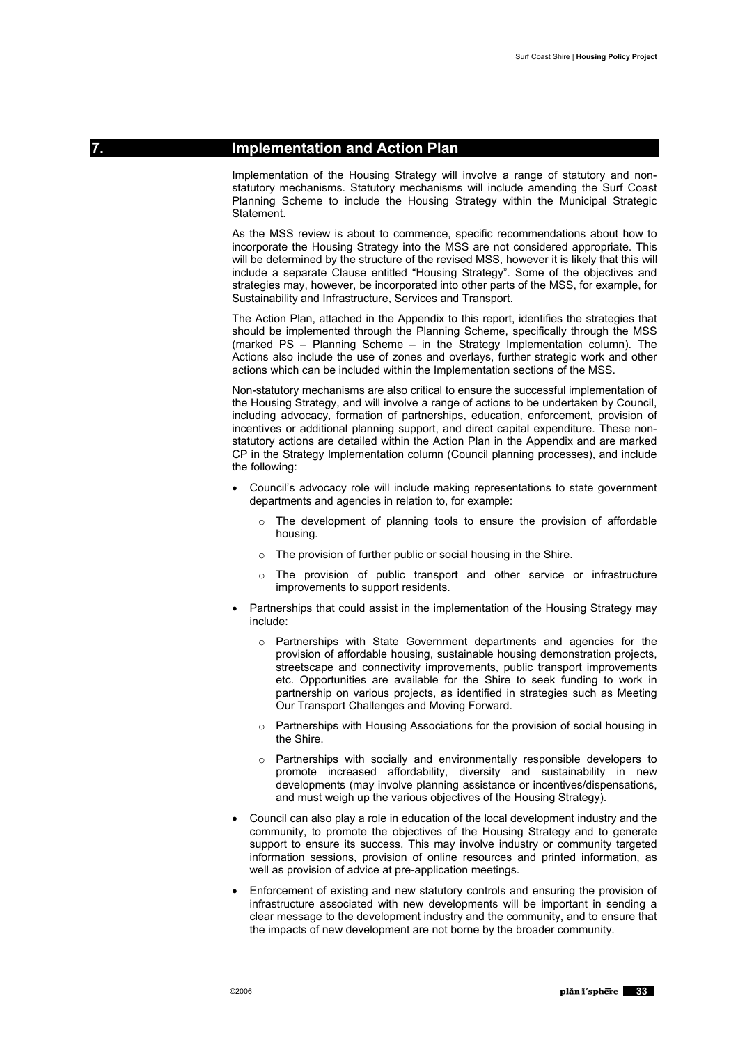# 7. Implementation and Action Plan

Implementation of the Housing Strategy will involve a range of statutory and non-statutory mechanisms. Statutory mechanisms will include amending the Surf Coast Planning Scheme to include the Housing Strategy within the Municipal Strategic Statement.

As the MSS review is about to commence, specific recommendations about how to incorporate the Housing Strategy into the MSS are not considered appropriate. This will be determined by the structure of the revised MSS, however it is likely that this will include a separate Clause entitled "Housing Strategy". Some of the objectives and strategies may, however, be incorporated into other parts of the MSS, for example, for Sustainability and Infrastructure, Services and Transport.

The Action Plan, attached in the Appendix to this report, identifies the strategies that should be implemented through the Planning Scheme, specifically through the MSS (marked PS – Planning Scheme – in the Strategy Implementation column). The Actions also include the use of zones and overlays, further strategic work and other actions which can be included within the Implementation sections of the MSS.

Non-statutory mechanisms are also critical to ensure the successful implementation of the Housing Strategy, and will involve a range of actions to be undertaken by Council, including advocacy, formation of partnerships, education, enforcement, provision of incentives or additional planning support, and direct capital expenditure. These non-statutory actions are detailed within the Action Plan in the Appendix and are marked CP in the Strategy Implementation column (Council planning processes), and include the following:

- Council's advocacy role will include making representations to state government departments and agencies in relation to, for example:
  - The development of planning tools to ensure the provision of affordable housing.
  - The provision of further public or social housing in the Shire.
  - The provision of public transport and other service or infrastructure improvements to support residents.
- Partnerships that could assist in the implementation of the Housing Strategy may include:
  - Partnerships with State Government departments and agencies for the provision of affordable housing, sustainable housing demonstration projects, streetscape and connectivity improvements, public transport improvements etc. Opportunities are available for the Shire to seek funding to work in partnership on various projects, as identified in strategies such as Meeting Our Transport Challenges and Moving Forward.
  - Partnerships with Housing Associations for the provision of social housing in the Shire.
  - Partnerships with socially and environmentally responsible developers to promote increased affordability, diversity and sustainability in new developments (may involve planning assistance or incentives/dispensations, and must weigh up the various objectives of the Housing Strategy).
- Council can also play a role in education of the local development industry and the community, to promote the objectives of the Housing Strategy and to generate support to ensure its success. This may involve industry or community targeted information sessions, provision of online resources and printed information, as well as provision of advice at pre-application meetings.
- Enforcement of existing and new statutory controls and ensuring the provision of infrastructure associated with new developments will be important in sending a clear message to the development industry and the community, and to ensure that the impacts of new development are not borne by the broader community.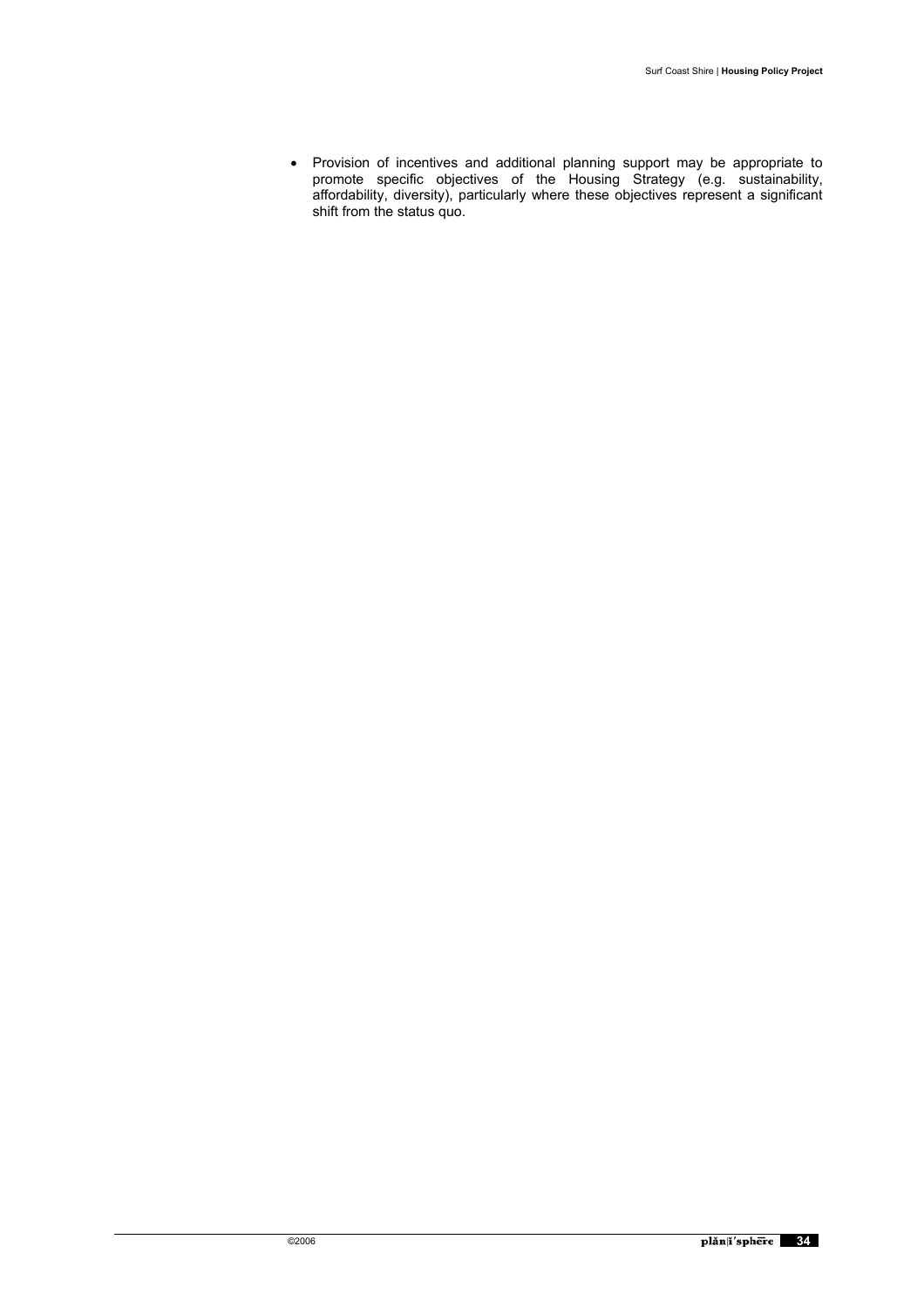- Provision of incentives and additional planning support may be appropriate to promote specific objectives of the Housing Strategy (e.g. sustainability, affordability, diversity), particularly where these objectives represent a significant shift from the status quo.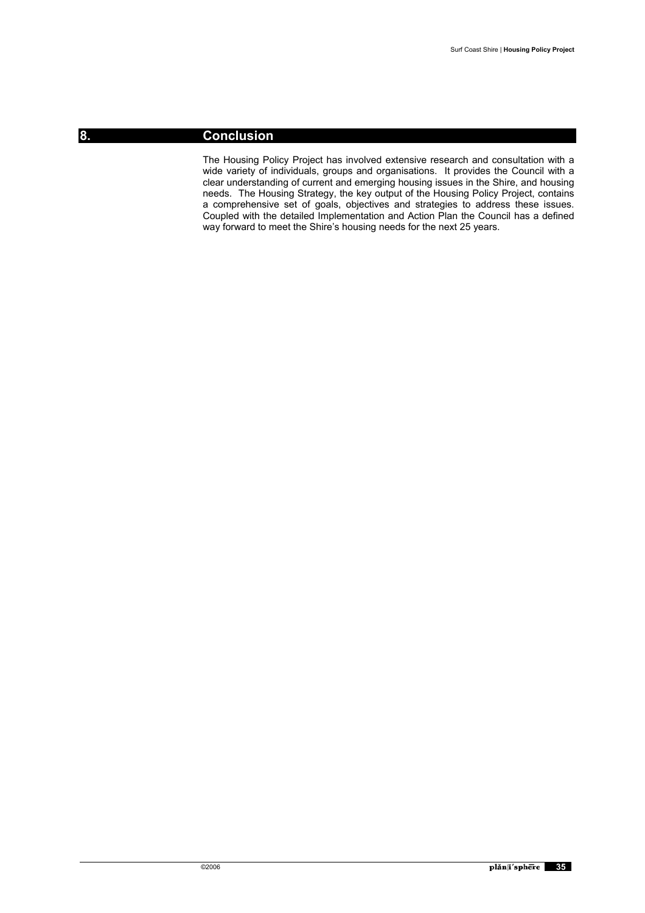# 8. Conclusion

The Housing Policy Project has involved extensive research and consultation with a wide variety of individuals, groups and organisations. It provides the Council with a clear understanding of current and emerging housing issues in the Shire, and housing needs. The Housing Strategy, the key output of the Housing Policy Project, contains a comprehensive set of goals, objectives and strategies to address these issues. Coupled with the detailed Implementation and Action Plan the Council has a defined way forward to meet the Shire's housing needs for the next 25 years.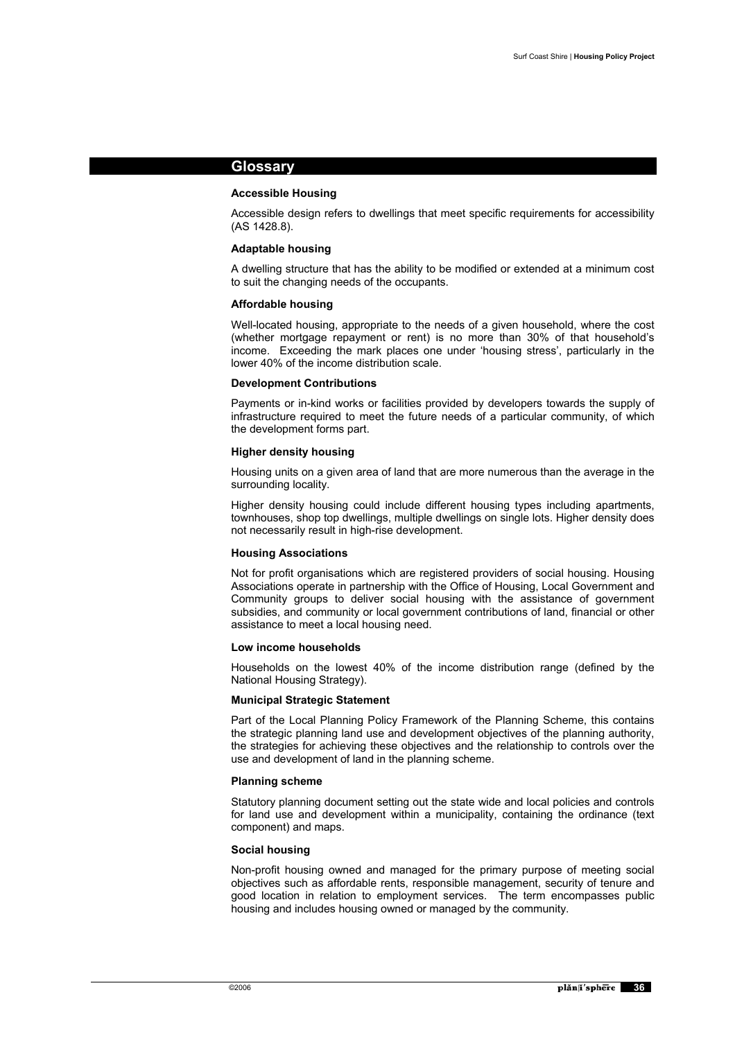## Glossary

**Accessible Housing**

Accessible design refers to dwellings that meet specific requirements for accessibility (AS 1428.8).

**Adaptable housing**

A dwelling structure that has the ability to be modified or extended at a minimum cost to suit the changing needs of the occupants.

**Affordable housing**

Well-located housing, appropriate to the needs of a given household, where the cost (whether mortgage repayment or rent) is no more than 30% of that household's income. Exceeding the mark places one under 'housing stress', particularly in the lower 40% of the income distribution scale.

**Development Contributions**

Payments or in-kind works or facilities provided by developers towards the supply of infrastructure required to meet the future needs of a particular community, of which the development forms part.

**Higher density housing**

Housing units on a given area of land that are more numerous than the average in the surrounding locality.

Higher density housing could include different housing types including apartments, townhouses, shop top dwellings, multiple dwellings on single lots. Higher density does not necessarily result in high-rise development.

**Housing Associations**

Not for profit organisations which are registered providers of social housing. Housing Associations operate in partnership with the Office of Housing, Local Government and Community groups to deliver social housing with the assistance of government subsidies, and community or local government contributions of land, financial or other assistance to meet a local housing need.

**Low income households**

Households on the lowest 40% of the income distribution range (defined by the National Housing Strategy).

**Municipal Strategic Statement**

Part of the Local Planning Policy Framework of the Planning Scheme, this contains the strategic planning land use and development objectives of the planning authority, the strategies for achieving these objectives and the relationship to controls over the use and development of land in the planning scheme.

**Planning scheme**

Statutory planning document setting out the state wide and local policies and controls for land use and development within a municipality, containing the ordinance (text component) and maps.

**Social housing**

Non-profit housing owned and managed for the primary purpose of meeting social objectives such as affordable rents, responsible management, security of tenure and good location in relation to employment services. The term encompasses public housing and includes housing owned or managed by the community.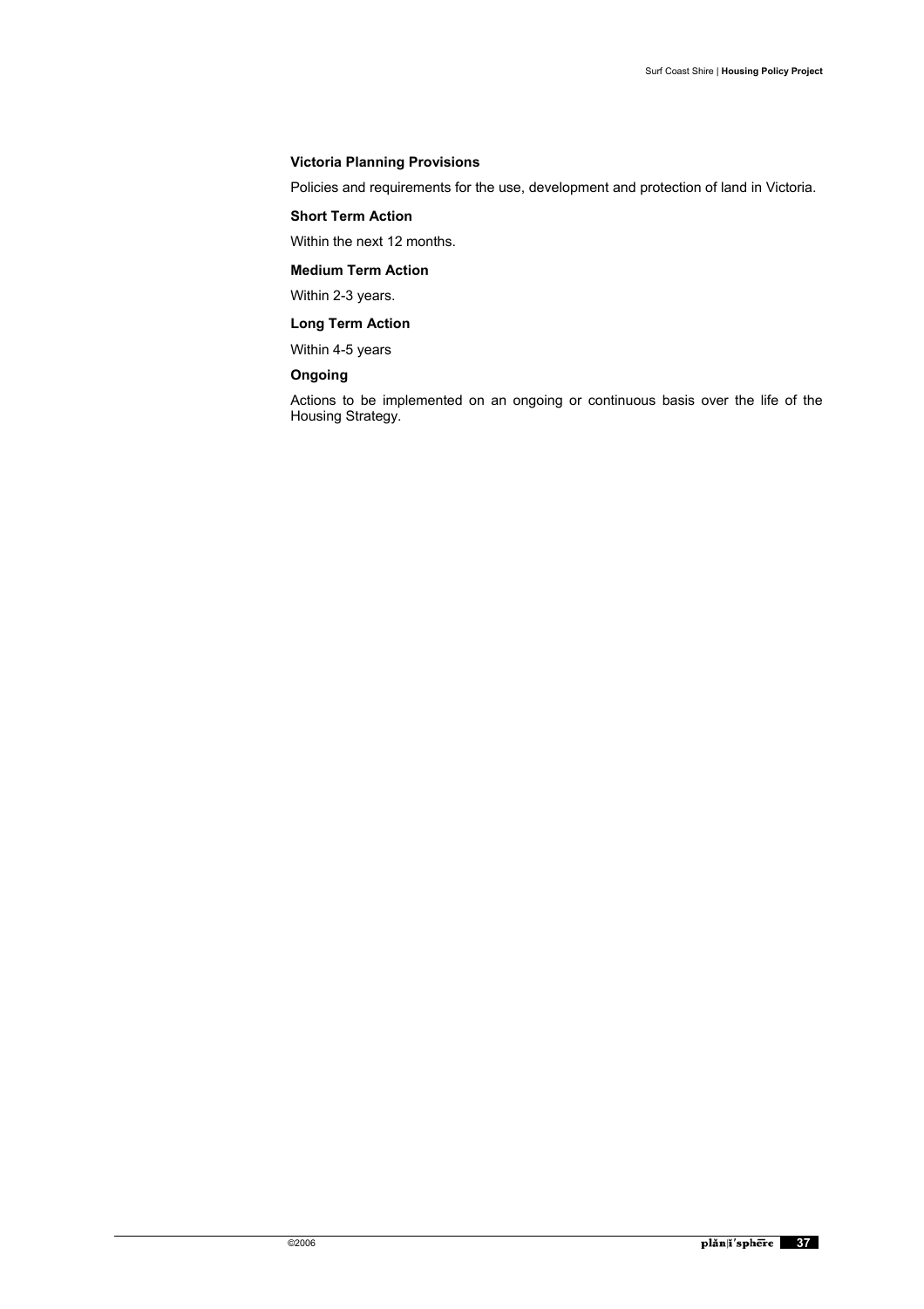**Victoria Planning Provisions**

Policies and requirements for the use, development and protection of land in Victoria.

**Short Term Action**

Within the next 12 months.

**Medium Term Action**

Within 2-3 years.

**Long Term Action**

Within 4-5 years

**Ongoing**

Actions to be implemented on an ongoing or continuous basis over the life of the Housing Strategy.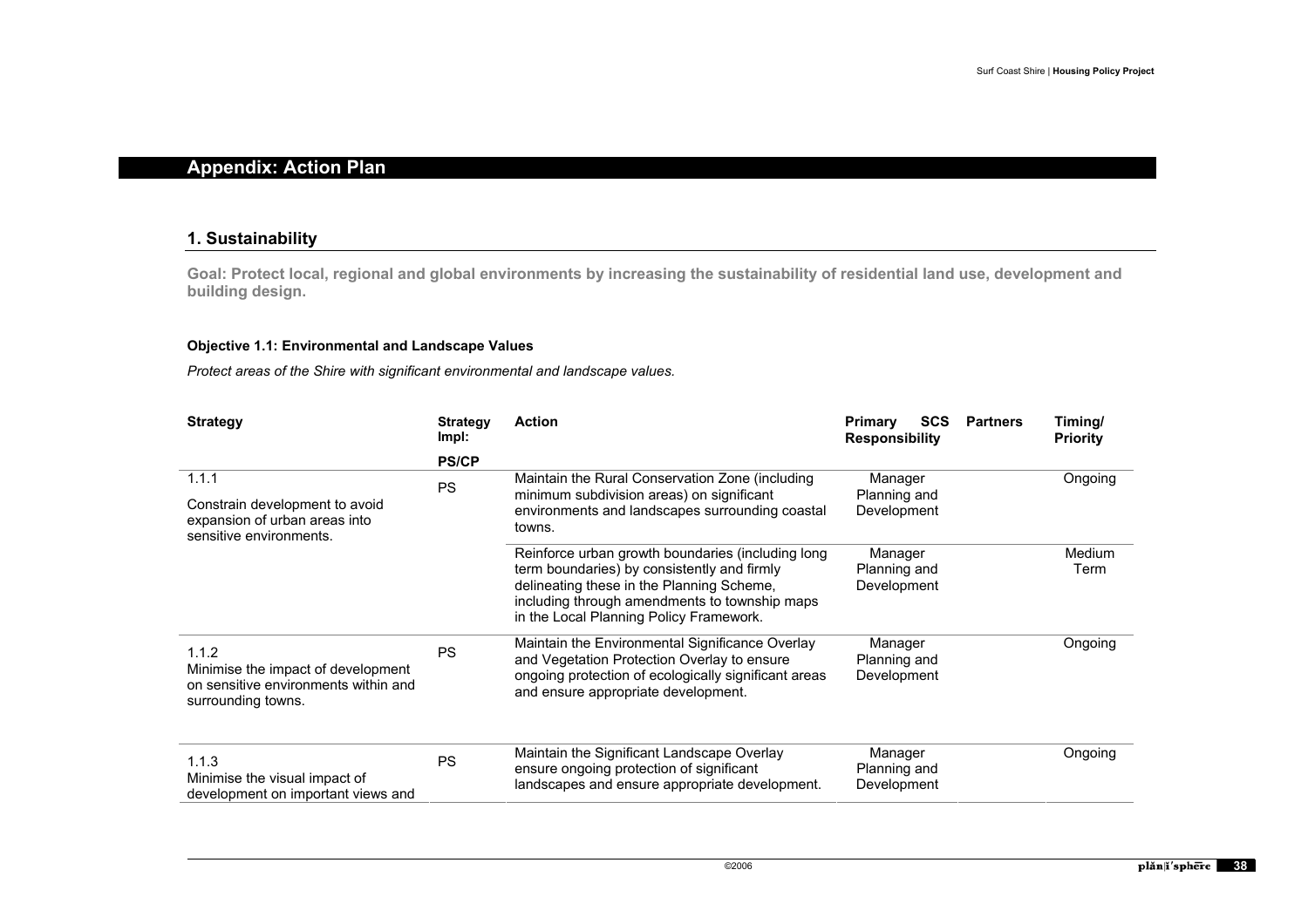## Appendix: Action Plan

### 1. Sustainability

**Goal: Protect local, regional and global environments by increasing the sustainability of residential land use, development and building design.**

#### Objective 1.1: Environmental and Landscape Values

*Protect areas of the Shire with significant environmental and landscape values.*

| Strategy | Strategy Impl: PS/CP | Action | Primary SCS Responsibility | Partners | Timing/ Priority |
|---|---|---|---|---|---|
| 1.1.1 Constrain development to avoid expansion of urban areas into sensitive environments. | PS | Maintain the Rural Conservation Zone (including minimum subdivision areas) on significant environments and landscapes surrounding coastal towns. | Manager Planning and Development | | Ongoing |
| | | Reinforce urban growth boundaries (including long term boundaries) by consistently and firmly delineating these in the Planning Scheme, including through amendments to township maps in the Local Planning Policy Framework. | Manager Planning and Development | | Medium Term |
| 1.1.2 Minimise the impact of development on sensitive environments within and surrounding towns. | PS | Maintain the Environmental Significance Overlay and Vegetation Protection Overlay to ensure ongoing protection of ecologically significant areas and ensure appropriate development. | Manager Planning and Development | | Ongoing |
| 1.1.3 Minimise the visual impact of development on important views and | PS | Maintain the Significant Landscape Overlay ensure ongoing protection of significant landscapes and ensure appropriate development. | Manager Planning and Development | | Ongoing |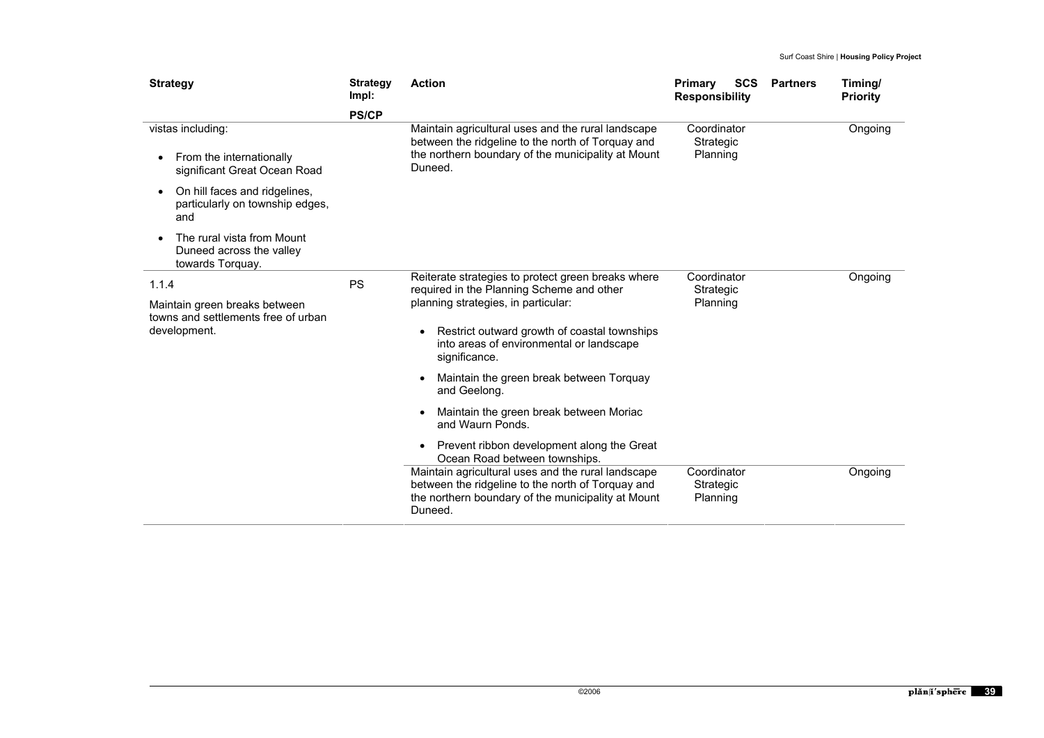| Strategy | Strategy Impl: PS/CP | Action | Primary SCS Responsibility | Partners | Timing/ Priority |
|---|---|---|---|---|---|
| vistas including:<br>• From the internationally significant Great Ocean Road<br>• On hill faces and ridgelines, particularly on township edges, and<br>• The rural vista from Mount Duneed across the valley towards Torquay. | | Maintain agricultural uses and the rural landscape between the ridgeline to the north of Torquay and the northern boundary of the municipality at Mount Duneed. | Coordinator Strategic Planning | | Ongoing |
| 1.1.4<br>Maintain green breaks between towns and settlements free of urban development. | PS | Reiterate strategies to protect green breaks where required in the Planning Scheme and other planning strategies, in particular:<br>• Restrict outward growth of coastal townships into areas of environmental or landscape significance.<br>• Maintain the green break between Torquay and Geelong.<br>• Maintain the green break between Moriac and Waurn Ponds.<br>• Prevent ribbon development along the Great Ocean Road between townships. | Coordinator Strategic Planning | | Ongoing |
| | | Maintain agricultural uses and the rural landscape between the ridgeline to the north of Torquay and the northern boundary of the municipality at Mount Duneed. | Coordinator Strategic Planning | | Ongoing |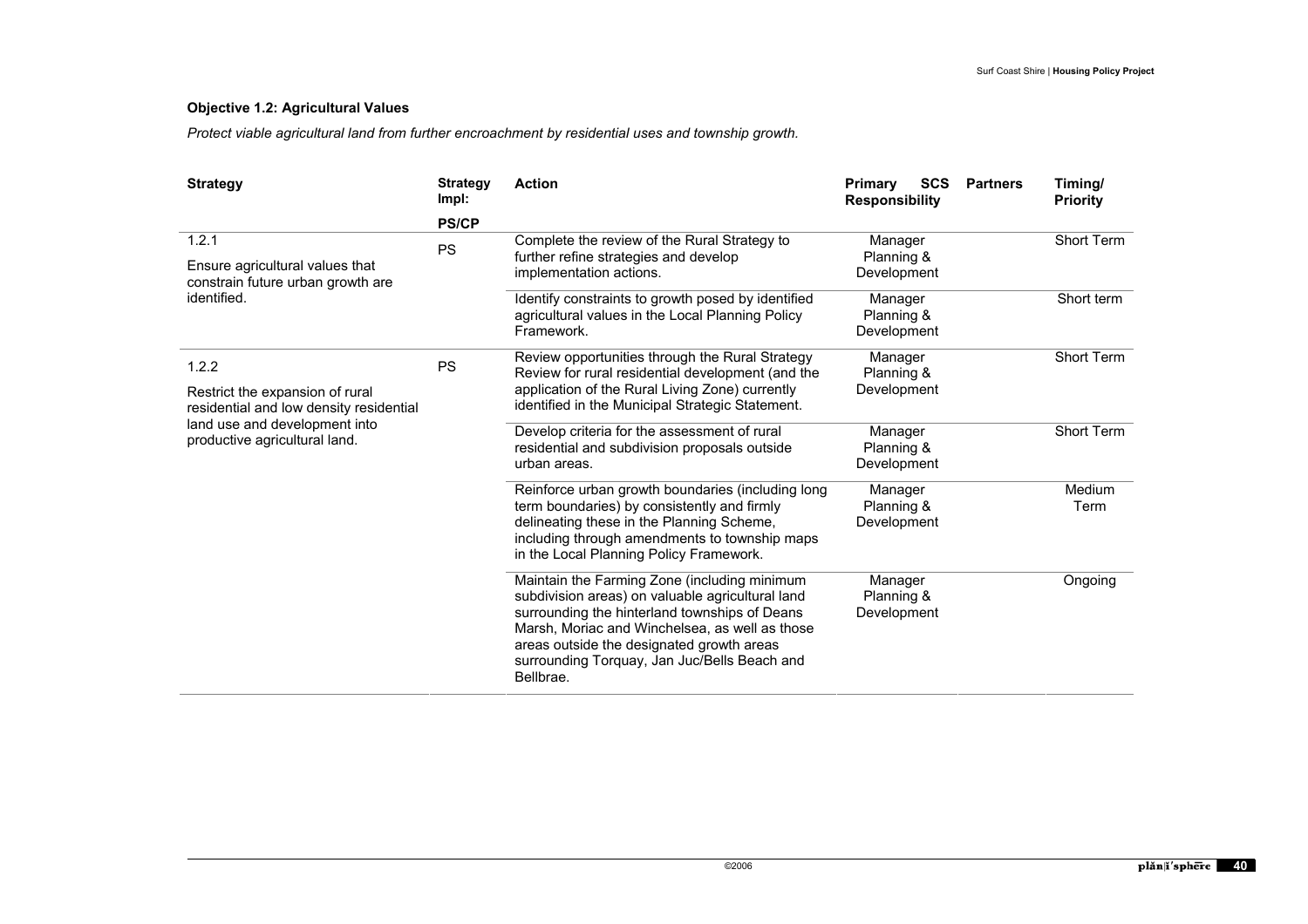**Objective 1.2: Agricultural Values**

*Protect viable agricultural land from further encroachment by residential uses and township growth.*

| Strategy | Strategy Impl: PS/CP | Action | Primary SCS Responsibility | Partners | Timing/ Priority |
|---|---|---|---|---|---|
| 1.2.1 Ensure agricultural values that constrain future urban growth are identified. | PS | Complete the review of the Rural Strategy to further refine strategies and develop implementation actions. | Manager Planning & Development | | Short Term |
| | | Identify constraints to growth posed by identified agricultural values in the Local Planning Policy Framework. | Manager Planning & Development | | Short term |
| 1.2.2 Restrict the expansion of rural residential and low density residential land use and development into productive agricultural land. | PS | Review opportunities through the Rural Strategy Review for rural residential development (and the application of the Rural Living Zone) currently identified in the Municipal Strategic Statement. | Manager Planning & Development | | Short Term |
| | | Develop criteria for the assessment of rural residential and subdivision proposals outside urban areas. | Manager Planning & Development | | Short Term |
| | | Reinforce urban growth boundaries (including long term boundaries) by consistently and firmly delineating these in the Planning Scheme, including through amendments to township maps in the Local Planning Policy Framework. | Manager Planning & Development | | Medium Term |
| | | Maintain the Farming Zone (including minimum subdivision areas) on valuable agricultural land surrounding the hinterland townships of Deans Marsh, Moriac and Winchelsea, as well as those areas outside the designated growth areas surrounding Torquay, Jan Juc/Bells Beach and Bellbrae. | Manager Planning & Development | | Ongoing |

©2006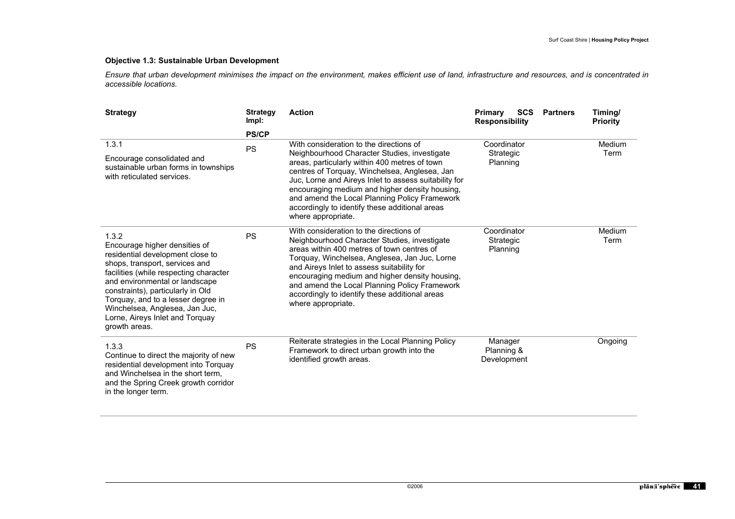**Objective 1.3: Sustainable Urban Development**

*Ensure that urban development minimises the impact on the environment, makes efficient use of land, infrastructure and resources, and is concentrated in accessible locations.*

| Strategy | Strategy Impl: PS/CP | Action | Primary SCS Responsibility | Partners | Timing/ Priority |
|---|---|---|---|---|---|
| 1.3.1<br>Encourage consolidated and sustainable urban forms in townships with reticulated services. | PS | With consideration to the directions of Neighbourhood Character Studies, investigate areas, particularly within 400 metres of town centres of Torquay, Winchelsea, Anglesea, Jan Juc, Lorne and Aireys Inlet to assess suitability for encouraging medium and higher density housing, and amend the Local Planning Policy Framework accordingly to identify these additional areas where appropriate. | Coordinator Strategic Planning | | Medium Term |
| 1.3.2<br>Encourage higher densities of residential development close to shops, transport, services and facilities (while respecting character and environmental or landscape constraints), particularly in Old Torquay, and to a lesser degree in Winchelsea, Anglesea, Jan Juc, Lorne, Aireys Inlet and Torquay growth areas. | PS | With consideration to the directions of Neighbourhood Character Studies, investigate areas within 400 metres of town centres of Torquay, Winchelsea, Anglesea, Jan Juc, Lorne and Aireys Inlet to assess suitability for encouraging medium and higher density housing, and amend the Local Planning Policy Framework accordingly to identify these additional areas where appropriate. | Coordinator Strategic Planning | | Medium Term |
| 1.3.3<br>Continue to direct the majority of new residential development into Torquay and Winchelsea in the short term, and the Spring Creek growth corridor in the longer term. | PS | Reiterate strategies in the Local Planning Policy Framework to direct urban growth into the identified growth areas. | Manager Planning & Development | | Ongoing |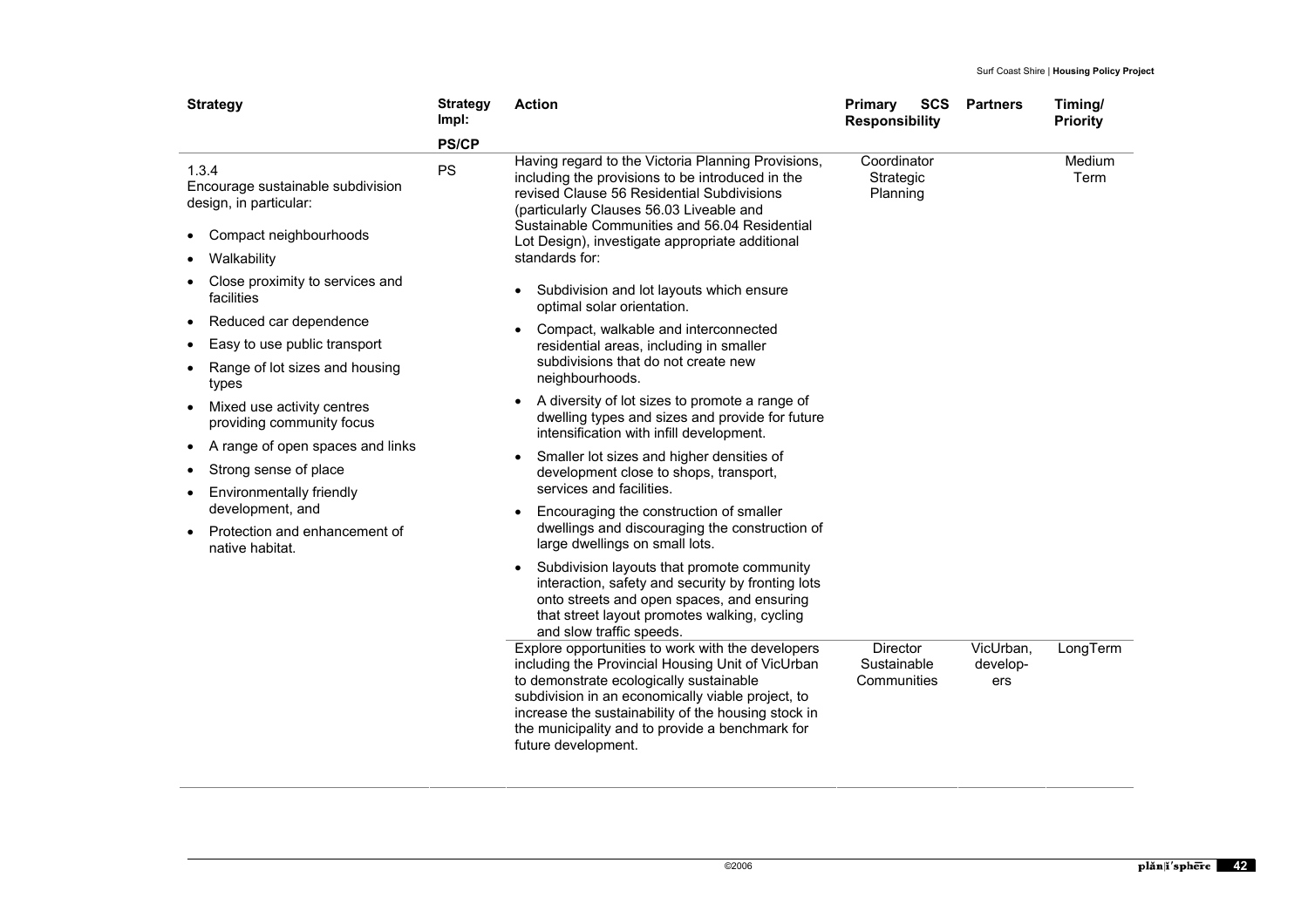| Strategy | Strategy Impl: PS/CP | Action | Primary SCS Responsibility | Partners | Timing/ Priority |
|---|---|---|---|---|---|
| 1.3.4 Encourage sustainable subdivision design, in particular: <br>• Compact neighbourhoods <br>• Walkability <br>• Close proximity to services and facilities <br>• Reduced car dependence <br>• Easy to use public transport <br>• Range of lot sizes and housing types <br>• Mixed use activity centres providing community focus <br>• A range of open spaces and links <br>• Strong sense of place <br>• Environmentally friendly development, and <br>• Protection and enhancement of native habitat. | PS | Having regard to the Victoria Planning Provisions, including the provisions to be introduced in the revised Clause 56 Residential Subdivisions (particularly Clauses 56.03 Liveable and Sustainable Communities and 56.04 Residential Lot Design), investigate appropriate additional standards for: <br>• Subdivision and lot layouts which ensure optimal solar orientation. <br>• Compact, walkable and interconnected residential areas, including in smaller subdivisions that do not create new neighbourhoods. <br>• A diversity of lot sizes to promote a range of dwelling types and sizes and provide for future intensification with infill development. <br>• Smaller lot sizes and higher densities of development close to shops, transport, services and facilities. <br>• Encouraging the construction of smaller dwellings and discouraging the construction of large dwellings on small lots. <br>• Subdivision layouts that promote community interaction, safety and security by fronting lots onto streets and open spaces, and ensuring that street layout promotes walking, cycling and slow traffic speeds. | Coordinator Strategic Planning | | Medium Term |
| | | Explore opportunities to work with the developers including the Provincial Housing Unit of VicUrban to demonstrate ecologically sustainable subdivision in an economically viable project, to increase the sustainability of the housing stock in the municipality and to provide a benchmark for future development. | Director Sustainable Communities | VicUrban, develop-ers | LongTerm |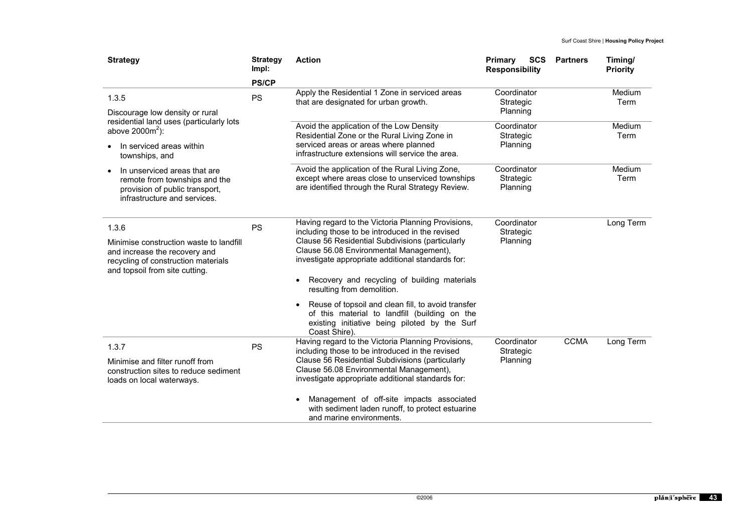| Strategy | Strategy Impl: PS/CP | Action | Primary SCS Responsibility | Partners | Timing/ Priority |
|---|---|---|---|---|---|
| 1.3.5 Discourage low density or rural residential land uses (particularly lots above 2000m$^2$): • In serviced areas within townships, and • In unserviced areas that are remote from townships and the provision of public transport, infrastructure and services. | PS | Apply the Residential 1 Zone in serviced areas that are designated for urban growth. | Coordinator Strategic Planning | | Medium Term |
| | | Avoid the application of the Low Density Residential Zone or the Rural Living Zone in serviced areas or areas where planned infrastructure extensions will service the area. | Coordinator Strategic Planning | | Medium Term |
| | | Avoid the application of the Rural Living Zone, except where areas close to unserviced townships are identified through the Rural Strategy Review. | Coordinator Strategic Planning | | Medium Term |
| 1.3.6 Minimise construction waste to landfill and increase the recovery and recycling of construction materials and topsoil from site cutting. | PS | Having regard to the Victoria Planning Provisions, including those to be introduced in the revised Clause 56 Residential Subdivisions (particularly Clause 56.08 Environmental Management), investigate appropriate additional standards for: • Recovery and recycling of building materials resulting from demolition. • Reuse of topsoil and clean fill, to avoid transfer of this material to landfill (building on the existing initiative being piloted by the Surf Coast Shire). | Coordinator Strategic Planning | | Long Term |
| 1.3.7 Minimise and filter runoff from construction sites to reduce sediment loads on local waterways. | PS | Having regard to the Victoria Planning Provisions, including those to be introduced in the revised Clause 56 Residential Subdivisions (particularly Clause 56.08 Environmental Management), investigate appropriate additional standards for: • Management of off-site impacts associated with sediment laden runoff, to protect estuarine and marine environments. | Coordinator Strategic Planning | CCMA | Long Term |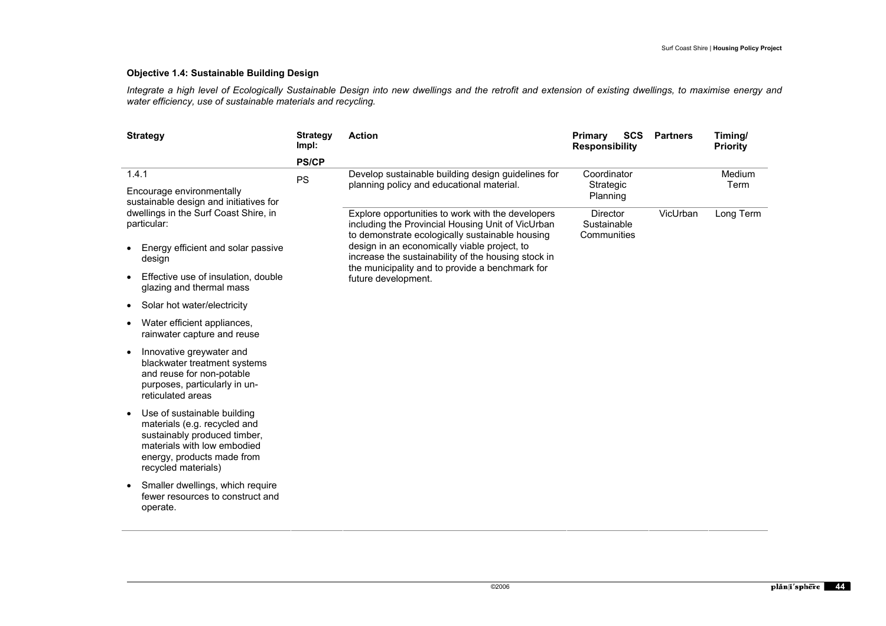**Objective 1.4: Sustainable Building Design**

*Integrate a high level of Ecologically Sustainable Design into new dwellings and the retrofit and extension of existing dwellings, to maximise energy and water efficiency, use of sustainable materials and recycling.*

| Strategy | Strategy Impl: PS/CP | Action | Primary SCS Responsibility | Partners | Timing/ Priority |
|---|---|---|---|---|---|
| 1.4.1<br>Encourage environmentally sustainable design and initiatives for dwellings in the Surf Coast Shire, in particular:<br>• Energy efficient and solar passive design<br>• Effective use of insulation, double glazing and thermal mass<br>• Solar hot water/electricity<br>• Water efficient appliances, rainwater capture and reuse<br>• Innovative greywater and blackwater treatment systems and reuse for non-potable purposes, particularly in un-reticulated areas<br>• Use of sustainable building materials (e.g. recycled and sustainably produced timber, materials with low embodied energy, products made from recycled materials)<br>• Smaller dwellings, which require fewer resources to construct and operate. | PS | Develop sustainable building design guidelines for planning policy and educational material. | Coordinator Strategic Planning | | Medium Term |
| | | Explore opportunities to work with the developers including the Provincial Housing Unit of VicUrban to demonstrate ecologically sustainable housing design in an economically viable project, to increase the sustainability of the housing stock in the municipality and to provide a benchmark for future development. | Director Sustainable Communities | VicUrban | Long Term |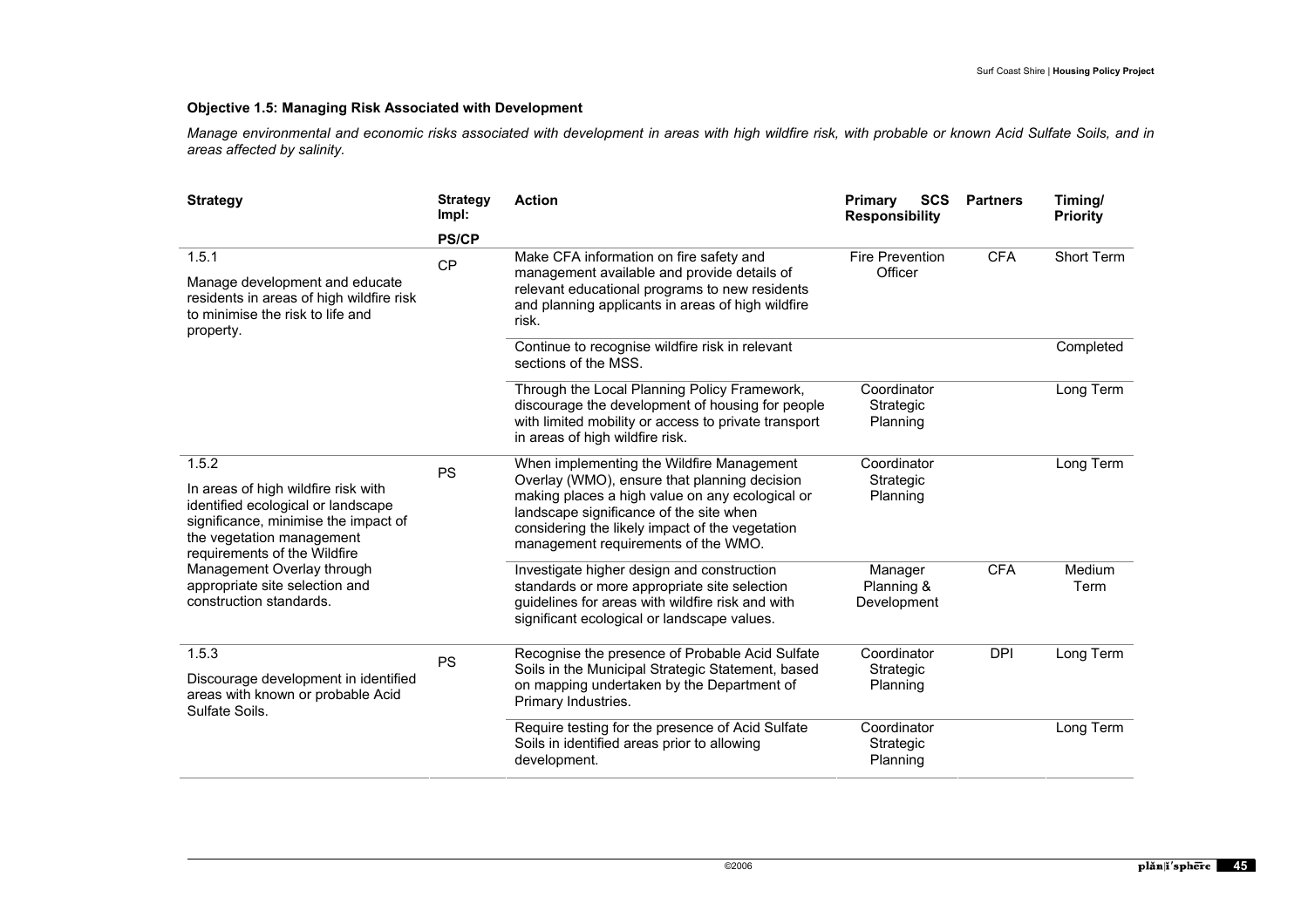### Objective 1.5: Managing Risk Associated with Development

*Manage environmental and economic risks associated with development in areas with high wildfire risk, with probable or known Acid Sulfate Soils, and in areas affected by salinity.*

| Strategy | Strategy Impl: PS/CP | Action | Primary SCS Responsibility | Partners | Timing/ Priority |
|---|---|---|---|---|---|
| 1.5.1 Manage development and educate residents in areas of high wildfire risk to minimise the risk to life and property. | CP | Make CFA information on fire safety and management available and provide details of relevant educational programs to new residents and planning applicants in areas of high wildfire risk. | Fire Prevention Officer | CFA | Short Term |
| | | Continue to recognise wildfire risk in relevant sections of the MSS. | | | Completed |
| | | Through the Local Planning Policy Framework, discourage the development of housing for people with limited mobility or access to private transport in areas of high wildfire risk. | Coordinator Strategic Planning | | Long Term |
| 1.5.2 In areas of high wildfire risk with identified ecological or landscape significance, minimise the impact of the vegetation management requirements of the Wildfire Management Overlay through appropriate site selection and construction standards. | PS | When implementing the Wildfire Management Overlay (WMO), ensure that planning decision making places a high value on any ecological or landscape significance of the site when considering the likely impact of the vegetation management requirements of the WMO. | Coordinator Strategic Planning | | Long Term |
| | | Investigate higher design and construction standards or more appropriate site selection guidelines for areas with wildfire risk and with significant ecological or landscape values. | Manager Planning & Development | CFA | Medium Term |
| 1.5.3 Discourage development in identified areas with known or probable Acid Sulfate Soils. | PS | Recognise the presence of Probable Acid Sulfate Soils in the Municipal Strategic Statement, based on mapping undertaken by the Department of Primary Industries. | Coordinator Strategic Planning | DPI | Long Term |
| | | Require testing for the presence of Acid Sulfate Soils in identified areas prior to allowing development. | Coordinator Strategic Planning | | Long Term |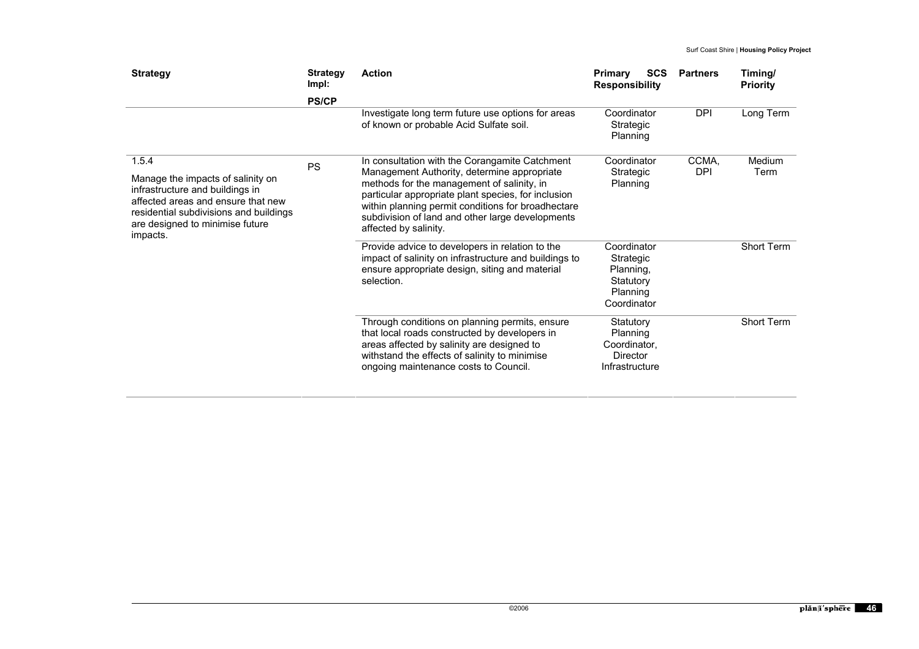| Strategy | Strategy Impl: PS/CP | Action | Primary SCS Responsibility | Partners | Timing/ Priority |
|---|---|---|---|---|---|
| | | Investigate long term future use options for areas of known or probable Acid Sulfate soil. | Coordinator Strategic Planning | DPI | Long Term |
| 1.5.4 Manage the impacts of salinity on infrastructure and buildings in affected areas and ensure that new residential subdivisions and buildings are designed to minimise future impacts. | PS | In consultation with the Corangamite Catchment Management Authority, determine appropriate methods for the management of salinity, in particular appropriate plant species, for inclusion within planning permit conditions for broadhectare subdivision of land and other large developments affected by salinity. | Coordinator Strategic Planning | CCMA, DPI | Medium Term |
| | | Provide advice to developers in relation to the impact of salinity on infrastructure and buildings to ensure appropriate design, siting and material selection. | Coordinator Strategic Planning, Statutory Planning Coordinator | | Short Term |
| | | Through conditions on planning permits, ensure that local roads constructed by developers in areas affected by salinity are designed to withstand the effects of salinity to minimise ongoing maintenance costs to Council. | Statutory Planning Coordinator, Director Infrastructure | | Short Term |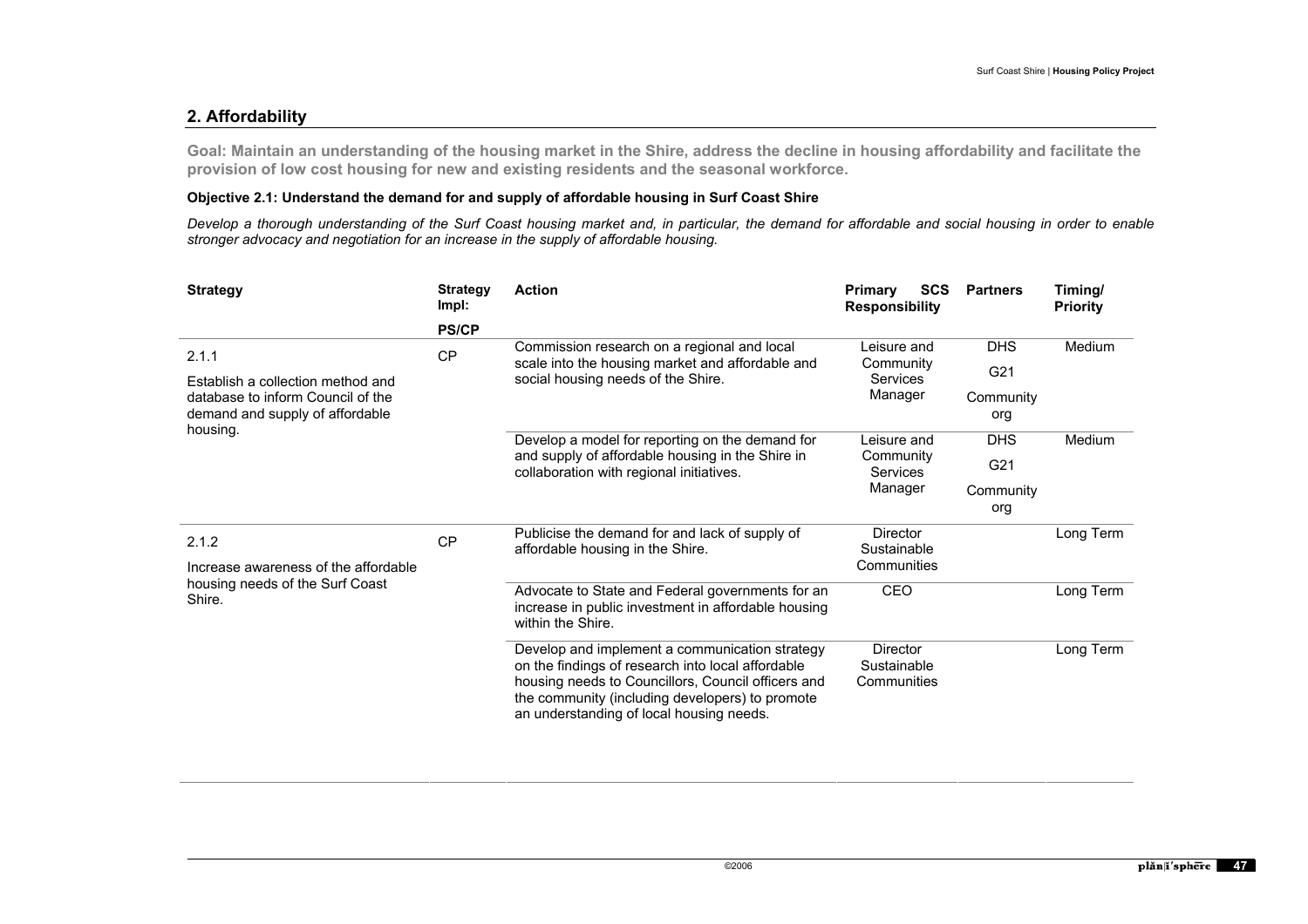## 2. Affordability

**Goal: Maintain an understanding of the housing market in the Shire, address the decline in housing affordability and facilitate the provision of low cost housing for new and existing residents and the seasonal workforce.**

**Objective 2.1: Understand the demand for and supply of affordable housing in Surf Coast Shire**

*Develop a thorough understanding of the Surf Coast housing market and, in particular, the demand for affordable and social housing in order to enable stronger advocacy and negotiation for an increase in the supply of affordable housing.*

| Strategy | Strategy Impl: PS/CP | Action | Primary SCS Responsibility | Partners | Timing/ Priority |
|---|---|---|---|---|---|
| 2.1.1 Establish a collection method and database to inform Council of the demand and supply of affordable housing. | CP | Commission research on a regional and local scale into the housing market and affordable and social housing needs of the Shire. | Leisure and Community Services Manager | DHS, G21, Community org | Medium |
| | | Develop a model for reporting on the demand for and supply of affordable housing in the Shire in collaboration with regional initiatives. | Leisure and Community Services Manager | DHS, G21, Community org | Medium |
| 2.1.2 Increase awareness of the affordable housing needs of the Surf Coast Shire. | CP | Publicise the demand for and lack of supply of affordable housing in the Shire. | Director Sustainable Communities | | Long Term |
| | | Advocate to State and Federal governments for an increase in public investment in affordable housing within the Shire. | CEO | | Long Term |
| | | Develop and implement a communication strategy on the findings of research into local affordable housing needs to Councillors, Council officers and the community (including developers) to promote an understanding of local housing needs. | Director Sustainable Communities | | Long Term |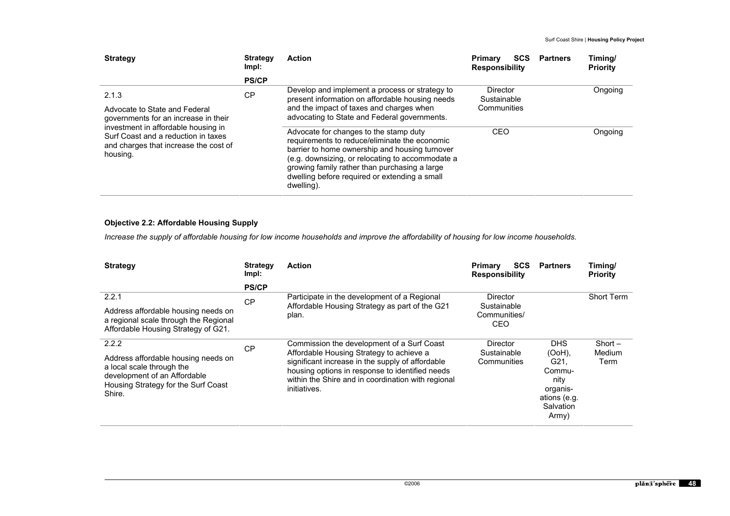| Strategy | Strategy Impl: PS/CP | Action | Primary SCS Responsibility | Partners | Timing/ Priority |
|---|---|---|---|---|---|
| 2.1.3 Advocate to State and Federal governments for an increase in their investment in affordable housing in Surf Coast and a reduction in taxes and charges that increase the cost of housing. | CP | Develop and implement a process or strategy to present information on affordable housing needs and the impact of taxes and charges when advocating to State and Federal governments. | Director Sustainable Communities | | Ongoing |
| | | Advocate for changes to the stamp duty requirements to reduce/eliminate the economic barrier to home ownership and housing turnover (e.g. downsizing, or relocating to accommodate a growing family rather than purchasing a large dwelling before required or extending a small dwelling). | CEO | | Ongoing |

**Objective 2.2: Affordable Housing Supply**

*Increase the supply of affordable housing for low income households and improve the affordability of housing for low income households.*

| Strategy | Strategy Impl: PS/CP | Action | Primary SCS Responsibility | Partners | Timing/ Priority |
|---|---|---|---|---|---|
| 2.2.1 Address affordable housing needs on a regional scale through the Regional Affordable Housing Strategy of G21. | CP | Participate in the development of a Regional Affordable Housing Strategy as part of the G21 plan. | Director Sustainable Communities/ CEO | | Short Term |
| 2.2.2 Address affordable housing needs on a local scale through the development of an Affordable Housing Strategy for the Surf Coast Shire. | CP | Commission the development of a Surf Coast Affordable Housing Strategy to achieve a significant increase in the supply of affordable housing options in response to identified needs within the Shire and in coordination with regional initiatives. | Director Sustainable Communities | DHS (OoH), G21, Community organisations (e.g. Salvation Army) | Short – Medium Term |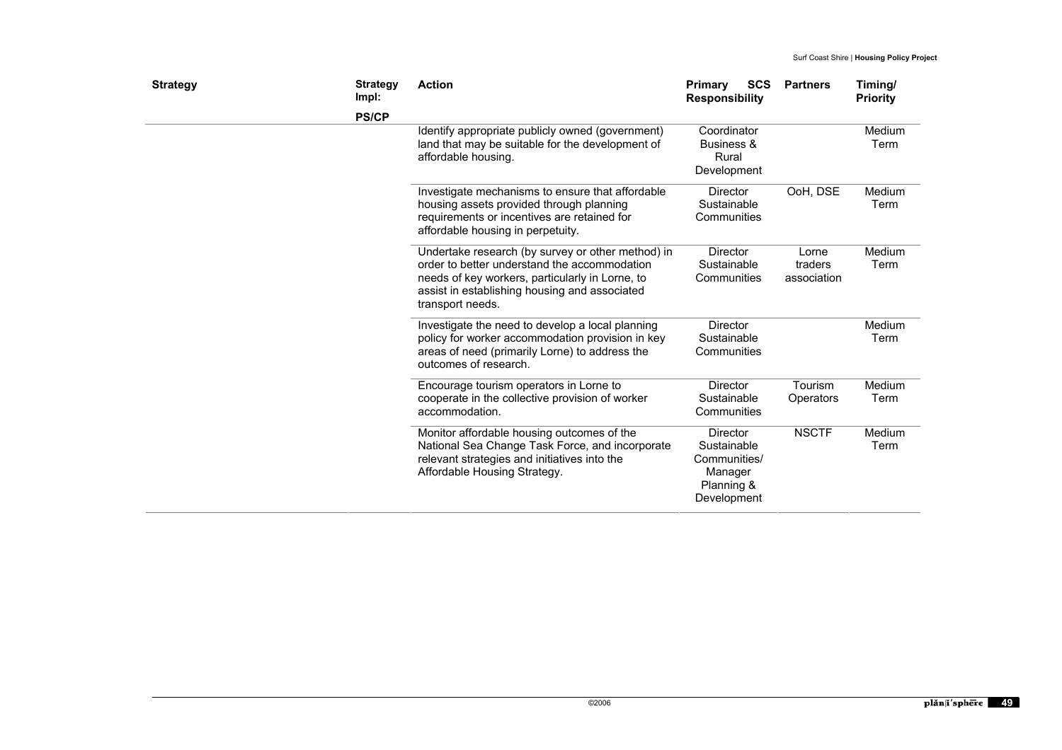| Strategy | Strategy Impl: PS/CP | Action | Primary SCS Responsibility | Partners | Timing/ Priority |
|---|---|---|---|---|---|
| | | Identify appropriate publicly owned (government) land that may be suitable for the development of affordable housing. | Coordinator Business & Rural Development | | Medium Term |
| | | Investigate mechanisms to ensure that affordable housing assets provided through planning requirements or incentives are retained for affordable housing in perpetuity. | Director Sustainable Communities | OoH, DSE | Medium Term |
| | | Undertake research (by survey or other method) in order to better understand the accommodation needs of key workers, particularly in Lorne, to assist in establishing housing and associated transport needs. | Director Sustainable Communities | Lorne traders association | Medium Term |
| | | Investigate the need to develop a local planning policy for worker accommodation provision in key areas of need (primarily Lorne) to address the outcomes of research. | Director Sustainable Communities | | Medium Term |
| | | Encourage tourism operators in Lorne to cooperate in the collective provision of worker accommodation. | Director Sustainable Communities | Tourism Operators | Medium Term |
| | | Monitor affordable housing outcomes of the National Sea Change Task Force, and incorporate relevant strategies and initiatives into the Affordable Housing Strategy. | Director Sustainable Communities/ Manager Planning & Development | NSCTF | Medium Term |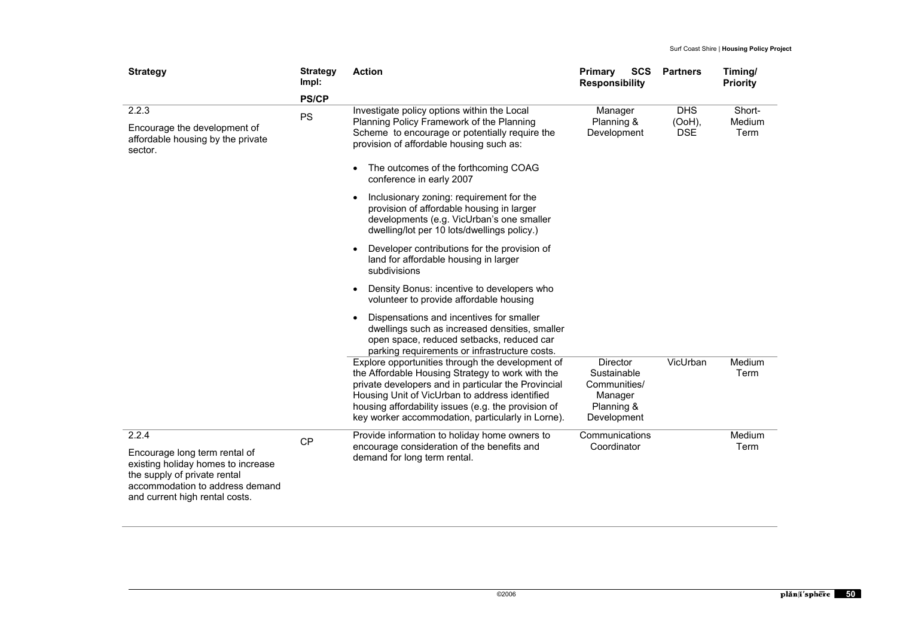| Strategy | Strategy Impl: PS/CP | Action | Primary SCS Responsibility | Partners | Timing/ Priority |
|---|---|---|---|---|---|
| 2.2.3 Encourage the development of affordable housing by the private sector. | PS | Investigate policy options within the Local Planning Policy Framework of the Planning Scheme to encourage or potentially require the provision of affordable housing such as: • The outcomes of the forthcoming COAG conference in early 2007 • Inclusionary zoning: requirement for the provision of affordable housing in larger developments (e.g. VicUrban's one smaller dwelling/lot per 10 lots/dwellings policy.) • Developer contributions for the provision of land for affordable housing in larger subdivisions • Density Bonus: incentive to developers who volunteer to provide affordable housing • Dispensations and incentives for smaller dwellings such as increased densities, smaller open space, reduced setbacks, reduced car parking requirements or infrastructure costs. | Manager Planning & Development | DHS (OoH), DSE | Short-Medium Term |
| | | Explore opportunities through the development of the Affordable Housing Strategy to work with the private developers and in particular the Provincial Housing Unit of VicUrban to address identified housing affordability issues (e.g. the provision of key worker accommodation, particularly in Lorne). | Director Sustainable Communities/ Manager Planning & Development | VicUrban | Medium Term |
| 2.2.4 Encourage long term rental of existing holiday homes to increase the supply of private rental accommodation to address demand and current high rental costs. | CP | Provide information to holiday home owners to encourage consideration of the benefits and demand for long term rental. | Communications Coordinator | | Medium Term |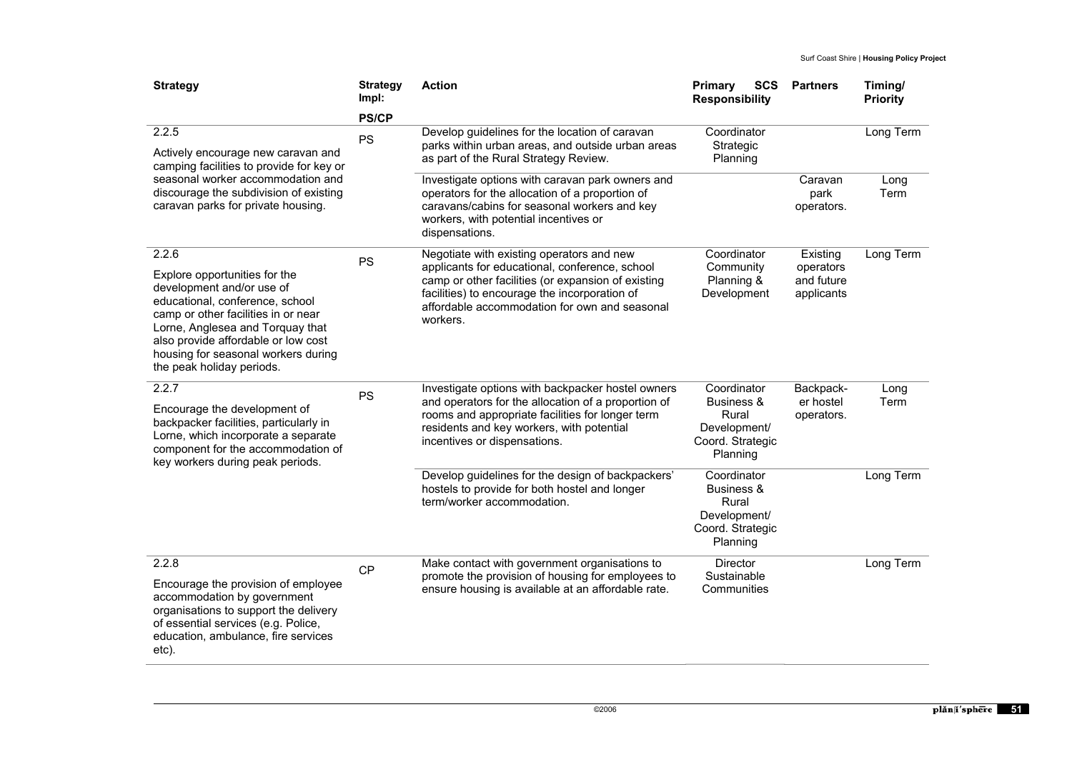| Strategy | Strategy Impl: PS/CP | Action | Primary SCS Responsibility | Partners | Timing/ Priority |
|---|---|---|---|---|---|
| 2.2.5 Actively encourage new caravan and camping facilities to provide for key or seasonal worker accommodation and discourage the subdivision of existing caravan parks for private housing. | PS | Develop guidelines for the location of caravan parks within urban areas, and outside urban areas as part of the Rural Strategy Review. | Coordinator Strategic Planning | | Long Term |
| | | Investigate options with caravan park owners and operators for the allocation of a proportion of caravans/cabins for seasonal workers and key workers, with potential incentives or dispensations. | | Caravan park operators. | Long Term |
| 2.2.6 Explore opportunities for the development and/or use of educational, conference, school camp or other facilities in or near Lorne, Anglesea and Torquay that also provide affordable or low cost housing for seasonal workers during the peak holiday periods. | PS | Negotiate with existing operators and new applicants for educational, conference, school camp or other facilities (or expansion of existing facilities) to encourage the incorporation of affordable accommodation for own and seasonal workers. | Coordinator Community Planning & Development | Existing operators and future applicants | Long Term |
| 2.2.7 Encourage the development of backpacker facilities, particularly in Lorne, which incorporate a separate component for the accommodation of key workers during peak periods. | PS | Investigate options with backpacker hostel owners and operators for the allocation of a proportion of rooms and appropriate facilities for longer term residents and key workers, with potential incentives or dispensations. | Coordinator Business & Rural Development/ Coord. Strategic Planning | Backpack-er hostel operators. | Long Term |
| | | Develop guidelines for the design of backpackers' hostels to provide for both hostel and longer term/worker accommodation. | Coordinator Business & Rural Development/ Coord. Strategic Planning | | Long Term |
| 2.2.8 Encourage the provision of employee accommodation by government organisations to support the delivery of essential services (e.g. Police, education, ambulance, fire services etc). | CP | Make contact with government organisations to promote the provision of housing for employees to ensure housing is available at an affordable rate. | Director Sustainable Communities | | Long Term |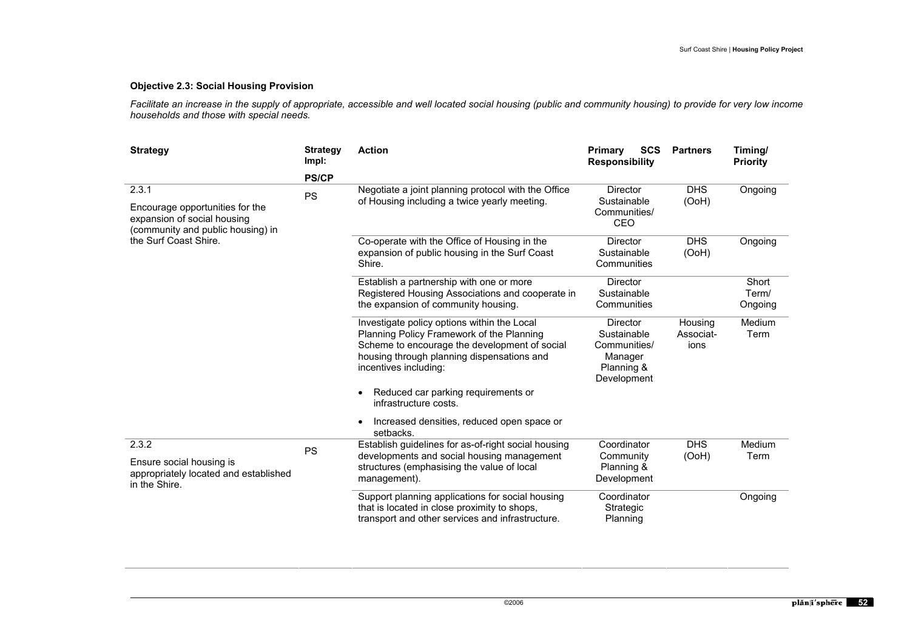**Objective 2.3: Social Housing Provision**

*Facilitate an increase in the supply of appropriate, accessible and well located social housing (public and community housing) to provide for very low income households and those with special needs.*

| Strategy | Strategy Impl: PS/CP | Action | Primary SCS Responsibility | Partners | Timing/ Priority |
|---|---|---|---|---|---|
| 2.3.1 Encourage opportunities for the expansion of social housing (community and public housing) in the Surf Coast Shire. | PS | Negotiate a joint planning protocol with the Office of Housing including a twice yearly meeting. | Director Sustainable Communities/ CEO | DHS (OoH) | Ongoing |
| | | Co-operate with the Office of Housing in the expansion of public housing in the Surf Coast Shire. | Director Sustainable Communities | DHS (OoH) | Ongoing |
| | | Establish a partnership with one or more Registered Housing Associations and cooperate in the expansion of community housing. | Director Sustainable Communities | | Short Term/ Ongoing |
| | | Investigate policy options within the Local Planning Policy Framework of the Planning Scheme to encourage the development of social housing through planning dispensations and incentives including: • Reduced car parking requirements or infrastructure costs. • Increased densities, reduced open space or setbacks. | Director Sustainable Communities/ Manager Planning & Development | Housing Associat-ions | Medium Term |
| 2.3.2 Ensure social housing is appropriately located and established in the Shire. | PS | Establish guidelines for as-of-right social housing developments and social housing management structures (emphasising the value of local management). | Coordinator Community Planning & Development | DHS (OoH) | Medium Term |
| | | Support planning applications for social housing that is located in close proximity to shops, transport and other services and infrastructure. | Coordinator Strategic Planning | | Ongoing |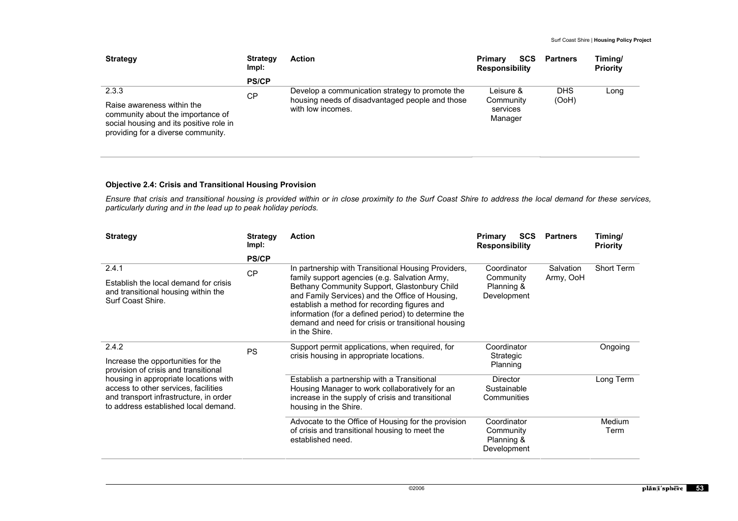| Strategy | Strategy Impl: PS/CP | Action | Primary SCS Responsibility | Partners | Timing/ Priority |
|---|---|---|---|---|---|
| 2.3.3 Raise awareness within the community about the importance of social housing and its positive role in providing for a diverse community. | CP | Develop a communication strategy to promote the housing needs of disadvantaged people and those with low incomes. | Leisure & Community services Manager | DHS (OoH) | Long |

**Objective 2.4: Crisis and Transitional Housing Provision**

*Ensure that crisis and transitional housing is provided within or in close proximity to the Surf Coast Shire to address the local demand for these services, particularly during and in the lead up to peak holiday periods.*

| Strategy | Strategy Impl: PS/CP | Action | Primary SCS Responsibility | Partners | Timing/ Priority |
|---|---|---|---|---|---|
| 2.4.1 Establish the local demand for crisis and transitional housing within the Surf Coast Shire. | CP | In partnership with Transitional Housing Providers, family support agencies (e.g. Salvation Army, Bethany Community Support, Glastonbury Child and Family Services) and the Office of Housing, establish a method for recording figures and information (for a defined period) to determine the demand and need for crisis or transitional housing in the Shire. | Coordinator Community Planning & Development | Salvation Army, OoH | Short Term |
| 2.4.2 Increase the opportunities for the provision of crisis and transitional housing in appropriate locations with access to other services, facilities and transport infrastructure, in order to address established local demand. | PS | Support permit applications, when required, for crisis housing in appropriate locations. | Coordinator Strategic Planning | | Ongoing |
| | | Establish a partnership with a Transitional Housing Manager to work collaboratively for an increase in the supply of crisis and transitional housing in the Shire. | Director Sustainable Communities | | Long Term |
| | | Advocate to the Office of Housing for the provision of crisis and transitional housing to meet the established need. | Coordinator Community Planning & Development | | Medium Term |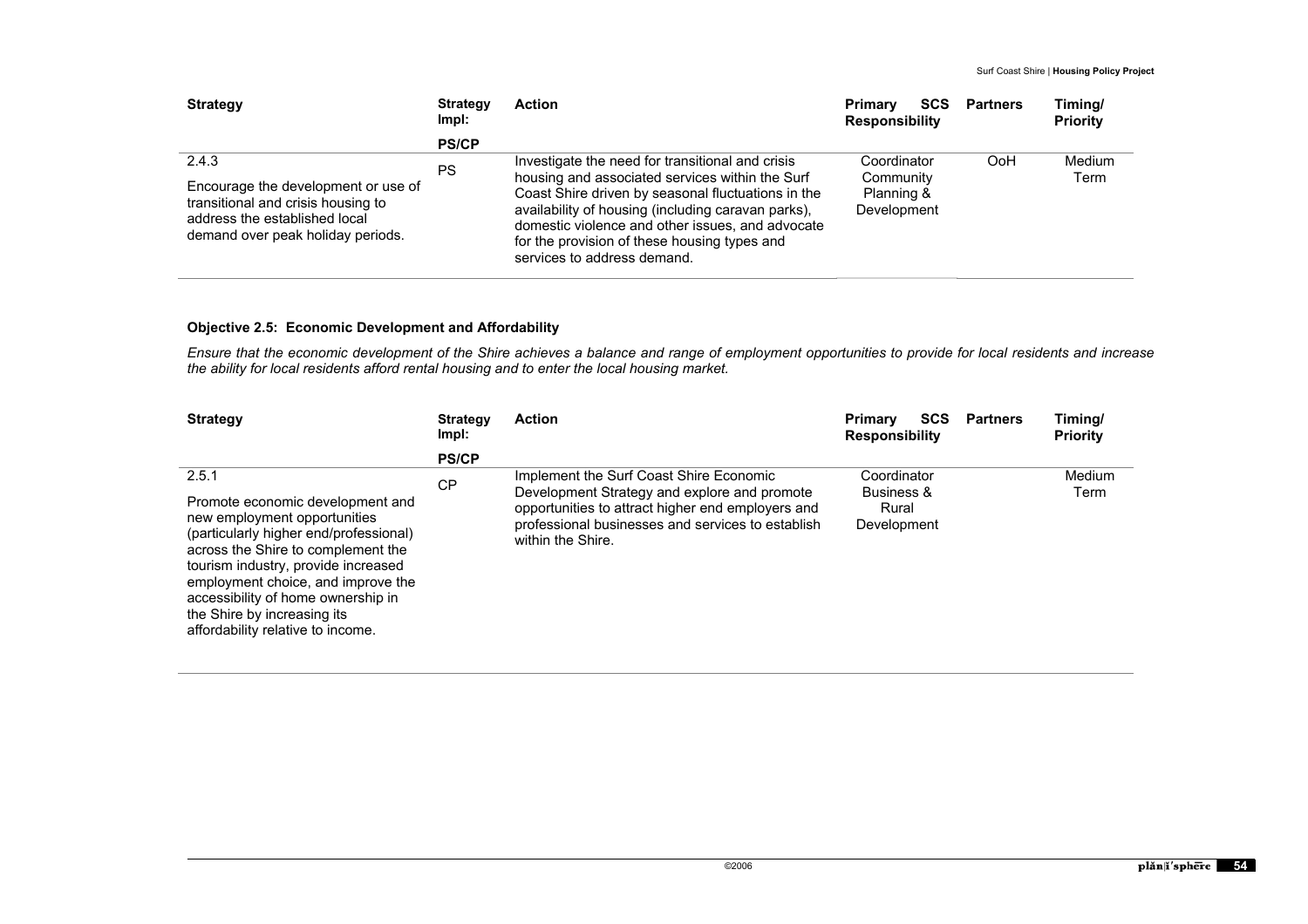| Strategy | Strategy Impl: PS/CP | Action | Primary SCS Responsibility | Partners | Timing/ Priority |
|---|---|---|---|---|---|
| 2.4.3 Encourage the development or use of transitional and crisis housing to address the established local demand over peak holiday periods. | PS | Investigate the need for transitional and crisis housing and associated services within the Surf Coast Shire driven by seasonal fluctuations in the availability of housing (including caravan parks), domestic violence and other issues, and advocate for the provision of these housing types and services to address demand. | Coordinator Community Planning & Development | OoH | Medium Term |

**Objective 2.5: Economic Development and Affordability**

*Ensure that the economic development of the Shire achieves a balance and range of employment opportunities to provide for local residents and increase the ability for local residents afford rental housing and to enter the local housing market.*

| Strategy | Strategy Impl: PS/CP | Action | Primary SCS Responsibility | Partners | Timing/ Priority |
|---|---|---|---|---|---|
| 2.5.1 Promote economic development and new employment opportunities (particularly higher end/professional) across the Shire to complement the tourism industry, provide increased employment choice, and improve the accessibility of home ownership in the Shire by increasing its affordability relative to income. | CP | Implement the Surf Coast Shire Economic Development Strategy and explore and promote opportunities to attract higher end employers and professional businesses and services to establish within the Shire. | Coordinator Business & Rural Development | | Medium Term |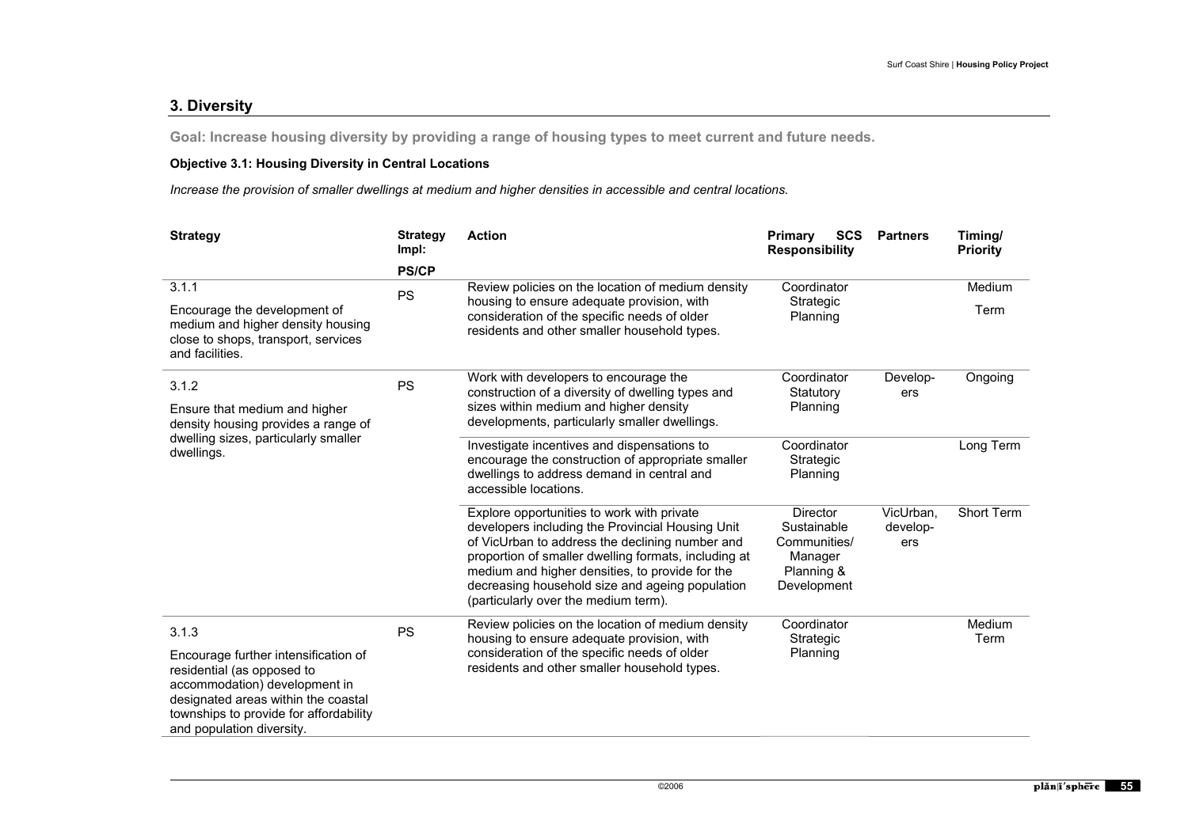## 3. Diversity

**Goal: Increase housing diversity by providing a range of housing types to meet current and future needs.**

**Objective 3.1: Housing Diversity in Central Locations**

*Increase the provision of smaller dwellings at medium and higher densities in accessible and central locations.*

| Strategy | Strategy Impl: PS/CP | Action | Primary SCS Responsibility | Partners | Timing/ Priority |
|---|---|---|---|---|---|
| 3.1.1 Encourage the development of medium and higher density housing close to shops, transport, services and facilities. | PS | Review policies on the location of medium density housing to ensure adequate provision, with consideration of the specific needs of older residents and other smaller household types. | Coordinator Strategic Planning | | Medium Term |
| 3.1.2 Ensure that medium and higher density housing provides a range of dwelling sizes, particularly smaller dwellings. | PS | Work with developers to encourage the construction of a diversity of dwelling types and sizes within medium and higher density developments, particularly smaller dwellings. | Coordinator Statutory Planning | Developers | Ongoing |
| | | Investigate incentives and dispensations to encourage the construction of appropriate smaller dwellings to address demand in central and accessible locations. | Coordinator Strategic Planning | | Long Term |
| | | Explore opportunities to work with private developers including the Provincial Housing Unit of VicUrban to address the declining number and proportion of smaller dwelling formats, including at medium and higher densities, to provide for the decreasing household size and ageing population (particularly over the medium term). | Director Sustainable Communities/ Manager Planning & Development | VicUrban, developers | Short Term |
| 3.1.3 Encourage further intensification of residential (as opposed to accommodation) development in designated areas within the coastal townships to provide for affordability and population diversity. | PS | Review policies on the location of medium density housing to ensure adequate provision, with consideration of the specific needs of older residents and other smaller household types. | Coordinator Strategic Planning | | Medium Term |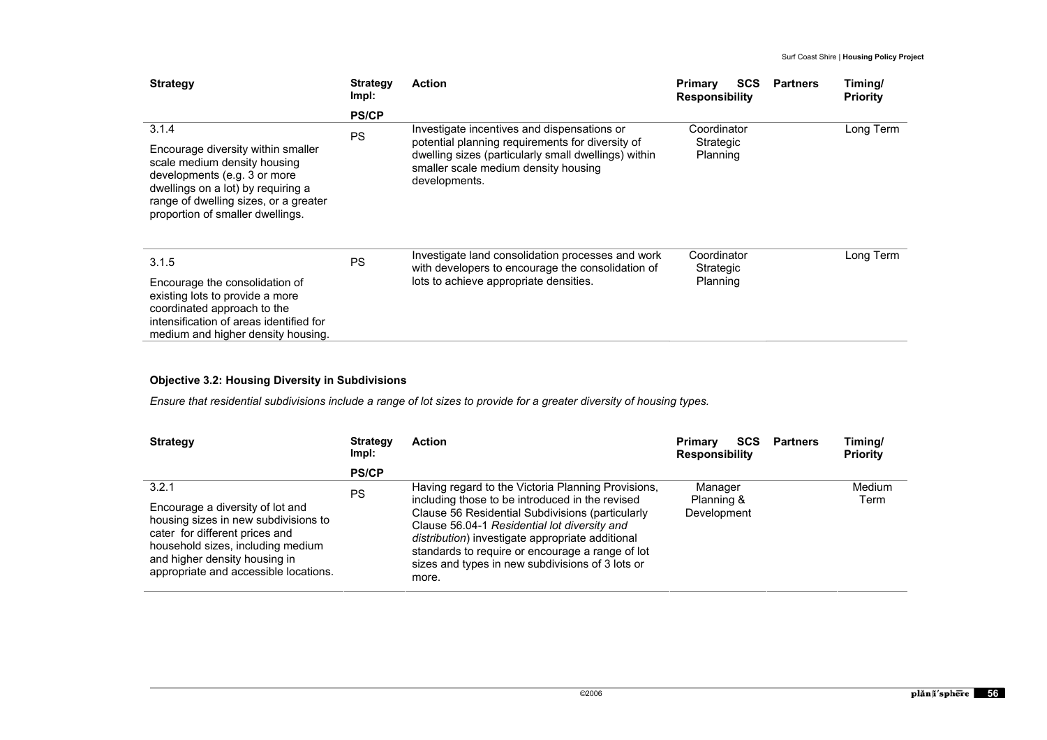| Strategy | Strategy Impl: PS/CP | Action | Primary SCS Responsibility | Partners | Timing/ Priority |
|---|---|---|---|---|---|
| 3.1.4 Encourage diversity within smaller scale medium density housing developments (e.g. 3 or more dwellings on a lot) by requiring a range of dwelling sizes, or a greater proportion of smaller dwellings. | PS | Investigate incentives and dispensations or potential planning requirements for diversity of dwelling sizes (particularly small dwellings) within smaller scale medium density housing developments. | Coordinator Strategic Planning | | Long Term |
| 3.1.5 Encourage the consolidation of existing lots to provide a more coordinated approach to the intensification of areas identified for medium and higher density housing. | PS | Investigate land consolidation processes and work with developers to encourage the consolidation of lots to achieve appropriate densities. | Coordinator Strategic Planning | | Long Term |

**Objective 3.2: Housing Diversity in Subdivisions**

*Ensure that residential subdivisions include a range of lot sizes to provide for a greater diversity of housing types.*

| Strategy | Strategy Impl: PS/CP | Action | Primary SCS Responsibility | Partners | Timing/ Priority |
|---|---|---|---|---|---|
| 3.2.1 Encourage a diversity of lot and housing sizes in new subdivisions to cater for different prices and household sizes, including medium and higher density housing in appropriate and accessible locations. | PS | Having regard to the Victoria Planning Provisions, including those to be introduced in the revised Clause 56 Residential Subdivisions (particularly Clause 56.04-1 *Residential lot diversity and distribution*) investigate appropriate additional standards to require or encourage a range of lot sizes and types in new subdivisions of 3 lots or more. | Manager Planning & Development | | Medium Term |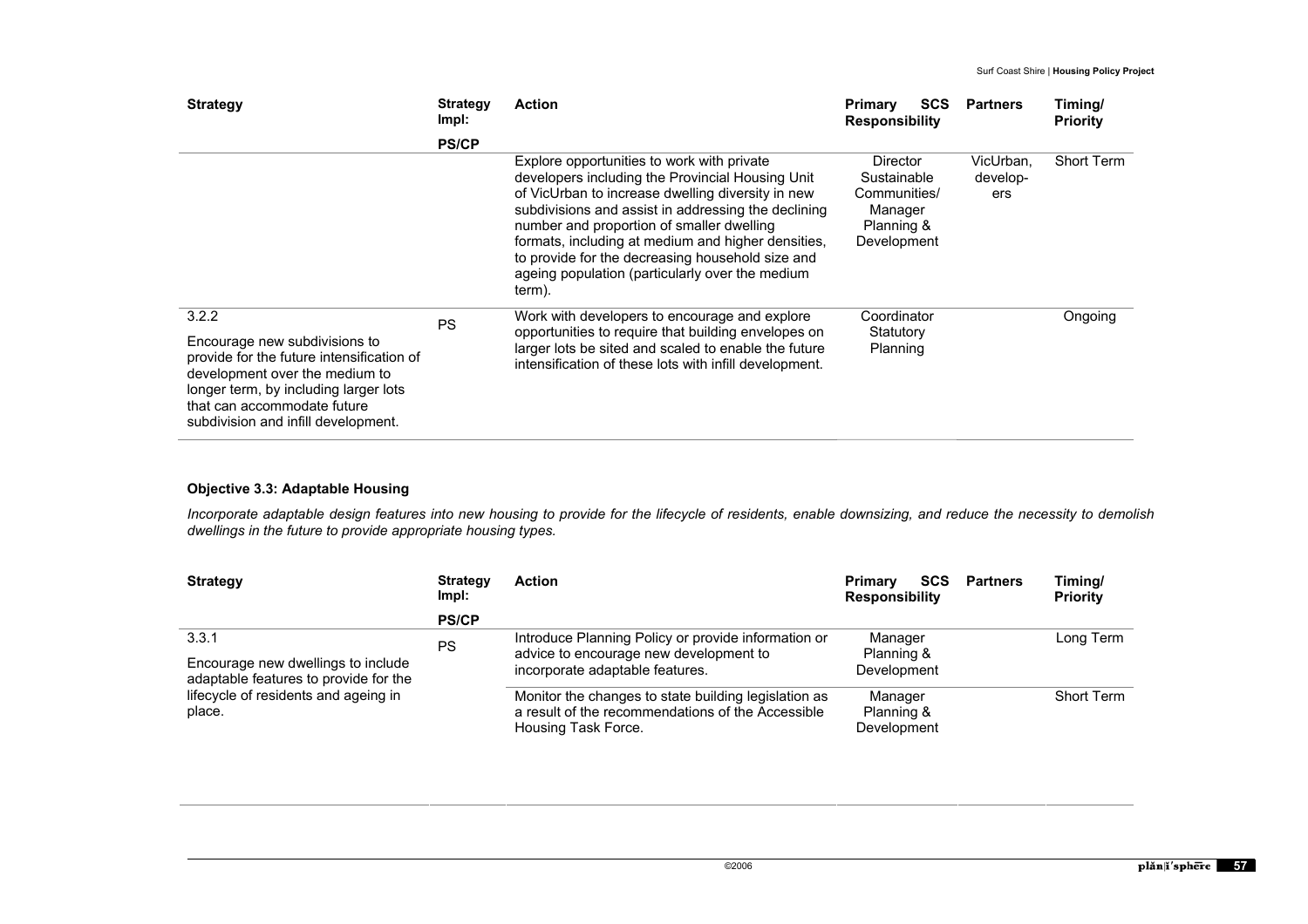| Strategy | Strategy Impl: PS/CP | Action | Primary SCS Responsibility | Partners | Timing/ Priority |
|---|---|---|---|---|---|
| | | Explore opportunities to work with private developers including the Provincial Housing Unit of VicUrban to increase dwelling diversity in new subdivisions and assist in addressing the declining number and proportion of smaller dwelling formats, including at medium and higher densities, to provide for the decreasing household size and ageing population (particularly over the medium term). | Director Sustainable Communities/ Manager Planning & Development | VicUrban, develop-ers | Short Term |
| 3.2.2 Encourage new subdivisions to provide for the future intensification of development over the medium to longer term, by including larger lots that can accommodate future subdivision and infill development. | PS | Work with developers to encourage and explore opportunities to require that building envelopes on larger lots be sited and scaled to enable the future intensification of these lots with infill development. | Coordinator Statutory Planning | | Ongoing |

**Objective 3.3: Adaptable Housing**

*Incorporate adaptable design features into new housing to provide for the lifecycle of residents, enable downsizing, and reduce the necessity to demolish dwellings in the future to provide appropriate housing types.*

| Strategy | Strategy Impl: PS/CP | Action | Primary SCS Responsibility | Partners | Timing/ Priority |
|---|---|---|---|---|---|
| 3.3.1 Encourage new dwellings to include adaptable features to provide for the lifecycle of residents and ageing in place. | PS | Introduce Planning Policy or provide information or advice to encourage new development to incorporate adaptable features. | Manager Planning & Development | | Long Term |
| | | Monitor the changes to state building legislation as a result of the recommendations of the Accessible Housing Task Force. | Manager Planning & Development | | Short Term |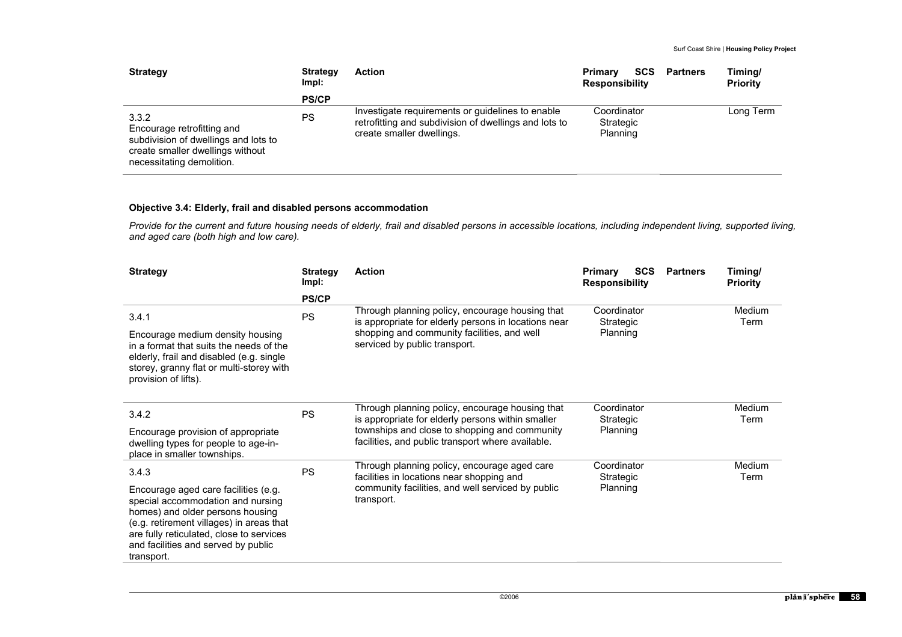| Strategy | Strategy Impl: PS/CP | Action | Primary SCS Responsibility | Partners | Timing/ Priority |
|---|---|---|---|---|---|
| 3.3.2 Encourage retrofitting and subdivision of dwellings and lots to create smaller dwellings without necessitating demolition. | PS | Investigate requirements or guidelines to enable retrofitting and subdivision of dwellings and lots to create smaller dwellings. | Coordinator Strategic Planning | | Long Term |

**Objective 3.4: Elderly, frail and disabled persons accommodation**

*Provide for the current and future housing needs of elderly, frail and disabled persons in accessible locations, including independent living, supported living, and aged care (both high and low care).*

| Strategy | Strategy Impl: PS/CP | Action | Primary SCS Responsibility | Partners | Timing/ Priority |
|---|---|---|---|---|---|
| 3.4.1 Encourage medium density housing in a format that suits the needs of the elderly, frail and disabled (e.g. single storey, granny flat or multi-storey with provision of lifts). | PS | Through planning policy, encourage housing that is appropriate for elderly persons in locations near shopping and community facilities, and well serviced by public transport. | Coordinator Strategic Planning | | Medium Term |
| 3.4.2 Encourage provision of appropriate dwelling types for people to age-in-place in smaller townships. | PS | Through planning policy, encourage housing that is appropriate for elderly persons within smaller townships and close to shopping and community facilities, and public transport where available. | Coordinator Strategic Planning | | Medium Term |
| 3.4.3 Encourage aged care facilities (e.g. special accommodation and nursing homes) and older persons housing (e.g. retirement villages) in areas that are fully reticulated, close to services and facilities and served by public transport. | PS | Through planning policy, encourage aged care facilities in locations near shopping and community facilities, and well serviced by public transport. | Coordinator Strategic Planning | | Medium Term |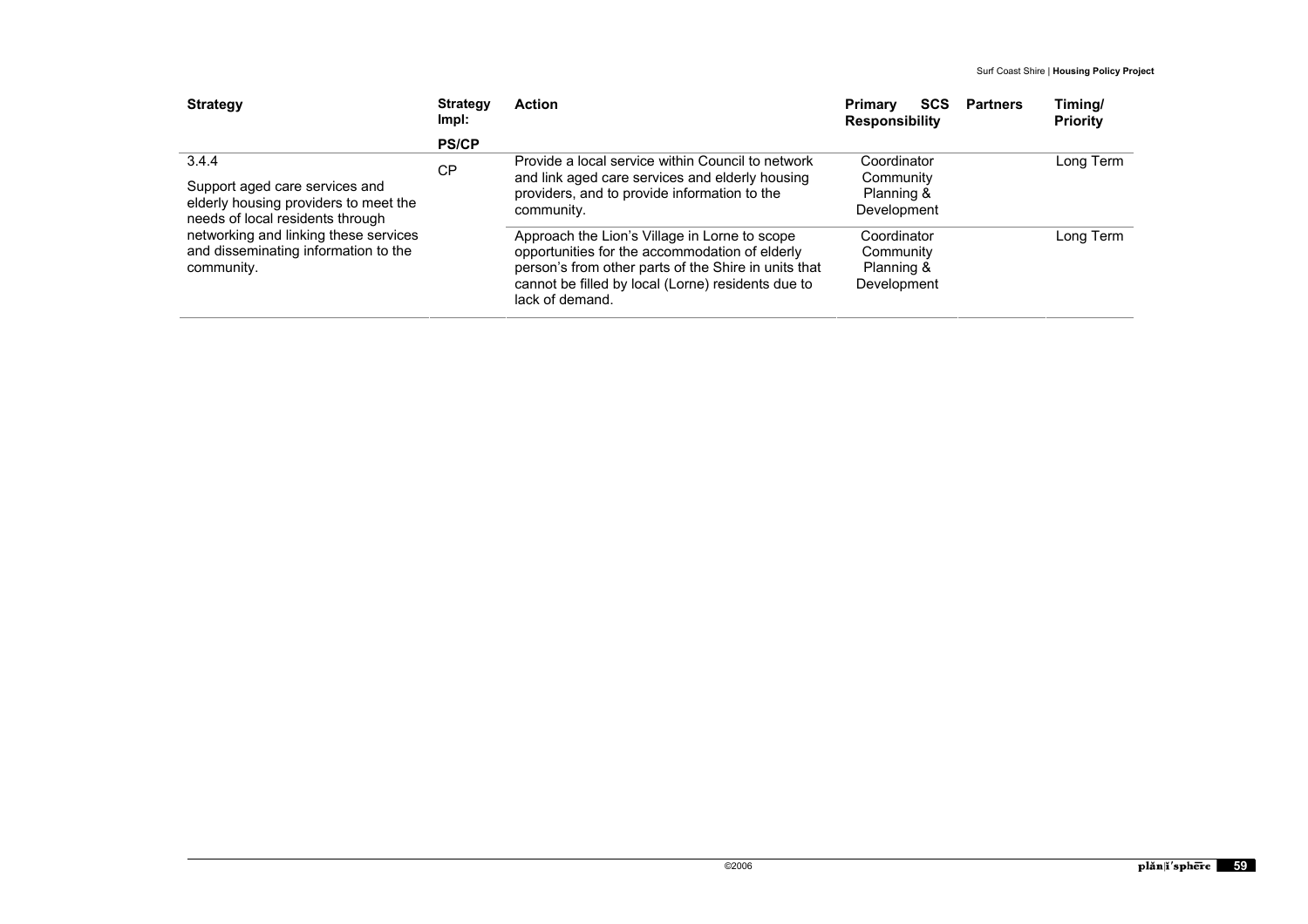| Strategy | Strategy Impl: PS/CP | Action | Primary SCS Responsibility | Partners | Timing/ Priority |
|---|---|---|---|---|---|
| 3.4.4 Support aged care services and elderly housing providers to meet the needs of local residents through networking and linking these services and disseminating information to the community. | CP | Provide a local service within Council to network and link aged care services and elderly housing providers, and to provide information to the community. | Coordinator Community Planning & Development | | Long Term |
| | | Approach the Lion's Village in Lorne to scope opportunities for the accommodation of elderly person's from other parts of the Shire in units that cannot be filled by local (Lorne) residents due to lack of demand. | Coordinator Community Planning & Development | | Long Term |

©2006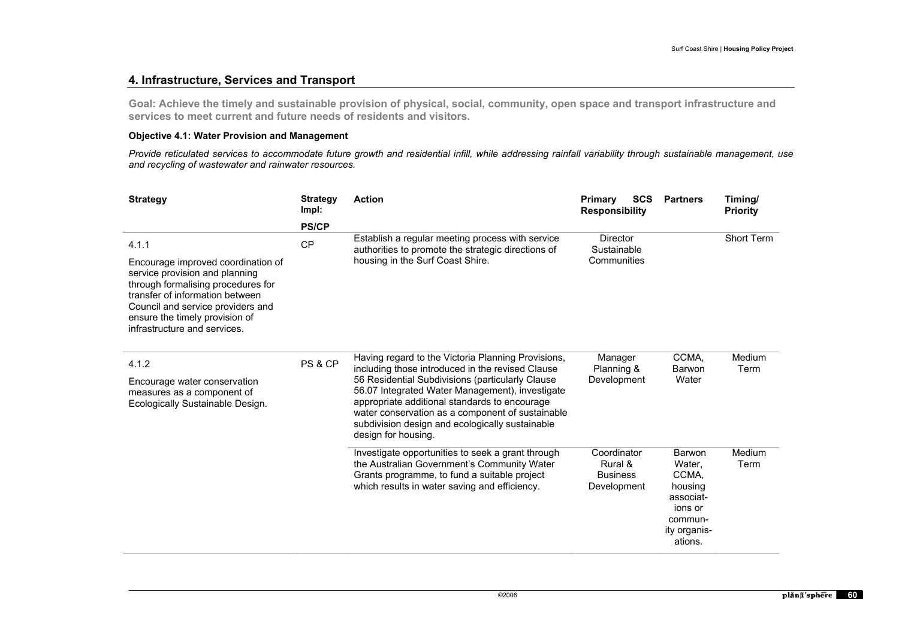## 4. Infrastructure, Services and Transport

**Goal: Achieve the timely and sustainable provision of physical, social, community, open space and transport infrastructure and services to meet current and future needs of residents and visitors.**

**Objective 4.1: Water Provision and Management**

*Provide reticulated services to accommodate future growth and residential infill, while addressing rainfall variability through sustainable management, use and recycling of wastewater and rainwater resources.*

| Strategy | Strategy Impl: PS/CP | Action | Primary SCS Responsibility | Partners | Timing/ Priority |
|---|---|---|---|---|---|
| 4.1.1<br><br>Encourage improved coordination of service provision and planning through formalising procedures for transfer of information between Council and service providers and ensure the timely provision of infrastructure and services. | CP | Establish a regular meeting process with service authorities to promote the strategic directions of housing in the Surf Coast Shire. | Director Sustainable Communities | | Short Term |
| 4.1.2<br><br>Encourage water conservation measures as a component of Ecologically Sustainable Design. | PS & CP | Having regard to the Victoria Planning Provisions, including those introduced in the revised Clause 56 Residential Subdivisions (particularly Clause 56.07 Integrated Water Management), investigate appropriate additional standards to encourage water conservation as a component of sustainable subdivision design and ecologically sustainable design for housing. | Manager Planning & Development | CCMA, Barwon Water | Medium Term |
| | | Investigate opportunities to seek a grant through the Australian Government's Community Water Grants programme, to fund a suitable project which results in water saving and efficiency. | Coordinator Rural & Business Development | Barwon Water, CCMA, housing associations or community organisations. | Medium Term |

©2006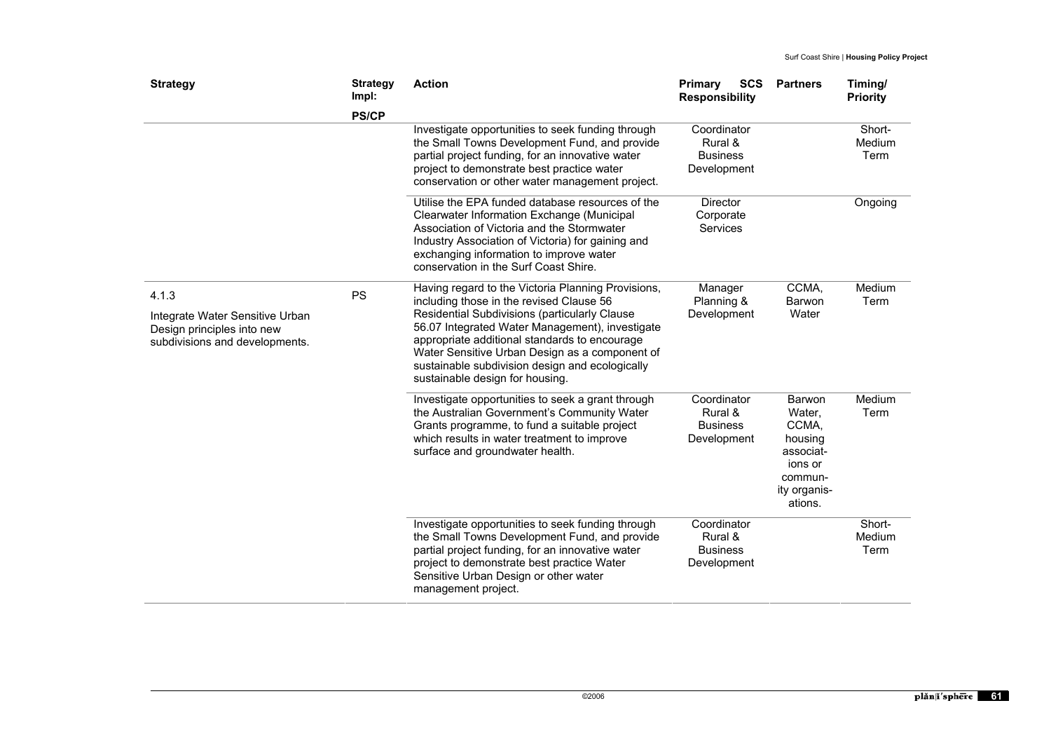| Strategy | Strategy Impl: PS/CP | Action | Primary SCS Responsibility | Partners | Timing/ Priority |
|---|---|---|---|---|---|
| | | Investigate opportunities to seek funding through the Small Towns Development Fund, and provide partial project funding, for an innovative water project to demonstrate best practice water conservation or other water management project. | Coordinator Rural & Business Development | | Short-Medium Term |
| | | Utilise the EPA funded database resources of the Clearwater Information Exchange (Municipal Association of Victoria and the Stormwater Industry Association of Victoria) for gaining and exchanging information to improve water conservation in the Surf Coast Shire. | Director Corporate Services | | Ongoing |
| 4.1.3 Integrate Water Sensitive Urban Design principles into new subdivisions and developments. | PS | Having regard to the Victoria Planning Provisions, including those in the revised Clause 56 Residential Subdivisions (particularly Clause 56.07 Integrated Water Management), investigate appropriate additional standards to encourage Water Sensitive Urban Design as a component of sustainable subdivision design and ecologically sustainable design for housing. | Manager Planning & Development | CCMA, Barwon Water | Medium Term |
| | | Investigate opportunities to seek a grant through the Australian Government's Community Water Grants programme, to fund a suitable project which results in water treatment to improve surface and groundwater health. | Coordinator Rural & Business Development | Barwon Water, CCMA, housing associations or community organisations. | Medium Term |
| | | Investigate opportunities to seek funding through the Small Towns Development Fund, and provide partial project funding, for an innovative water project to demonstrate best practice Water Sensitive Urban Design or other water management project. | Coordinator Rural & Business Development | | Short-Medium Term |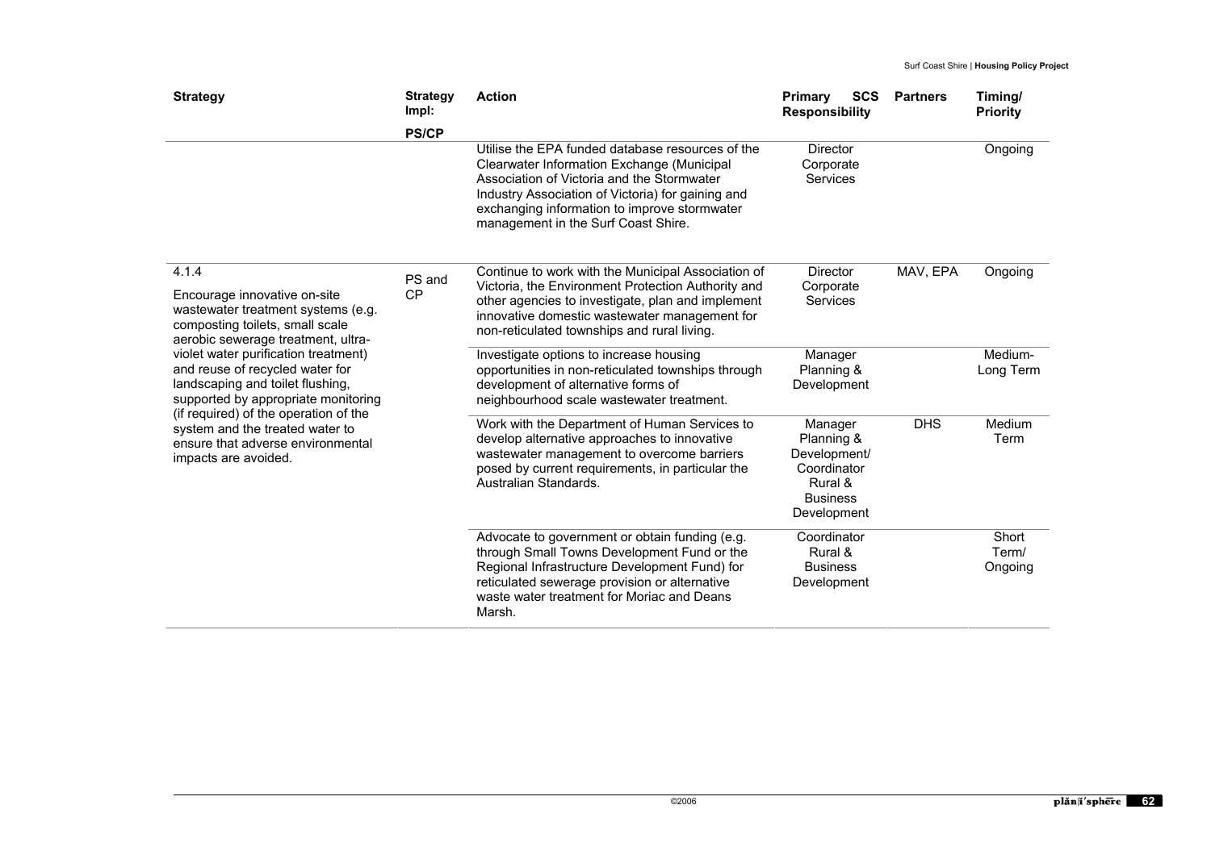| Strategy | Strategy Impl: PS/CP | Action | Primary SCS Responsibility | Partners | Timing/ Priority |
|---|---|---|---|---|---|
| | | Utilise the EPA funded database resources of the Clearwater Information Exchange (Municipal Association of Victoria and the Stormwater Industry Association of Victoria) for gaining and exchanging information to improve stormwater management in the Surf Coast Shire. | Director Corporate Services | | Ongoing |
| 4.1.4 Encourage innovative on-site wastewater treatment systems (e.g. composting toilets, small scale aerobic sewerage treatment, ultra-violet water purification treatment) and reuse of recycled water for landscaping and toilet flushing, supported by appropriate monitoring (if required) of the operation of the system and the treated water to ensure that adverse environmental impacts are avoided. | PS and CP | Continue to work with the Municipal Association of Victoria, the Environment Protection Authority and other agencies to investigate, plan and implement innovative domestic wastewater management for non-reticulated townships and rural living. | Director Corporate Services | MAV, EPA | Ongoing |
| | | Investigate options to increase housing opportunities in non-reticulated townships through development of alternative forms of neighbourhood scale wastewater treatment. | Manager Planning & Development | | Medium-Long Term |
| | | Work with the Department of Human Services to develop alternative approaches to innovative wastewater management to overcome barriers posed by current requirements, in particular the Australian Standards. | Manager Planning & Development/ Coordinator Rural & Business Development | DHS | Medium Term |
| | | Advocate to government or obtain funding (e.g. through Small Towns Development Fund or the Regional Infrastructure Development Fund) for reticulated sewerage provision or alternative waste water treatment for Moriac and Deans Marsh. | Coordinator Rural & Business Development | | Short Term/ Ongoing |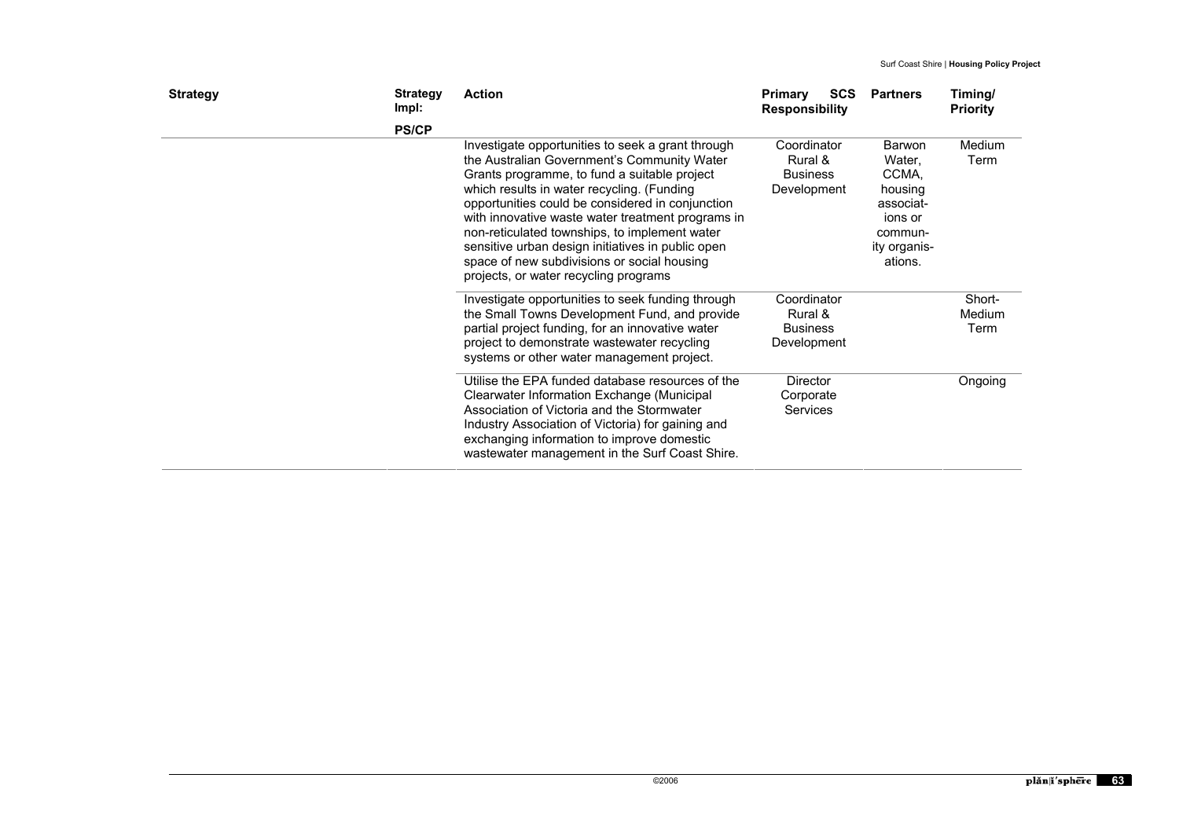| Strategy | Strategy Impl: PS/CP | Action | Primary SCS Responsibility | Partners | Timing/ Priority |
|---|---|---|---|---|---|
| | | Investigate opportunities to seek a grant through the Australian Government's Community Water Grants programme, to fund a suitable project which results in water recycling. (Funding opportunities could be considered in conjunction with innovative waste water treatment programs in non-reticulated townships, to implement water sensitive urban design initiatives in public open space of new subdivisions or social housing projects, or water recycling programs | Coordinator Rural & Business Development | Barwon Water, CCMA, housing associat-ions or commun-ity organis-ations. | Medium Term |
| | | Investigate opportunities to seek funding through the Small Towns Development Fund, and provide partial project funding, for an innovative water project to demonstrate wastewater recycling systems or other water management project. | Coordinator Rural & Business Development | | Short-Medium Term |
| | | Utilise the EPA funded database resources of the Clearwater Information Exchange (Municipal Association of Victoria and the Stormwater Industry Association of Victoria) for gaining and exchanging information to improve domestic wastewater management in the Surf Coast Shire. | Director Corporate Services | | Ongoing |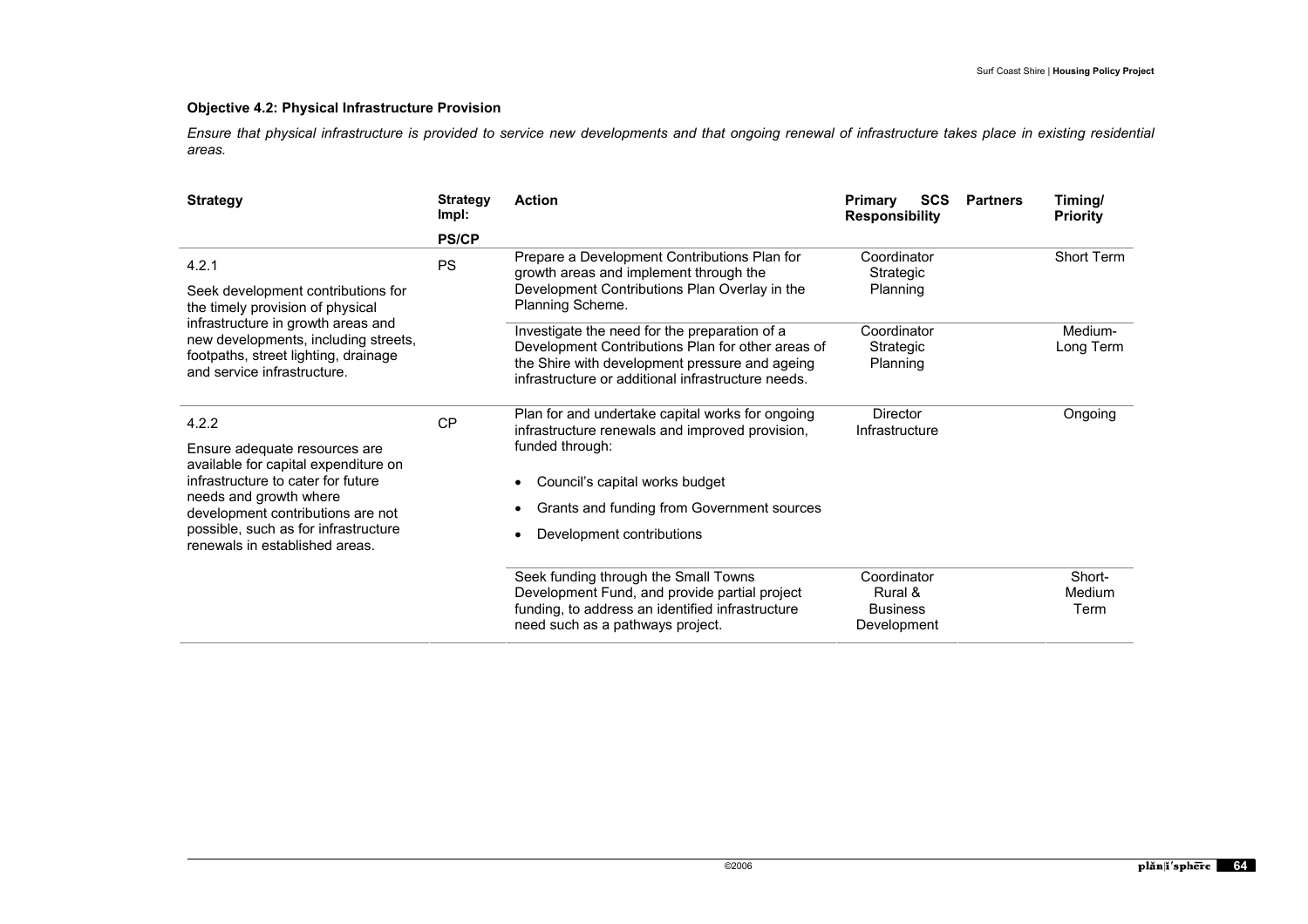**Objective 4.2: Physical Infrastructure Provision**

*Ensure that physical infrastructure is provided to service new developments and that ongoing renewal of infrastructure takes place in existing residential areas.*

| Strategy | Strategy Impl: PS/CP | Action | Primary SCS Responsibility | Partners | Timing/ Priority |
|---|---|---|---|---|---|
| 4.2.1<br><br>Seek development contributions for the timely provision of physical infrastructure in growth areas and new developments, including streets, footpaths, street lighting, drainage and service infrastructure. | PS | Prepare a Development Contributions Plan for growth areas and implement through the Development Contributions Plan Overlay in the Planning Scheme. | Coordinator Strategic Planning | | Short Term |
| | | Investigate the need for the preparation of a Development Contributions Plan for other areas of the Shire with development pressure and ageing infrastructure or additional infrastructure needs. | Coordinator Strategic Planning | | Medium-Long Term |
| 4.2.2<br><br>Ensure adequate resources are available for capital expenditure on infrastructure to cater for future needs and growth where development contributions are not possible, such as for infrastructure renewals in established areas. | CP | Plan for and undertake capital works for ongoing infrastructure renewals and improved provision, funded through:<br>• Council's capital works budget<br>• Grants and funding from Government sources<br>• Development contributions | Director Infrastructure | | Ongoing |
| | | Seek funding through the Small Towns Development Fund, and provide partial project funding, to address an identified infrastructure need such as a pathways project. | Coordinator Rural & Business Development | | Short-Medium Term |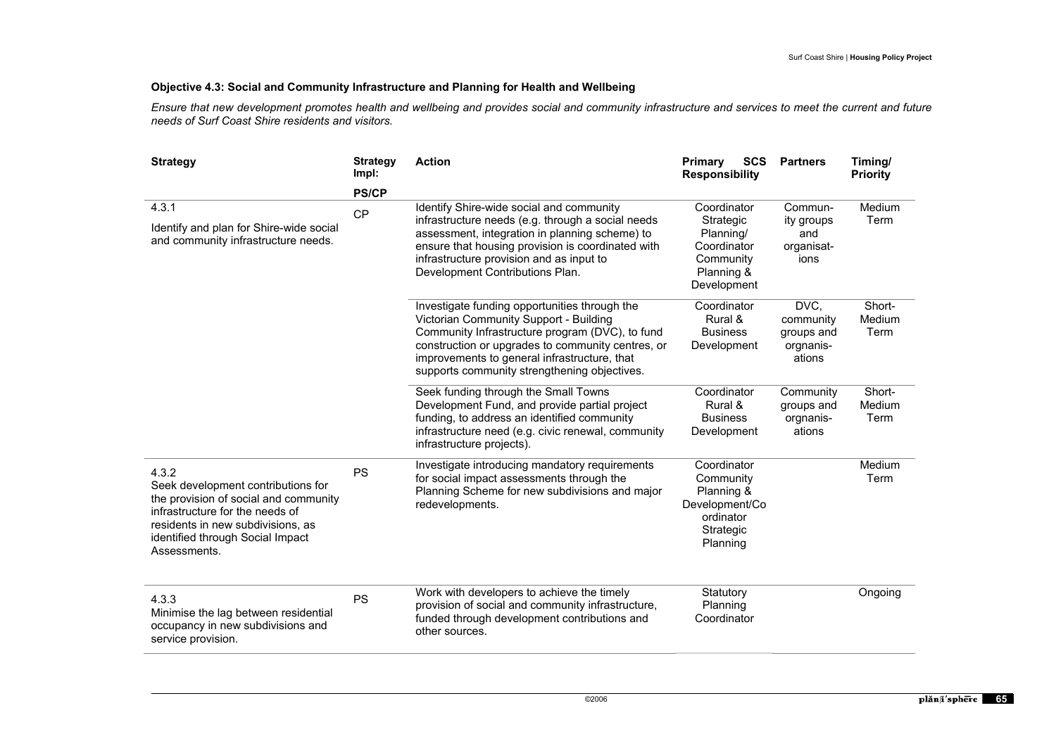**Objective 4.3: Social and Community Infrastructure and Planning for Health and Wellbeing**

*Ensure that new development promotes health and wellbeing and provides social and community infrastructure and services to meet the current and future needs of Surf Coast Shire residents and visitors.*

| Strategy | Strategy Impl: PS/CP | Action | Primary SCS Responsibility | Partners | Timing/ Priority |
|---|---|---|---|---|---|
| 4.3.1 Identify and plan for Shire-wide social and community infrastructure needs. | CP | Identify Shire-wide social and community infrastructure needs (e.g. through a social needs assessment, integration in planning scheme) to ensure that housing provision is coordinated with infrastructure provision and as input to Development Contributions Plan. | Coordinator Strategic Planning/ Coordinator Community Planning & Development | Community groups and organisations | Medium Term |
| | | Investigate funding opportunities through the Victorian Community Support - Building Community Infrastructure program (DVC), to fund construction or upgrades to community centres, or improvements to general infrastructure, that supports community strengthening objectives. | Coordinator Rural & Business Development | DVC, community groups and orgnanisations | Short-Medium Term |
| | | Seek funding through the Small Towns Development Fund, and provide partial project funding, to address an identified community infrastructure need (e.g. civic renewal, community infrastructure projects). | Coordinator Rural & Business Development | Community groups and orgnanisations | Short-Medium Term |
| 4.3.2 Seek development contributions for the provision of social and community infrastructure for the needs of residents in new subdivisions, as identified through Social Impact Assessments. | PS | Investigate introducing mandatory requirements for social impact assessments through the Planning Scheme for new subdivisions and major redevelopments. | Coordinator Community Planning & Development/Coordinator Strategic Planning | | Medium Term |
| 4.3.3 Minimise the lag between residential occupancy in new subdivisions and service provision. | PS | Work with developers to achieve the timely provision of social and community infrastructure, funded through development contributions and other sources. | Statutory Planning Coordinator | | Ongoing |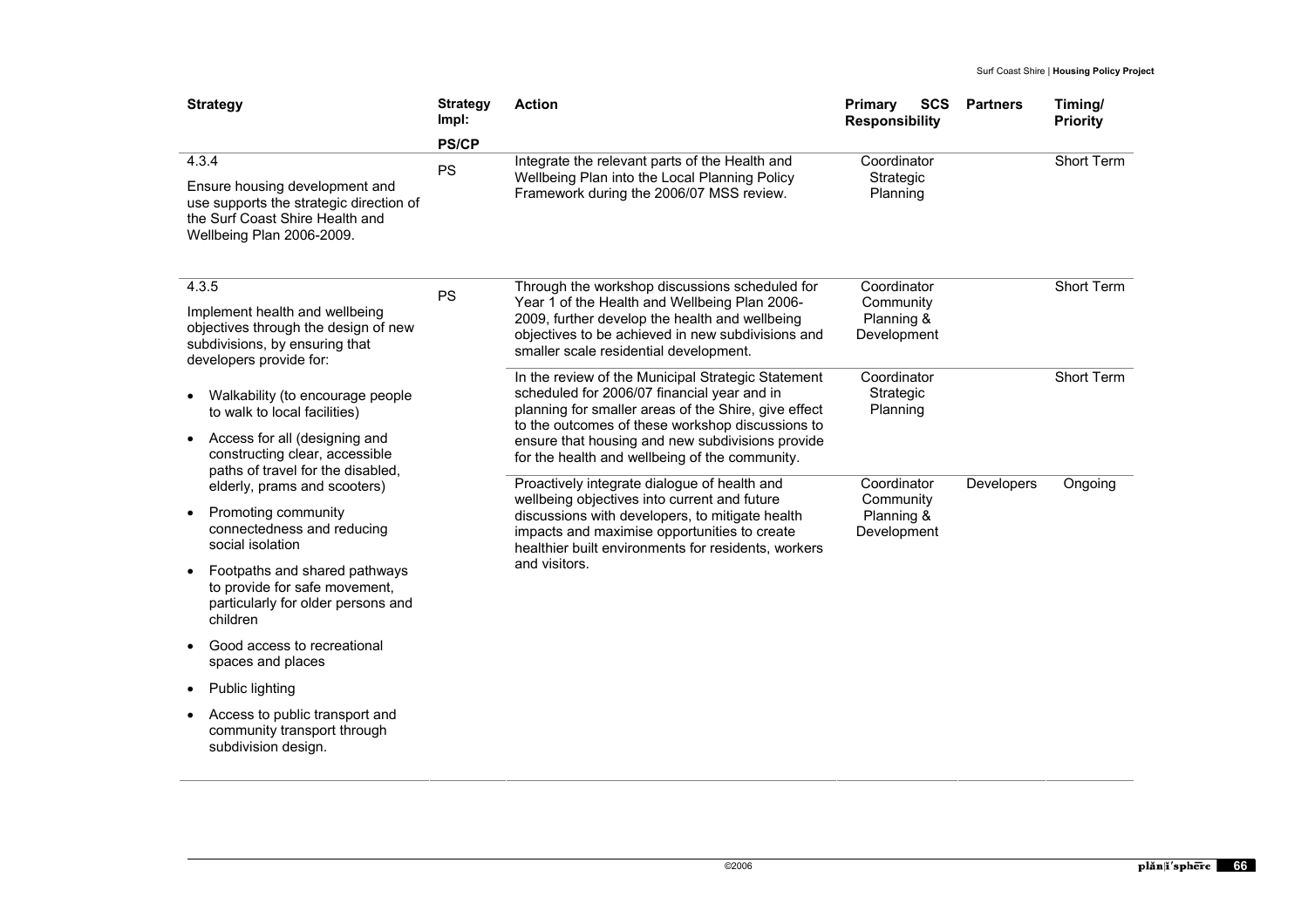| Strategy | Strategy Impl: PS/CP | Action | Primary SCS Responsibility | Partners | Timing/ Priority |
|---|---|---|---|---|---|
| 4.3.4 Ensure housing development and use supports the strategic direction of the Surf Coast Shire Health and Wellbeing Plan 2006-2009. | PS | Integrate the relevant parts of the Health and Wellbeing Plan into the Local Planning Policy Framework during the 2006/07 MSS review. | Coordinator Strategic Planning | | Short Term |
| 4.3.5 Implement health and wellbeing objectives through the design of new subdivisions, by ensuring that developers provide for:<br>• Walkability (to encourage people to walk to local facilities)<br>• Access for all (designing and constructing clear, accessible paths of travel for the disabled, elderly, prams and scooters)<br>• Promoting community connectedness and reducing social isolation<br>• Footpaths and shared pathways to provide for safe movement, particularly for older persons and children<br>• Good access to recreational spaces and places<br>• Public lighting<br>• Access to public transport and community transport through subdivision design. | PS | Through the workshop discussions scheduled for Year 1 of the Health and Wellbeing Plan 2006-2009, further develop the health and wellbeing objectives to be achieved in new subdivisions and smaller scale residential development. | Coordinator Community Planning & Development | | Short Term |
| | | In the review of the Municipal Strategic Statement scheduled for 2006/07 financial year and in planning for smaller areas of the Shire, give effect to the outcomes of these workshop discussions to ensure that housing and new subdivisions provide for the health and wellbeing of the community. | Coordinator Strategic Planning | | Short Term |
| | | Proactively integrate dialogue of health and wellbeing objectives into current and future discussions with developers, to mitigate health impacts and maximise opportunities to create healthier built environments for residents, workers and visitors. | Coordinator Community Planning & Development | Developers | Ongoing |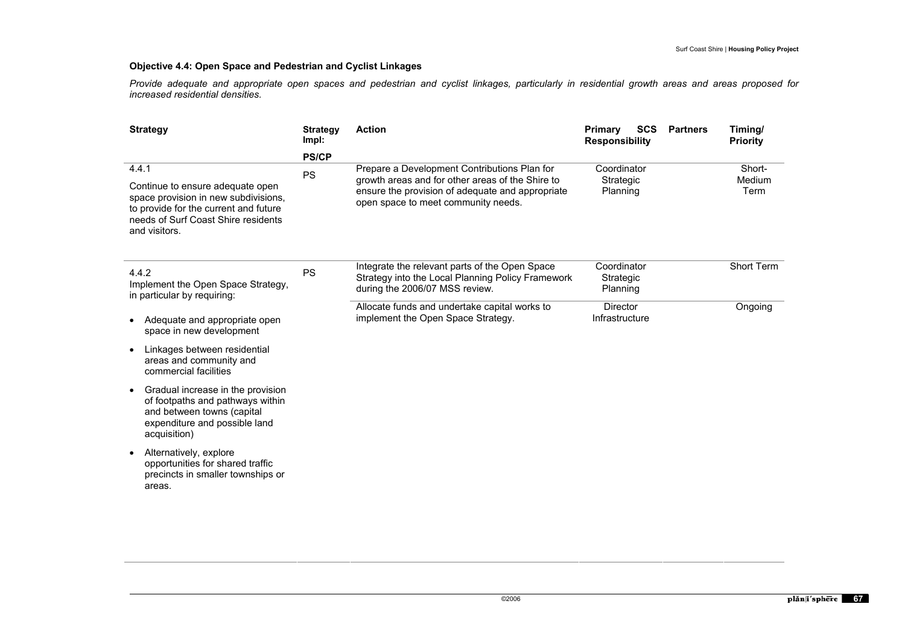### Objective 4.4: Open Space and Pedestrian and Cyclist Linkages

*Provide adequate and appropriate open spaces and pedestrian and cyclist linkages, particularly in residential growth areas and areas proposed for increased residential densities.*

| Strategy | Strategy Impl: PS/CP | Action | Primary SCS Responsibility | Partners | Timing/ Priority |
|---|---|---|---|---|---|
| 4.4.1<br>Continue to ensure adequate open space provision in new subdivisions, to provide for the current and future needs of Surf Coast Shire residents and visitors. | PS | Prepare a Development Contributions Plan for growth areas and for other areas of the Shire to ensure the provision of adequate and appropriate open space to meet community needs. | Coordinator Strategic Planning | | Short-Medium Term |
| 4.4.2<br>Implement the Open Space Strategy, in particular by requiring:<br>• Adequate and appropriate open space in new development<br>• Linkages between residential areas and community and commercial facilities<br>• Gradual increase in the provision of footpaths and pathways within and between towns (capital expenditure and possible land acquisition)<br>• Alternatively, explore opportunities for shared traffic precincts in smaller townships or areas. | PS | Integrate the relevant parts of the Open Space Strategy into the Local Planning Policy Framework during the 2006/07 MSS review. | Coordinator Strategic Planning | | Short Term |
| | | Allocate funds and undertake capital works to implement the Open Space Strategy. | Director Infrastructure | | Ongoing |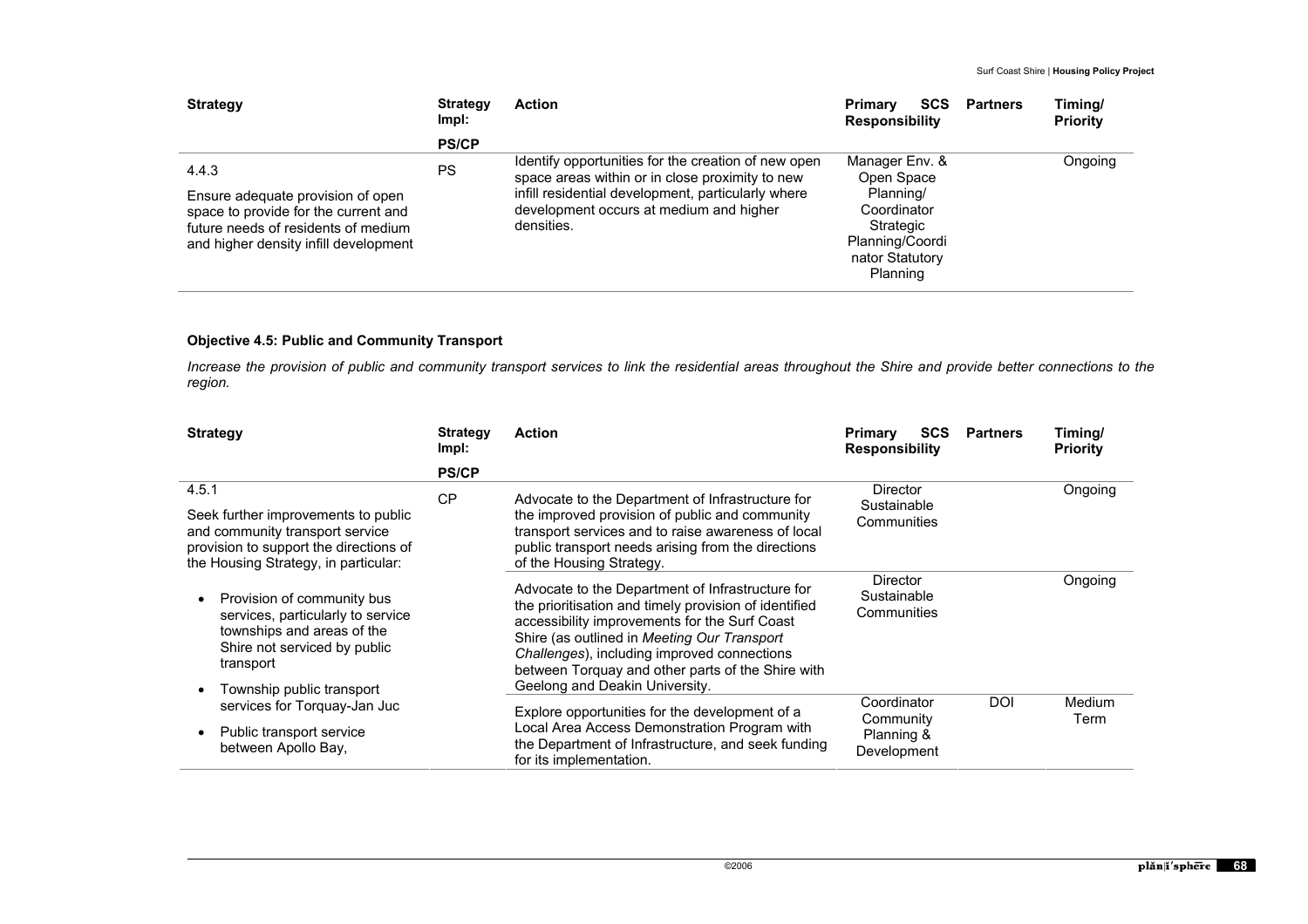| Strategy | Strategy Impl: PS/CP | Action | Primary SCS Responsibility | Partners | Timing/ Priority |
|---|---|---|---|---|---|
| 4.4.3<br><br>Ensure adequate provision of open space to provide for the current and future needs of residents of medium and higher density infill development | PS | Identify opportunities for the creation of new open space areas within or in close proximity to new infill residential development, particularly where development occurs at medium and higher densities. | Manager Env. & Open Space Planning/ Coordinator Strategic Planning/Coordinator Statutory Planning | | Ongoing |

**Objective 4.5: Public and Community Transport**

*Increase the provision of public and community transport services to link the residential areas throughout the Shire and provide better connections to the region.*

| Strategy | Strategy Impl: PS/CP | Action | Primary SCS Responsibility | Partners | Timing/ Priority |
|---|---|---|---|---|---|
| 4.5.1<br><br>Seek further improvements to public and community transport service provision to support the directions of the Housing Strategy, in particular:<br><br>• Provision of community bus services, particularly to service townships and areas of the Shire not serviced by public transport<br>• Township public transport services for Torquay-Jan Juc<br>• Public transport service between Apollo Bay, | CP | Advocate to the Department of Infrastructure for the improved provision of public and community transport services and to raise awareness of local public transport needs arising from the directions of the Housing Strategy. | Director Sustainable Communities | | Ongoing |
| | | Advocate to the Department of Infrastructure for the prioritisation and timely provision of identified accessibility improvements for the Surf Coast Shire (as outlined in *Meeting Our Transport Challenges*), including improved connections between Torquay and other parts of the Shire with Geelong and Deakin University. | Director Sustainable Communities | | Ongoing |
| | | Explore opportunities for the development of a Local Area Access Demonstration Program with the Department of Infrastructure, and seek funding for its implementation. | Coordinator Community Planning & Development | DOI | Medium Term |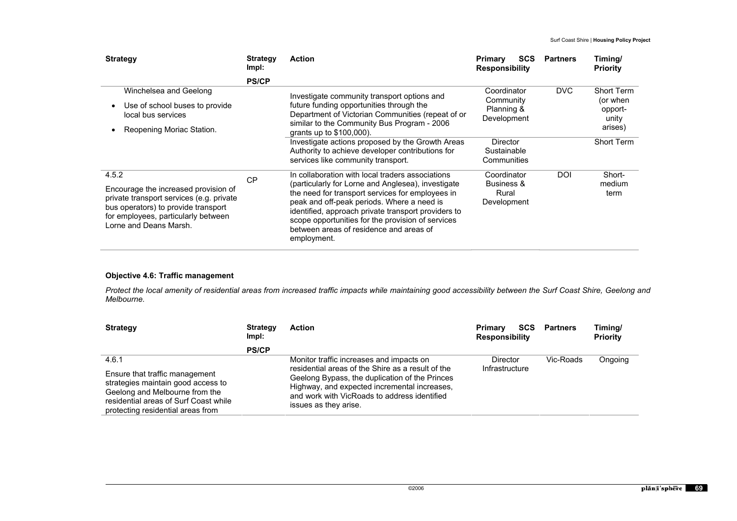| Strategy | Strategy Impl: PS/CP | Action | Primary SCS Responsibility | Partners | Timing/ Priority |
|---|---|---|---|---|---|
| Winchelsea and Geelong<br>• Use of school buses to provide local bus services<br>• Reopening Moriac Station. | | Investigate community transport options and future funding opportunities through the Department of Victorian Communities (repeat of or similar to the Community Bus Program - 2006 grants up to $100,000). | Coordinator Community Planning & Development | DVC | Short Term (or when opport-unity arises) |
| | | Investigate actions proposed by the Growth Areas Authority to achieve developer contributions for services like community transport. | Director Sustainable Communities | | Short Term |
| 4.5.2<br>Encourage the increased provision of private transport services (e.g. private bus operators) to provide transport for employees, particularly between Lorne and Deans Marsh. | CP | In collaboration with local traders associations (particularly for Lorne and Anglesea), investigate the need for transport services for employees in peak and off-peak periods. Where a need is identified, approach private transport providers to scope opportunities for the provision of services between areas of residence and areas of employment. | Coordinator Business & Rural Development | DOI | Short-medium term |

**Objective 4.6: Traffic management**

*Protect the local amenity of residential areas from increased traffic impacts while maintaining good accessibility between the Surf Coast Shire, Geelong and Melbourne.*

| Strategy | Strategy Impl: PS/CP | Action | Primary SCS Responsibility | Partners | Timing/ Priority |
|---|---|---|---|---|---|
| 4.6.1<br>Ensure that traffic management strategies maintain good access to Geelong and Melbourne from the residential areas of Surf Coast while protecting residential areas from | | Monitor traffic increases and impacts on residential areas of the Shire as a result of the Geelong Bypass, the duplication of the Princes Highway, and expected incremental increases, and work with VicRoads to address identified issues as they arise. | Director Infrastructure | Vic-Roads | Ongoing |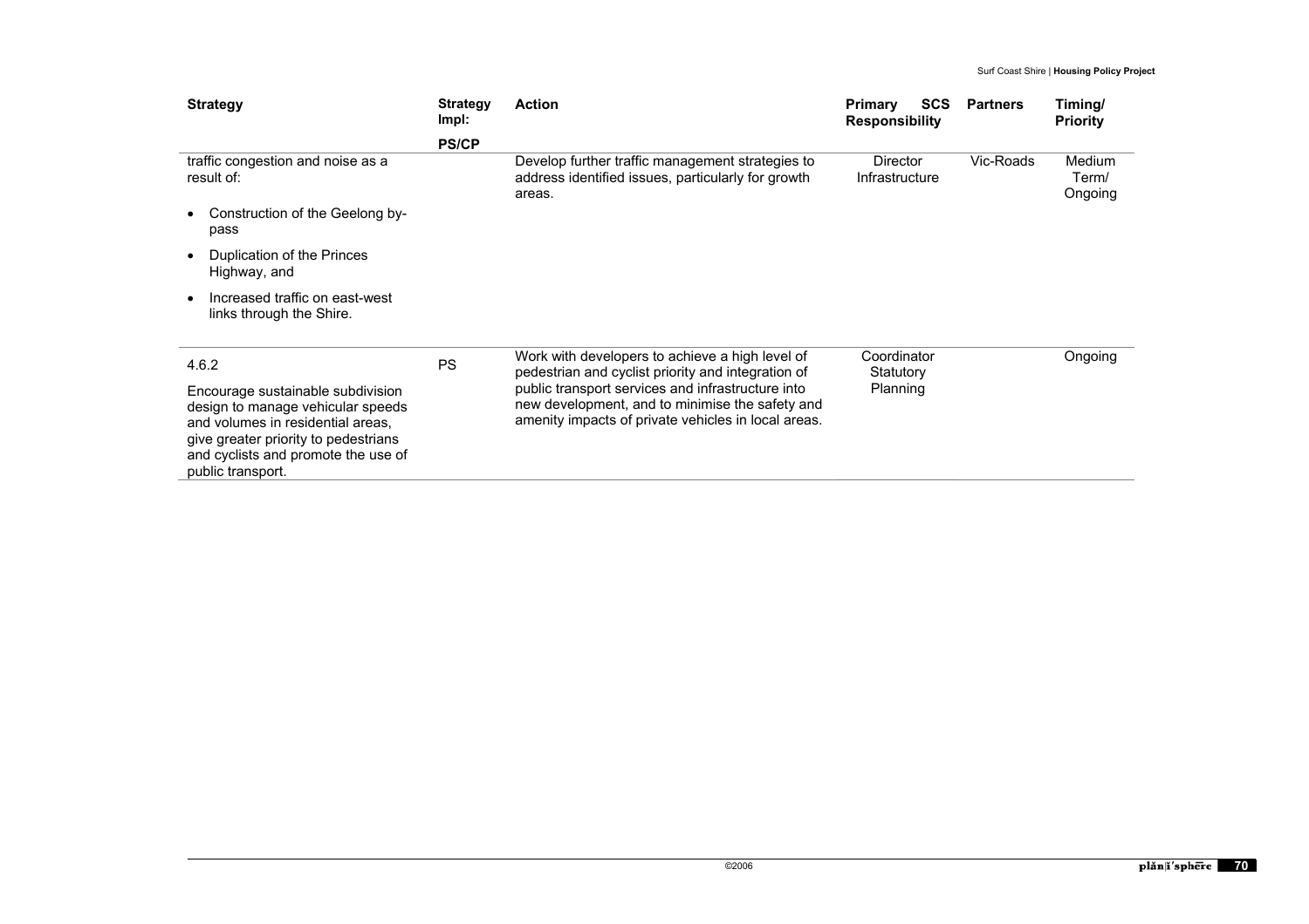| Strategy | Strategy Impl: PS/CP | Action | Primary SCS Responsibility | Partners | Timing/ Priority |
|---|---|---|---|---|---|
| traffic congestion and noise as a result of: <br>• Construction of the Geelong by-pass <br>• Duplication of the Princes Highway, and <br>• Increased traffic on east-west links through the Shire. | | Develop further traffic management strategies to address identified issues, particularly for growth areas. | Director Infrastructure | Vic-Roads | Medium Term/ Ongoing |
| 4.6.2 <br>Encourage sustainable subdivision design to manage vehicular speeds and volumes in residential areas, give greater priority to pedestrians and cyclists and promote the use of public transport. | PS | Work with developers to achieve a high level of pedestrian and cyclist priority and integration of public transport services and infrastructure into new development, and to minimise the safety and amenity impacts of private vehicles in local areas. | Coordinator Statutory Planning | | Ongoing |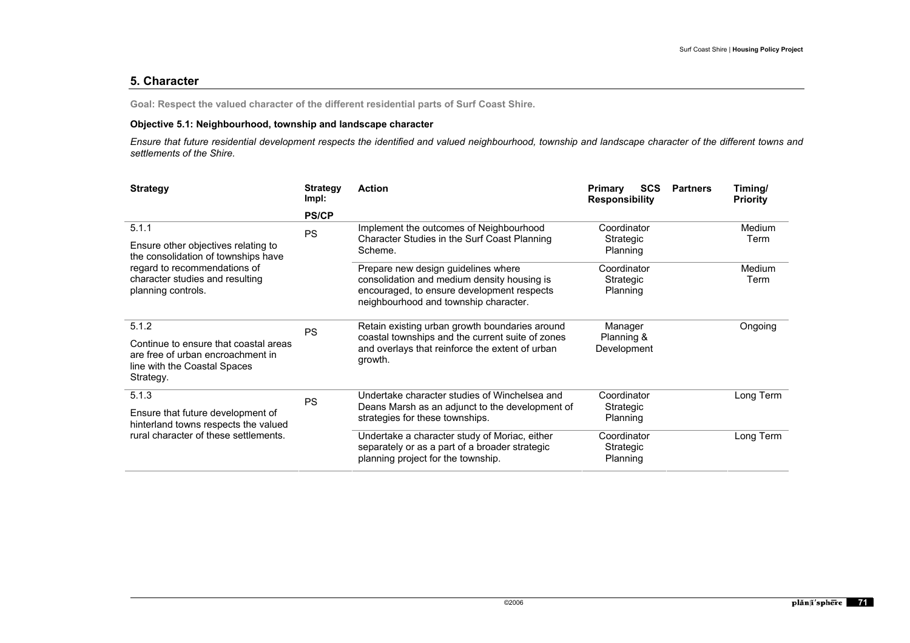## 5. Character

**Goal: Respect the valued character of the different residential parts of Surf Coast Shire.**

**Objective 5.1: Neighbourhood, township and landscape character**

*Ensure that future residential development respects the identified and valued neighbourhood, township and landscape character of the different towns and settlements of the Shire.*

| Strategy | Strategy Impl: PS/CP | Action | Primary SCS Responsibility | Partners | Timing/ Priority |
|---|---|---|---|---|---|
| 5.1.1 Ensure other objectives relating to the consolidation of townships have regard to recommendations of character studies and resulting planning controls. | PS | Implement the outcomes of Neighbourhood Character Studies in the Surf Coast Planning Scheme. | Coordinator Strategic Planning | | Medium Term |
| | | Prepare new design guidelines where consolidation and medium density housing is encouraged, to ensure development respects neighbourhood and township character. | Coordinator Strategic Planning | | Medium Term |
| 5.1.2 Continue to ensure that coastal areas are free of urban encroachment in line with the Coastal Spaces Strategy. | PS | Retain existing urban growth boundaries around coastal townships and the current suite of zones and overlays that reinforce the extent of urban growth. | Manager Planning & Development | | Ongoing |
| 5.1.3 Ensure that future development of hinterland towns respects the valued rural character of these settlements. | PS | Undertake character studies of Winchelsea and Deans Marsh as an adjunct to the development of strategies for these townships. | Coordinator Strategic Planning | | Long Term |
| | | Undertake a character study of Moriac, either separately or as a part of a broader strategic planning project for the township. | Coordinator Strategic Planning | | Long Term |